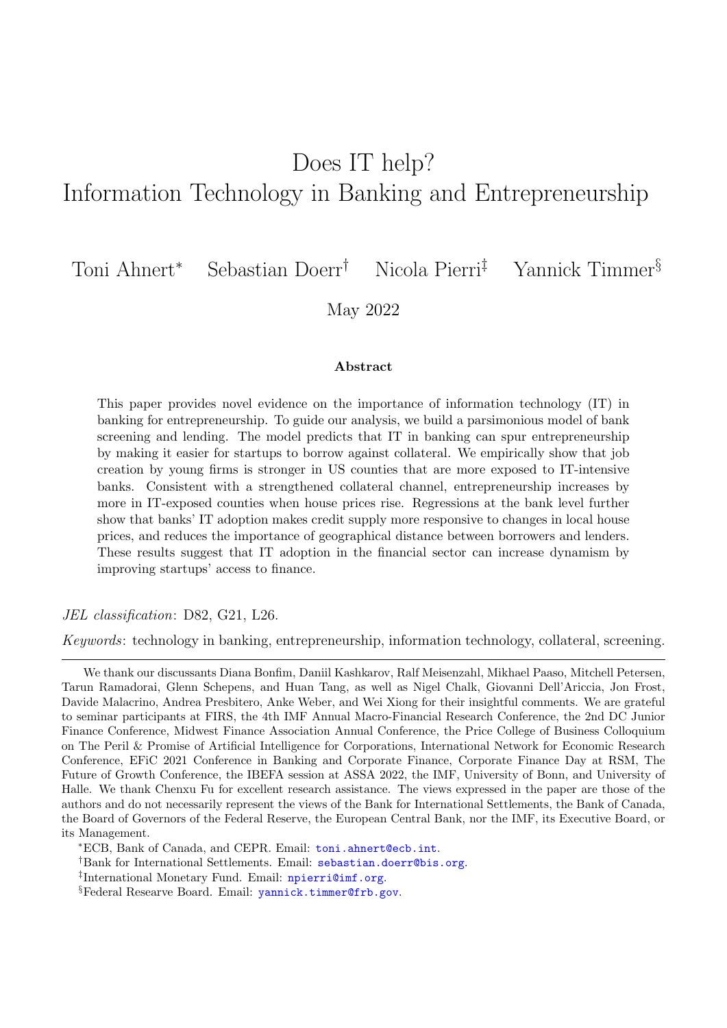# Does IT help?
# Information Technology in Banking and Entrepreneurship

Toni Ahnert[*] Sebastian Doerr[†] Nicola Pierri[‡] Yannick Timmer[§]

May 2022

**Abstract**

This paper provides novel evidence on the importance of information technology (IT) in banking for entrepreneurship. To guide our analysis, we build a parsimonious model of bank screening and lending. The model predicts that IT in banking can spur entrepreneurship by making it easier for startups to borrow against collateral. We empirically show that job creation by young firms is stronger in US counties that are more exposed to IT-intensive banks. Consistent with a strengthened collateral channel, entrepreneurship increases by more in IT-exposed counties when house prices rise. Regressions at the bank level further show that banks' IT adoption makes credit supply more responsive to changes in local house prices, and reduces the importance of geographical distance between borrowers and lenders. These results suggest that IT adoption in the financial sector can increase dynamism by improving startups' access to finance.

*JEL classification*: D82, G21, L26.

*Keywords*: technology in banking, entrepreneurship, information technology, collateral, screening.

---

We thank our discussants Diana Bonfim, Daniil Kashkarov, Ralf Meisenzahl, Mikhael Paaso, Mitchell Petersen, Tarun Ramadorai, Glenn Schepens, and Huan Tang, as well as Nigel Chalk, Giovanni Dell'Ariccia, Jon Frost, Davide Malacrino, Andrea Presbitero, Anke Weber, and Wei Xiong for their insightful comments. We are grateful to seminar participants at FIRS, the 4th IMF Annual Macro-Financial Research Conference, the 2nd DC Junior Finance Conference, Midwest Finance Association Annual Conference, the Price College of Business Colloquium on The Peril & Promise of Artificial Intelligence for Corporations, International Network for Economic Research Conference, EFiC 2021 Conference in Banking and Corporate Finance, Corporate Finance Day at RSM, The Future of Growth Conference, the IBEFA session at ASSA 2022, the IMF, University of Bonn, and University of Halle. We thank Chenxu Fu for excellent research assistance. The views expressed in the paper are those of the authors and do not necessarily represent the views of the Bank for International Settlements, the Bank of Canada, the Board of Governors of the Federal Reserve, the European Central Bank, nor the IMF, its Executive Board, or its Management.

[*]ECB, Bank of Canada, and CEPR. Email: toni.ahnert@ecb.int.

[†]Bank for International Settlements. Email: sebastian.doerr@bis.org.

[‡]International Monetary Fund. Email: npierri@imf.org.

[§]Federal Researve Board. Email: yannick.timmer@frb.gov.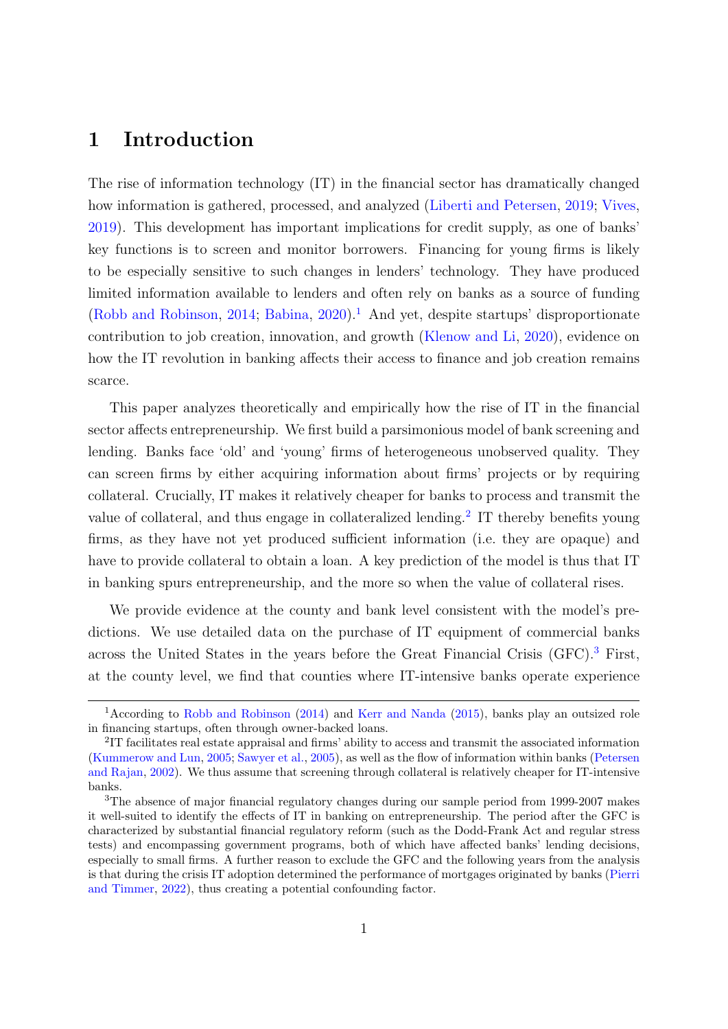# 1 Introduction

The rise of information technology (IT) in the financial sector has dramatically changed how information is gathered, processed, and analyzed (Liberti and Petersen, 2019; Vives, 2019). This development has important implications for credit supply, as one of banks' key functions is to screen and monitor borrowers. Financing for young firms is likely to be especially sensitive to such changes in lenders' technology. They have produced limited information available to lenders and often rely on banks as a source of funding (Robb and Robinson, 2014; Babina, 2020).[1] And yet, despite startups' disproportionate contribution to job creation, innovation, and growth (Klenow and Li, 2020), evidence on how the IT revolution in banking affects their access to finance and job creation remains scarce.

This paper analyzes theoretically and empirically how the rise of IT in the financial sector affects entrepreneurship. We first build a parsimonious model of bank screening and lending. Banks face 'old' and 'young' firms of heterogeneous unobserved quality. They can screen firms by either acquiring information about firms' projects or by requiring collateral. Crucially, IT makes it relatively cheaper for banks to process and transmit the value of collateral, and thus engage in collateralized lending.[2] IT thereby benefits young firms, as they have not yet produced sufficient information (i.e. they are opaque) and have to provide collateral to obtain a loan. A key prediction of the model is thus that IT in banking spurs entrepreneurship, and the more so when the value of collateral rises.

We provide evidence at the county and bank level consistent with the model's predictions. We use detailed data on the purchase of IT equipment of commercial banks across the United States in the years before the Great Financial Crisis (GFC).[3] First, at the county level, we find that counties where IT-intensive banks operate experience

[1] According to Robb and Robinson (2014) and Kerr and Nanda (2015), banks play an outsized role in financing startups, often through owner-backed loans.

[2] IT facilitates real estate appraisal and firms' ability to access and transmit the associated information (Kummerow and Lun, 2005; Sawyer et al., 2005), as well as the flow of information within banks (Petersen and Rajan, 2002). We thus assume that screening through collateral is relatively cheaper for IT-intensive banks.

[3] The absence of major financial regulatory changes during our sample period from 1999-2007 makes it well-suited to identify the effects of IT in banking on entrepreneurship. The period after the GFC is characterized by substantial financial regulatory reform (such as the Dodd-Frank Act and regular stress tests) and encompassing government programs, both of which have affected banks' lending decisions, especially to small firms. A further reason to exclude the GFC and the following years from the analysis is that during the crisis IT adoption determined the performance of mortgages originated by banks (Pierri and Timmer, 2022), thus creating a potential confounding factor.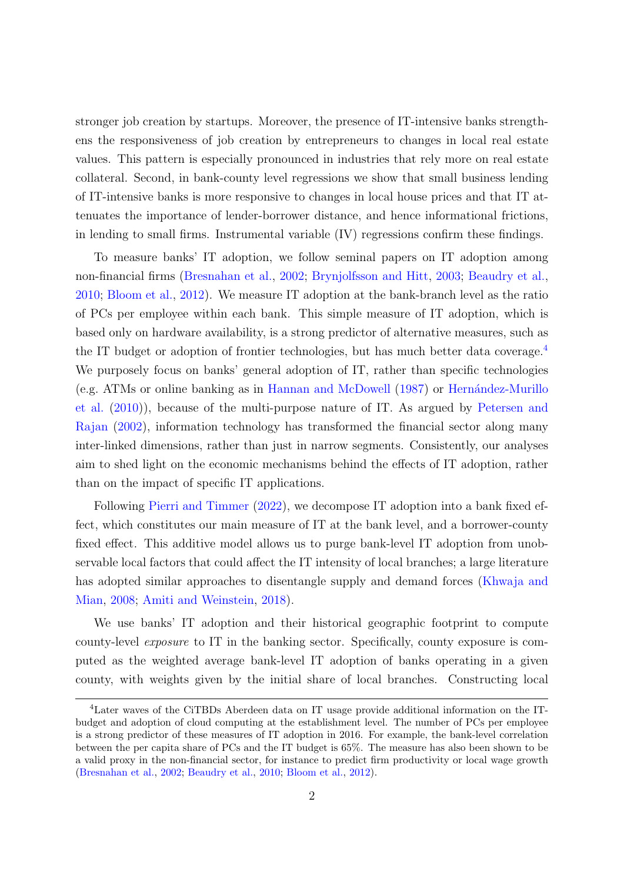stronger job creation by startups. Moreover, the presence of IT-intensive banks strengthens the responsiveness of job creation by entrepreneurs to changes in local real estate values. This pattern is especially pronounced in industries that rely more on real estate collateral. Second, in bank-county level regressions we show that small business lending of IT-intensive banks is more responsive to changes in local house prices and that IT attenuates the importance of lender-borrower distance, and hence informational frictions, in lending to small firms. Instrumental variable (IV) regressions confirm these findings.

To measure banks' IT adoption, we follow seminal papers on IT adoption among non-financial firms (Bresnahan et al., 2002; Brynjolfsson and Hitt, 2003; Beaudry et al., 2010; Bloom et al., 2012). We measure IT adoption at the bank-branch level as the ratio of PCs per employee within each bank. This simple measure of IT adoption, which is based only on hardware availability, is a strong predictor of alternative measures, such as the IT budget or adoption of frontier technologies, but has much better data coverage.[4] We purposely focus on banks' general adoption of IT, rather than specific technologies (e.g. ATMs or online banking as in Hannan and McDowell (1987) or Hernández-Murillo et al. (2010)), because of the multi-purpose nature of IT. As argued by Petersen and Rajan (2002), information technology has transformed the financial sector along many inter-linked dimensions, rather than just in narrow segments. Consistently, our analyses aim to shed light on the economic mechanisms behind the effects of IT adoption, rather than on the impact of specific IT applications.

Following Pierri and Timmer (2022), we decompose IT adoption into a bank fixed effect, which constitutes our main measure of IT at the bank level, and a borrower-county fixed effect. This additive model allows us to purge bank-level IT adoption from unobservable local factors that could affect the IT intensity of local branches; a large literature has adopted similar approaches to disentangle supply and demand forces (Khwaja and Mian, 2008; Amiti and Weinstein, 2018).

We use banks' IT adoption and their historical geographic footprint to compute county-level *exposure* to IT in the banking sector. Specifically, county exposure is computed as the weighted average bank-level IT adoption of banks operating in a given county, with weights given by the initial share of local branches. Constructing local

[4] Later waves of the CiTBDs Aberdeen data on IT usage provide additional information on the IT-budget and adoption of cloud computing at the establishment level. The number of PCs per employee is a strong predictor of these measures of IT adoption in 2016. For example, the bank-level correlation between the per capita share of PCs and the IT budget is 65%. The measure has also been shown to be a valid proxy in the non-financial sector, for instance to predict firm productivity or local wage growth (Bresnahan et al., 2002; Beaudry et al., 2010; Bloom et al., 2012).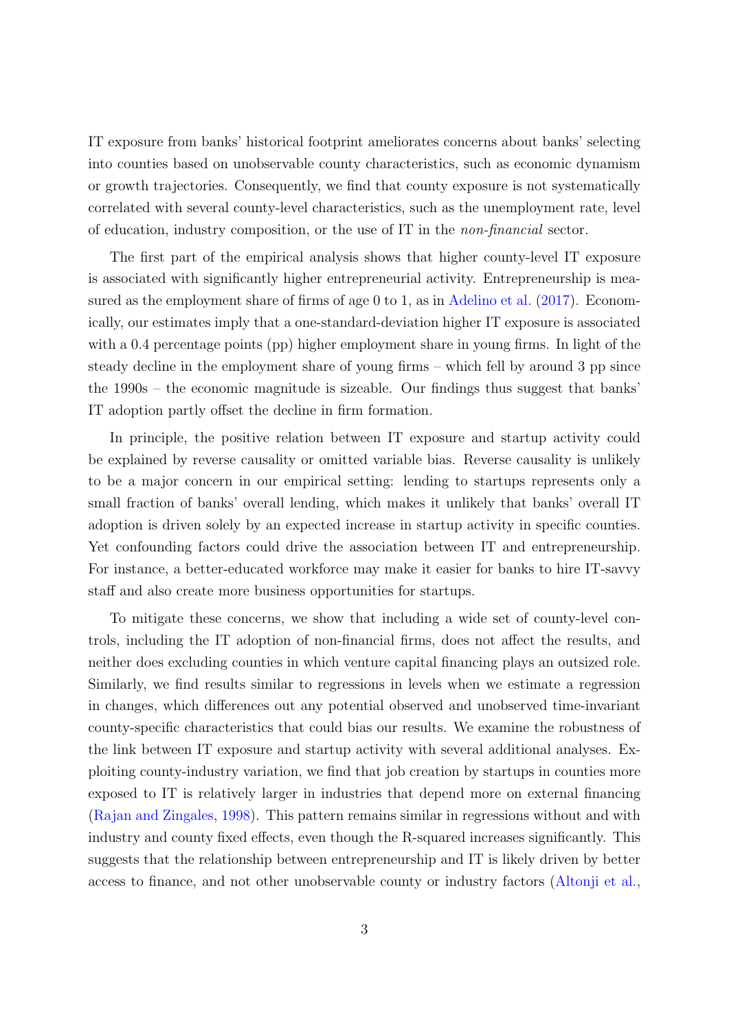IT exposure from banks' historical footprint ameliorates concerns about banks' selecting into counties based on unobservable county characteristics, such as economic dynamism or growth trajectories. Consequently, we find that county exposure is not systematically correlated with several county-level characteristics, such as the unemployment rate, level of education, industry composition, or the use of IT in the *non-financial* sector.

The first part of the empirical analysis shows that higher county-level IT exposure is associated with significantly higher entrepreneurial activity. Entrepreneurship is measured as the employment share of firms of age 0 to 1, as in Adelino et al. (2017). Economically, our estimates imply that a one-standard-deviation higher IT exposure is associated with a 0.4 percentage points (pp) higher employment share in young firms. In light of the steady decline in the employment share of young firms – which fell by around 3 pp since the 1990s – the economic magnitude is sizeable. Our findings thus suggest that banks' IT adoption partly offset the decline in firm formation.

In principle, the positive relation between IT exposure and startup activity could be explained by reverse causality or omitted variable bias. Reverse causality is unlikely to be a major concern in our empirical setting: lending to startups represents only a small fraction of banks' overall lending, which makes it unlikely that banks' overall IT adoption is driven solely by an expected increase in startup activity in specific counties. Yet confounding factors could drive the association between IT and entrepreneurship. For instance, a better-educated workforce may make it easier for banks to hire IT-savvy staff and also create more business opportunities for startups.

To mitigate these concerns, we show that including a wide set of county-level controls, including the IT adoption of non-financial firms, does not affect the results, and neither does excluding counties in which venture capital financing plays an outsized role. Similarly, we find results similar to regressions in levels when we estimate a regression in changes, which differences out any potential observed and unobserved time-invariant county-specific characteristics that could bias our results. We examine the robustness of the link between IT exposure and startup activity with several additional analyses. Exploiting county-industry variation, we find that job creation by startups in counties more exposed to IT is relatively larger in industries that depend more on external financing (Rajan and Zingales, 1998). This pattern remains similar in regressions without and with industry and county fixed effects, even though the R-squared increases significantly. This suggests that the relationship between entrepreneurship and IT is likely driven by better access to finance, and not other unobservable county or industry factors (Altonji et al.,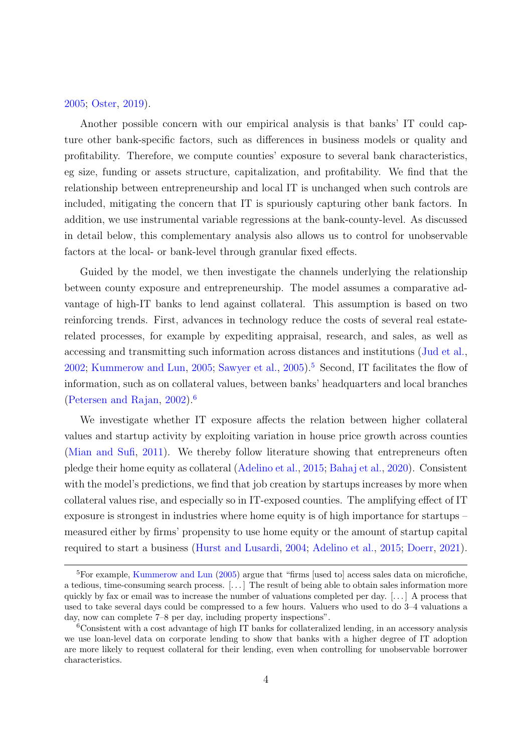2005; Oster, 2019).

Another possible concern with our empirical analysis is that banks' IT could capture other bank-specific factors, such as differences in business models or quality and profitability. Therefore, we compute counties' exposure to several bank characteristics, eg size, funding or assets structure, capitalization, and profitability. We find that the relationship between entrepreneurship and local IT is unchanged when such controls are included, mitigating the concern that IT is spuriously capturing other bank factors. In addition, we use instrumental variable regressions at the bank-county-level. As discussed in detail below, this complementary analysis also allows us to control for unobservable factors at the local- or bank-level through granular fixed effects.

Guided by the model, we then investigate the channels underlying the relationship between county exposure and entrepreneurship. The model assumes a comparative advantage of high-IT banks to lend against collateral. This assumption is based on two reinforcing trends. First, advances in technology reduce the costs of several real estate-related processes, for example by expediting appraisal, research, and sales, as well as accessing and transmitting such information across distances and institutions (Jud et al., 2002; Kummerow and Lun, 2005; Sawyer et al., 2005).[5] Second, IT facilitates the flow of information, such as on collateral values, between banks' headquarters and local branches (Petersen and Rajan, 2002).[6]

We investigate whether IT exposure affects the relation between higher collateral values and startup activity by exploiting variation in house price growth across counties (Mian and Sufi, 2011). We thereby follow literature showing that entrepreneurs often pledge their home equity as collateral (Adelino et al., 2015; Bahaj et al., 2020). Consistent with the model's predictions, we find that job creation by startups increases by more when collateral values rise, and especially so in IT-exposed counties. The amplifying effect of IT exposure is strongest in industries where home equity is of high importance for startups – measured either by firms' propensity to use home equity or the amount of startup capital required to start a business (Hurst and Lusardi, 2004; Adelino et al., 2015; Doerr, 2021).

[5] For example, Kummerow and Lun (2005) argue that "firms [used to] access sales data on microfiche, a tedious, time-consuming search process. [...] The result of being able to obtain sales information more quickly by fax or email was to increase the number of valuations completed per day. [...] A process that used to take several days could be compressed to a few hours. Valuers who used to do 3–4 valuations a day, now can complete 7–8 per day, including property inspections".

[6] Consistent with a cost advantage of high IT banks for collateralized lending, in an accessory analysis we use loan-level data on corporate lending to show that banks with a higher degree of IT adoption are more likely to request collateral for their lending, even when controlling for unobservable borrower characteristics.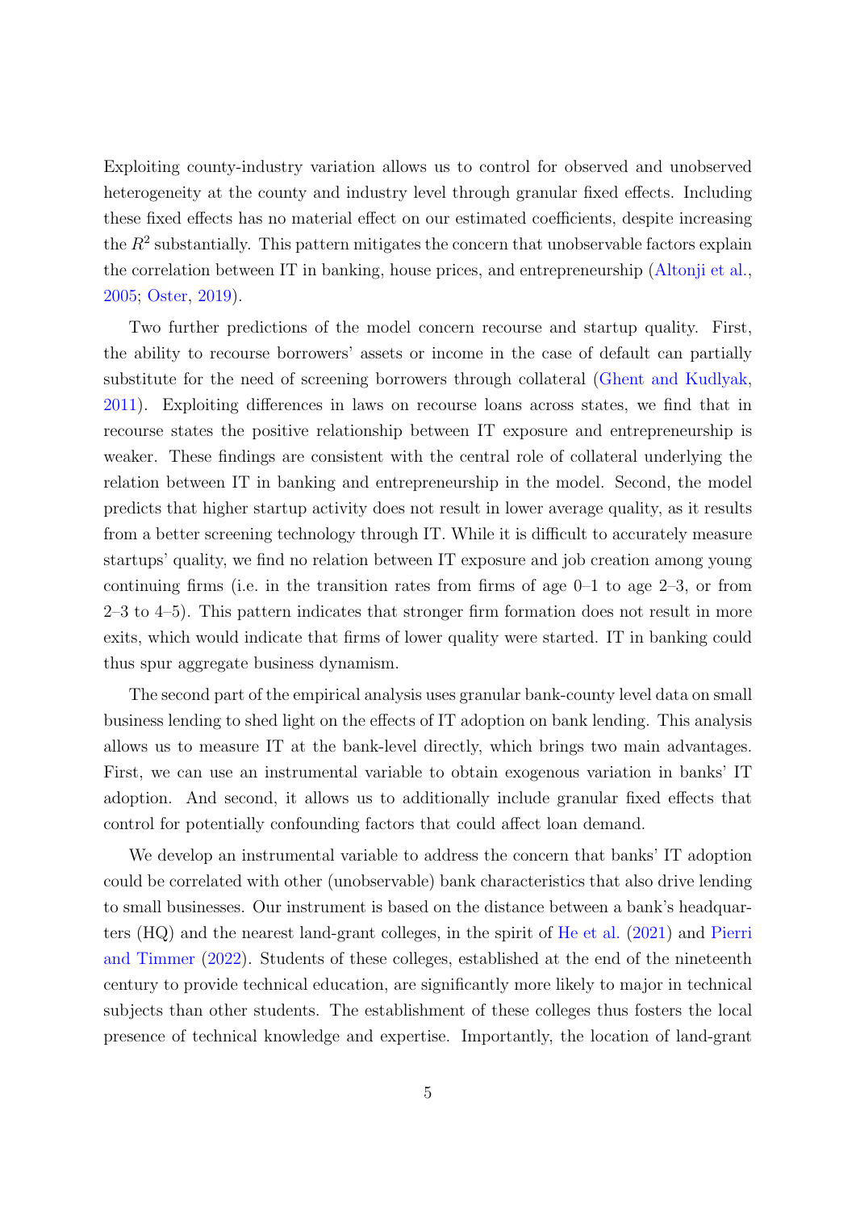Exploiting county-industry variation allows us to control for observed and unobserved heterogeneity at the county and industry level through granular fixed effects. Including these fixed effects has no material effect on our estimated coefficients, despite increasing the $R^2$ substantially. This pattern mitigates the concern that unobservable factors explain the correlation between IT in banking, house prices, and entrepreneurship (Altonji et al., 2005; Oster, 2019).

Two further predictions of the model concern recourse and startup quality. First, the ability to recourse borrowers' assets or income in the case of default can partially substitute for the need of screening borrowers through collateral (Ghent and Kudlyak, 2011). Exploiting differences in laws on recourse loans across states, we find that in recourse states the positive relationship between IT exposure and entrepreneurship is weaker. These findings are consistent with the central role of collateral underlying the relation between IT in banking and entrepreneurship in the model. Second, the model predicts that higher startup activity does not result in lower average quality, as it results from a better screening technology through IT. While it is difficult to accurately measure startups' quality, we find no relation between IT exposure and job creation among young continuing firms (i.e. in the transition rates from firms of age 0–1 to age 2–3, or from 2–3 to 4–5). This pattern indicates that stronger firm formation does not result in more exits, which would indicate that firms of lower quality were started. IT in banking could thus spur aggregate business dynamism.

The second part of the empirical analysis uses granular bank-county level data on small business lending to shed light on the effects of IT adoption on bank lending. This analysis allows us to measure IT at the bank-level directly, which brings two main advantages. First, we can use an instrumental variable to obtain exogenous variation in banks' IT adoption. And second, it allows us to additionally include granular fixed effects that control for potentially confounding factors that could affect loan demand.

We develop an instrumental variable to address the concern that banks' IT adoption could be correlated with other (unobservable) bank characteristics that also drive lending to small businesses. Our instrument is based on the distance between a bank's headquarters (HQ) and the nearest land-grant colleges, in the spirit of He et al. (2021) and Pierri and Timmer (2022). Students of these colleges, established at the end of the nineteenth century to provide technical education, are significantly more likely to major in technical subjects than other students. The establishment of these colleges thus fosters the local presence of technical knowledge and expertise. Importantly, the location of land-grant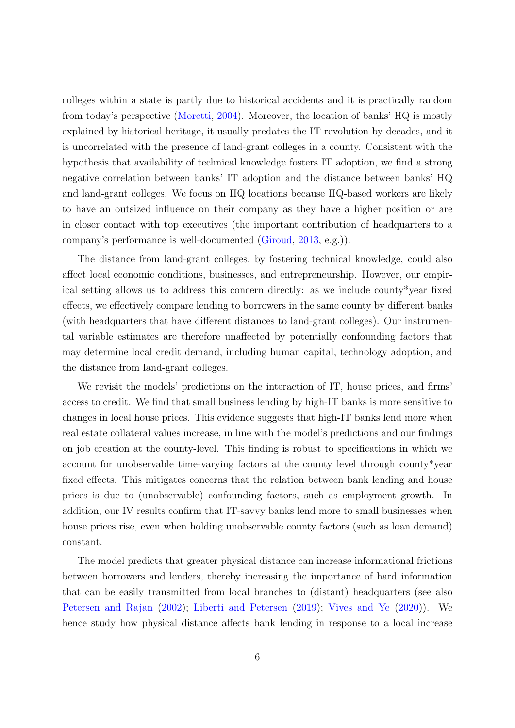colleges within a state is partly due to historical accidents and it is practically random from today's perspective (Moretti, 2004). Moreover, the location of banks' HQ is mostly explained by historical heritage, it usually predates the IT revolution by decades, and it is uncorrelated with the presence of land-grant colleges in a county. Consistent with the hypothesis that availability of technical knowledge fosters IT adoption, we find a strong negative correlation between banks' IT adoption and the distance between banks' HQ and land-grant colleges. We focus on HQ locations because HQ-based workers are likely to have an outsized influence on their company as they have a higher position or are in closer contact with top executives (the important contribution of headquarters to a company's performance is well-documented (Giroud, 2013, e.g.)).

The distance from land-grant colleges, by fostering technical knowledge, could also affect local economic conditions, businesses, and entrepreneurship. However, our empirical setting allows us to address this concern directly: as we include county*year fixed effects, we effectively compare lending to borrowers in the same county by different banks (with headquarters that have different distances to land-grant colleges). Our instrumental variable estimates are therefore unaffected by potentially confounding factors that may determine local credit demand, including human capital, technology adoption, and the distance from land-grant colleges.

We revisit the models' predictions on the interaction of IT, house prices, and firms' access to credit. We find that small business lending by high-IT banks is more sensitive to changes in local house prices. This evidence suggests that high-IT banks lend more when real estate collateral values increase, in line with the model's predictions and our findings on job creation at the county-level. This finding is robust to specifications in which we account for unobservable time-varying factors at the county level through county*year fixed effects. This mitigates concerns that the relation between bank lending and house prices is due to (unobservable) confounding factors, such as employment growth. In addition, our IV results confirm that IT-savvy banks lend more to small businesses when house prices rise, even when holding unobservable county factors (such as loan demand) constant.

The model predicts that greater physical distance can increase informational frictions between borrowers and lenders, thereby increasing the importance of hard information that can be easily transmitted from local branches to (distant) headquarters (see also Petersen and Rajan (2002); Liberti and Petersen (2019); Vives and Ye (2020)). We hence study how physical distance affects bank lending in response to a local increase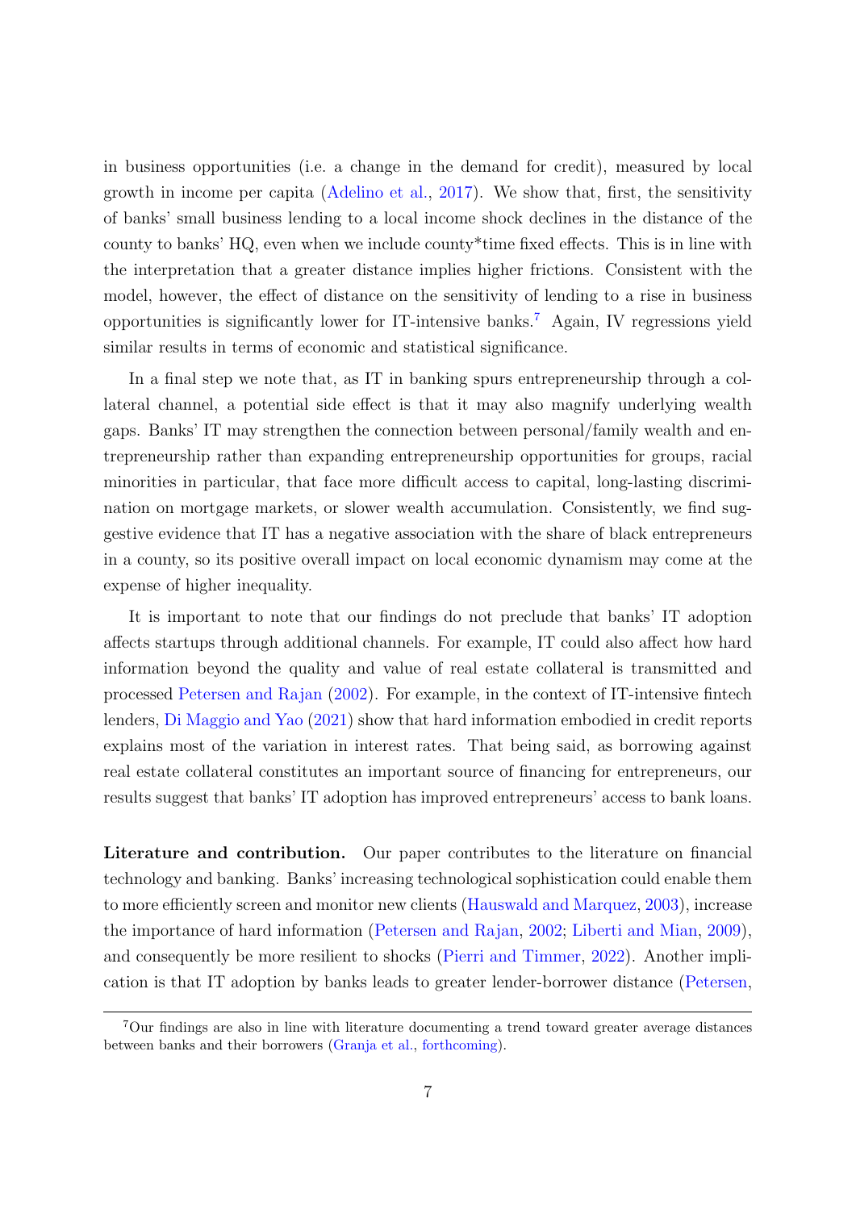in business opportunities (i.e. a change in the demand for credit), measured by local growth in income per capita (Adelino et al., 2017). We show that, first, the sensitivity of banks' small business lending to a local income shock declines in the distance of the county to banks' HQ, even when we include county*time fixed effects. This is in line with the interpretation that a greater distance implies higher frictions. Consistent with the model, however, the effect of distance on the sensitivity of lending to a rise in business opportunities is significantly lower for IT-intensive banks.[7] Again, IV regressions yield similar results in terms of economic and statistical significance.

In a final step we note that, as IT in banking spurs entrepreneurship through a collateral channel, a potential side effect is that it may also magnify underlying wealth gaps. Banks' IT may strengthen the connection between personal/family wealth and entrepreneurship rather than expanding entrepreneurship opportunities for groups, racial minorities in particular, that face more difficult access to capital, long-lasting discrimination on mortgage markets, or slower wealth accumulation. Consistently, we find suggestive evidence that IT has a negative association with the share of black entrepreneurs in a county, so its positive overall impact on local economic dynamism may come at the expense of higher inequality.

It is important to note that our findings do not preclude that banks' IT adoption affects startups through additional channels. For example, IT could also affect how hard information beyond the quality and value of real estate collateral is transmitted and processed Petersen and Rajan (2002). For example, in the context of IT-intensive fintech lenders, Di Maggio and Yao (2021) show that hard information embodied in credit reports explains most of the variation in interest rates. That being said, as borrowing against real estate collateral constitutes an important source of financing for entrepreneurs, our results suggest that banks' IT adoption has improved entrepreneurs' access to bank loans.

**Literature and contribution.** Our paper contributes to the literature on financial technology and banking. Banks' increasing technological sophistication could enable them to more efficiently screen and monitor new clients (Hauswald and Marquez, 2003), increase the importance of hard information (Petersen and Rajan, 2002; Liberti and Mian, 2009), and consequently be more resilient to shocks (Pierri and Timmer, 2022). Another implication is that IT adoption by banks leads to greater lender-borrower distance (Petersen,

[7] Our findings are also in line with literature documenting a trend toward greater average distances between banks and their borrowers (Granja et al., forthcoming).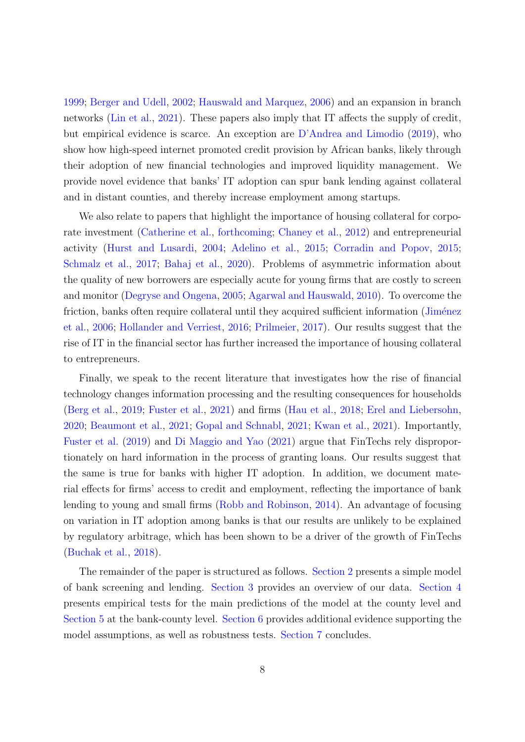1999; Berger and Udell, 2002; Hauswald and Marquez, 2006) and an expansion in branch networks (Lin et al., 2021). These papers also imply that IT affects the supply of credit, but empirical evidence is scarce. An exception are D'Andrea and Limodio (2019), who show how high-speed internet promoted credit provision by African banks, likely through their adoption of new financial technologies and improved liquidity management. We provide novel evidence that banks' IT adoption can spur bank lending against collateral and in distant counties, and thereby increase employment among startups.

We also relate to papers that highlight the importance of housing collateral for corporate investment (Catherine et al., forthcoming; Chaney et al., 2012) and entrepreneurial activity (Hurst and Lusardi, 2004; Adelino et al., 2015; Corradin and Popov, 2015; Schmalz et al., 2017; Bahaj et al., 2020). Problems of asymmetric information about the quality of new borrowers are especially acute for young firms that are costly to screen and monitor (Degryse and Ongena, 2005; Agarwal and Hauswald, 2010). To overcome the friction, banks often require collateral until they acquired sufficient information (Jiménez et al., 2006; Hollander and Verriest, 2016; Prilmeier, 2017). Our results suggest that the rise of IT in the financial sector has further increased the importance of housing collateral to entrepreneurs.

Finally, we speak to the recent literature that investigates how the rise of financial technology changes information processing and the resulting consequences for households (Berg et al., 2019; Fuster et al., 2021) and firms (Hau et al., 2018; Erel and Liebersohn, 2020; Beaumont et al., 2021; Gopal and Schnabl, 2021; Kwan et al., 2021). Importantly, Fuster et al. (2019) and Di Maggio and Yao (2021) argue that FinTechs rely disproportionately on hard information in the process of granting loans. Our results suggest that the same is true for banks with higher IT adoption. In addition, we document material effects for firms' access to credit and employment, reflecting the importance of bank lending to young and small firms (Robb and Robinson, 2014). An advantage of focusing on variation in IT adoption among banks is that our results are unlikely to be explained by regulatory arbitrage, which has been shown to be a driver of the growth of FinTechs (Buchak et al., 2018).

The remainder of the paper is structured as follows. Section 2 presents a simple model of bank screening and lending. Section 3 provides an overview of our data. Section 4 presents empirical tests for the main predictions of the model at the county level and Section 5 at the bank-county level. Section 6 provides additional evidence supporting the model assumptions, as well as robustness tests. Section 7 concludes.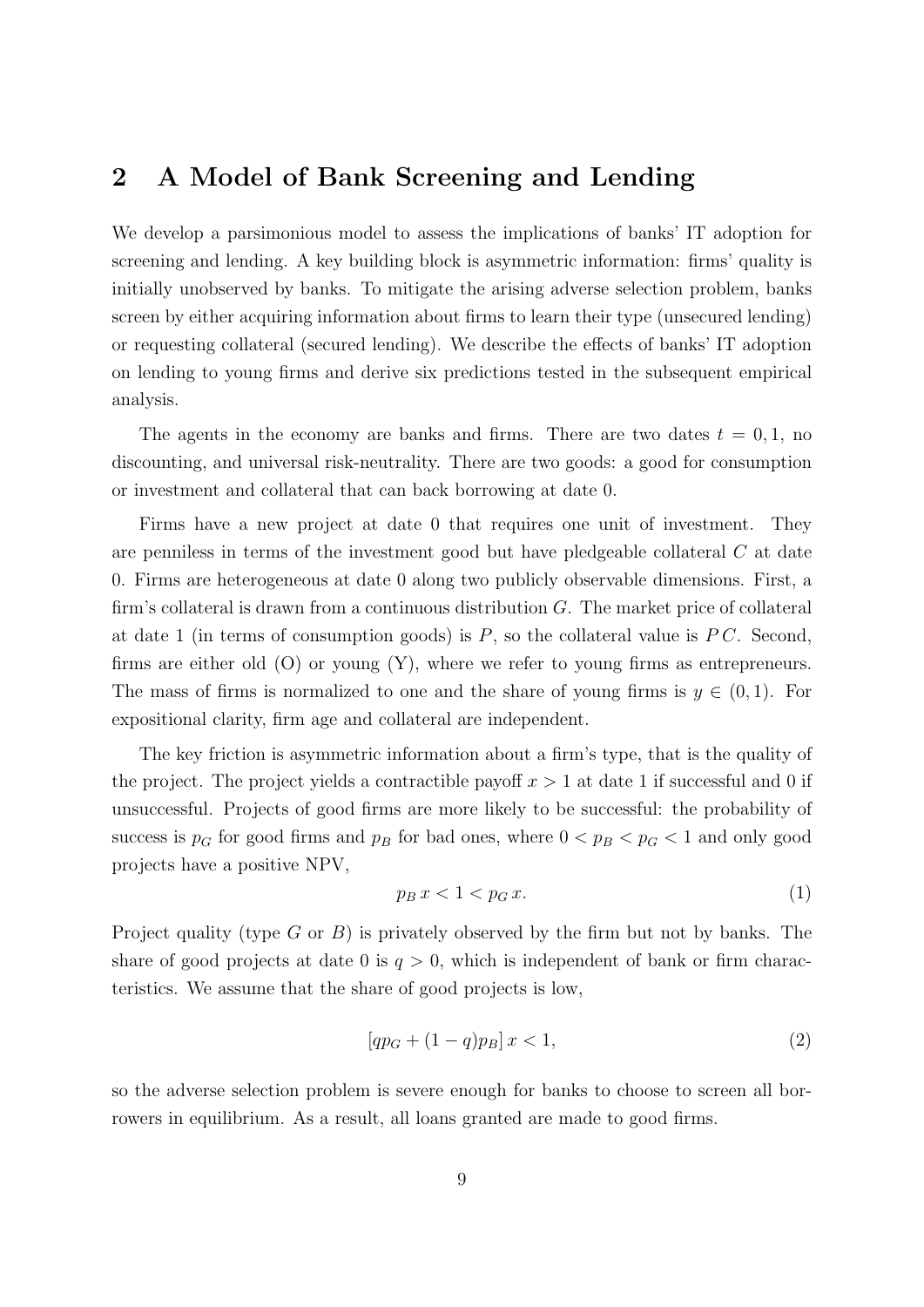## 2 A Model of Bank Screening and Lending

We develop a parsimonious model to assess the implications of banks' IT adoption for screening and lending. A key building block is asymmetric information: firms' quality is initially unobserved by banks. To mitigate the arising adverse selection problem, banks screen by either acquiring information about firms to learn their type (unsecured lending) or requesting collateral (secured lending). We describe the effects of banks' IT adoption on lending to young firms and derive six predictions tested in the subsequent empirical analysis.

The agents in the economy are banks and firms. There are two dates $t = 0, 1$, no discounting, and universal risk-neutrality. There are two goods: a good for consumption or investment and collateral that can back borrowing at date 0.

Firms have a new project at date 0 that requires one unit of investment. They are penniless in terms of the investment good but have pledgeable collateral $C$ at date 0. Firms are heterogeneous at date 0 along two publicly observable dimensions. First, a firm's collateral is drawn from a continuous distribution $G$. The market price of collateral at date 1 (in terms of consumption goods) is $P$, so the collateral value is $PC$. Second, firms are either old (O) or young (Y), where we refer to young firms as entrepreneurs. The mass of firms is normalized to one and the share of young firms is $y \in (0, 1)$. For expositional clarity, firm age and collateral are independent.

The key friction is asymmetric information about a firm's type, that is the quality of the project. The project yields a contractible payoff $x > 1$ at date 1 if successful and 0 if unsuccessful. Projects of good firms are more likely to be successful: the probability of success is $p_G$ for good firms and $p_B$ for bad ones, where $0 < p_B < p_G < 1$ and only good projects have a positive NPV,

$$p_B\, x < 1 < p_G\, x. \tag{1}$$

Project quality (type $G$ or $B$) is privately observed by the firm but not by banks. The share of good projects at date 0 is $q > 0$, which is independent of bank or firm characteristics. We assume that the share of good projects is low,

$$[qp_G + (1 - q)p_B]\, x < 1, \tag{2}$$

so the adverse selection problem is severe enough for banks to choose to screen all borrowers in equilibrium. As a result, all loans granted are made to good firms.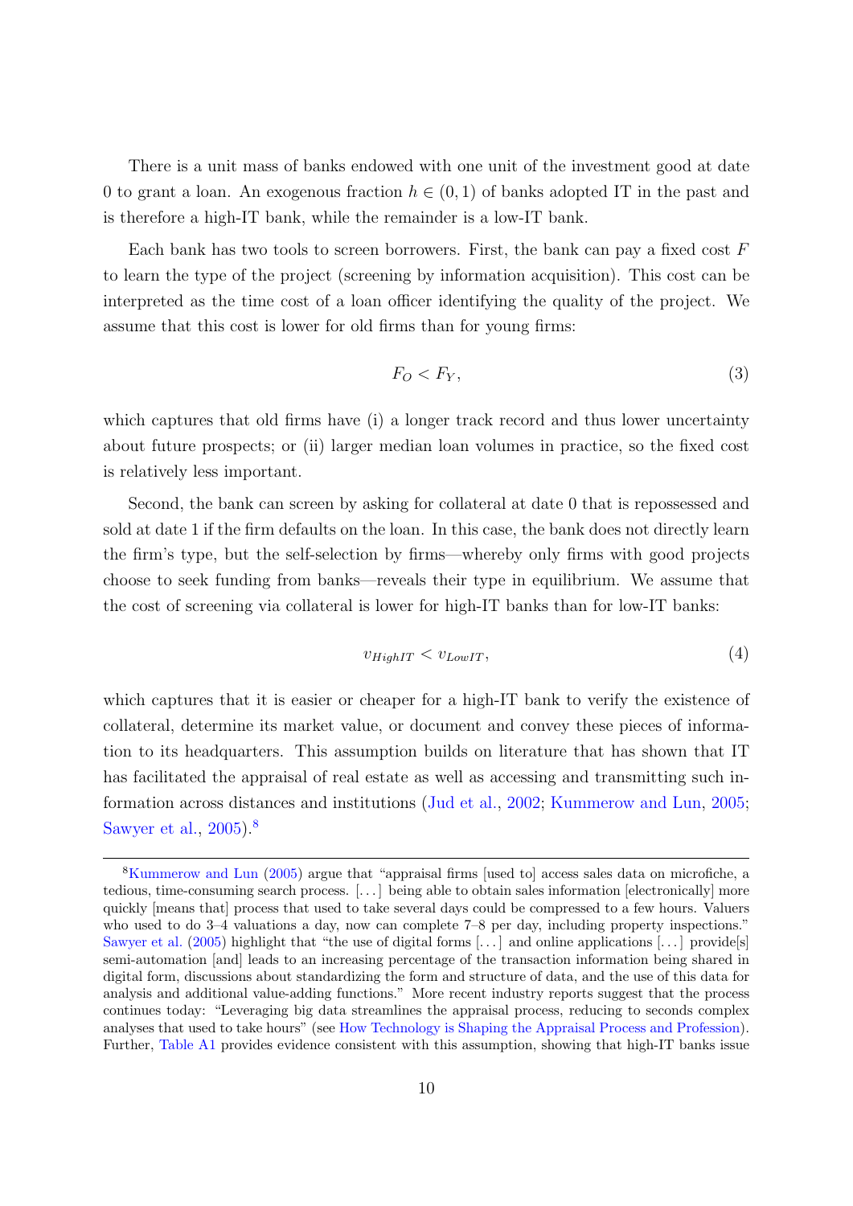There is a unit mass of banks endowed with one unit of the investment good at date 0 to grant a loan. An exogenous fraction $h \in (0, 1)$ of banks adopted IT in the past and is therefore a high-IT bank, while the remainder is a low-IT bank.

Each bank has two tools to screen borrowers. First, the bank can pay a fixed cost $F$ to learn the type of the project (screening by information acquisition). This cost can be interpreted as the time cost of a loan officer identifying the quality of the project. We assume that this cost is lower for old firms than for young firms:

$$F_O < F_Y, \tag{3}$$

which captures that old firms have (i) a longer track record and thus lower uncertainty about future prospects; or (ii) larger median loan volumes in practice, so the fixed cost is relatively less important.

Second, the bank can screen by asking for collateral at date 0 that is repossessed and sold at date 1 if the firm defaults on the loan. In this case, the bank does not directly learn the firm's type, but the self-selection by firms—whereby only firms with good projects choose to seek funding from banks—reveals their type in equilibrium. We assume that the cost of screening via collateral is lower for high-IT banks than for low-IT banks:

$$v_{HighIT} < v_{LowIT}, \tag{4}$$

which captures that it is easier or cheaper for a high-IT bank to verify the existence of collateral, determine its market value, or document and convey these pieces of information to its headquarters. This assumption builds on literature that has shown that IT has facilitated the appraisal of real estate as well as accessing and transmitting such information across distances and institutions (Jud et al., 2002; Kummerow and Lun, 2005; Sawyer et al., 2005).[8]

[8] Kummerow and Lun (2005) argue that "appraisal firms [used to] access sales data on microfiche, a tedious, time-consuming search process. [. . . ] being able to obtain sales information [electronically] more quickly [means that] process that used to take several days could be compressed to a few hours. Valuers who used to do 3–4 valuations a day, now can complete 7–8 per day, including property inspections." Sawyer et al. (2005) highlight that "the use of digital forms [. . . ] and online applications [. . . ] provide[s] semi-automation [and] leads to an increasing percentage of the transaction information being shared in digital form, discussions about standardizing the form and structure of data, and the use of this data for analysis and additional value-adding functions." More recent industry reports suggest that the process continues today: "Leveraging big data streamlines the appraisal process, reducing to seconds complex analyses that used to take hours" (see How Technology is Shaping the Appraisal Process and Profession). Further, Table A1 provides evidence consistent with this assumption, showing that high-IT banks issue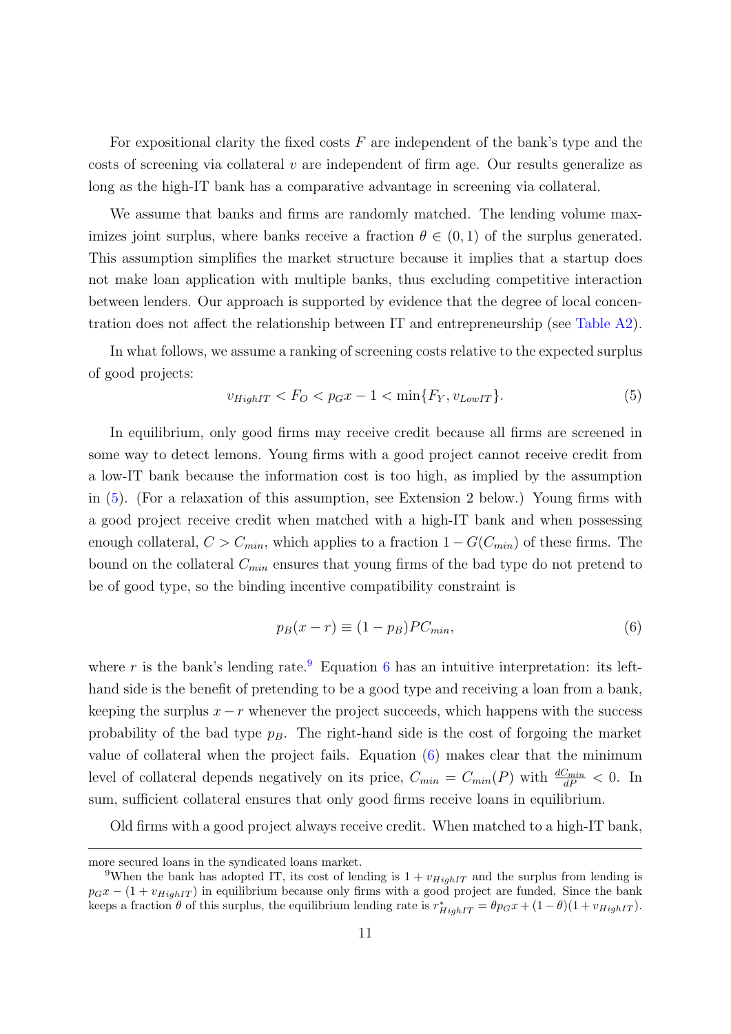For expositional clarity the fixed costs $F$ are independent of the bank's type and the costs of screening via collateral $v$ are independent of firm age. Our results generalize as long as the high-IT bank has a comparative advantage in screening via collateral.

We assume that banks and firms are randomly matched. The lending volume maximizes joint surplus, where banks receive a fraction $\theta \in (0, 1)$ of the surplus generated. This assumption simplifies the market structure because it implies that a startup does not make loan application with multiple banks, thus excluding competitive interaction between lenders. Our approach is supported by evidence that the degree of local concentration does not affect the relationship between IT and entrepreneurship (see Table A2).

In what follows, we assume a ranking of screening costs relative to the expected surplus of good projects:

$$v_{HighIT} < F_O < p_G x - 1 < \min\{F_Y, v_{LowIT}\}. \tag{5}$$

In equilibrium, only good firms may receive credit because all firms are screened in some way to detect lemons. Young firms with a good project cannot receive credit from a low-IT bank because the information cost is too high, as implied by the assumption in (5). (For a relaxation of this assumption, see Extension 2 below.) Young firms with a good project receive credit when matched with a high-IT bank and when possessing enough collateral, $C > C_{min}$, which applies to a fraction $1 - G(C_{min})$ of these firms. The bound on the collateral $C_{min}$ ensures that young firms of the bad type do not pretend to be of good type, so the binding incentive compatibility constraint is

$$p_B(x - r) \equiv (1 - p_B) P C_{min}, \tag{6}$$

where $r$ is the bank's lending rate.[9] Equation 6 has an intuitive interpretation: its left-hand side is the benefit of pretending to be a good type and receiving a loan from a bank, keeping the surplus $x - r$ whenever the project succeeds, which happens with the success probability of the bad type $p_B$. The right-hand side is the cost of forgoing the market value of collateral when the project fails. Equation (6) makes clear that the minimum level of collateral depends negatively on its price, $C_{min} = C_{min}(P)$ with $\frac{dC_{min}}{dP} < 0$. In sum, sufficient collateral ensures that only good firms receive loans in equilibrium.

Old firms with a good project always receive credit. When matched to a high-IT bank,

---

more secured loans in the syndicated loans market.

[9] When the bank has adopted IT, its cost of lending is $1 + v_{HighIT}$ and the surplus from lending is $p_G x - (1 + v_{HighIT})$ in equilibrium because only firms with a good project are funded. Since the bank keeps a fraction $\theta$ of this surplus, the equilibrium lending rate is $r^*_{HighIT} = \theta p_G x + (1 - \theta)(1 + v_{HighIT})$.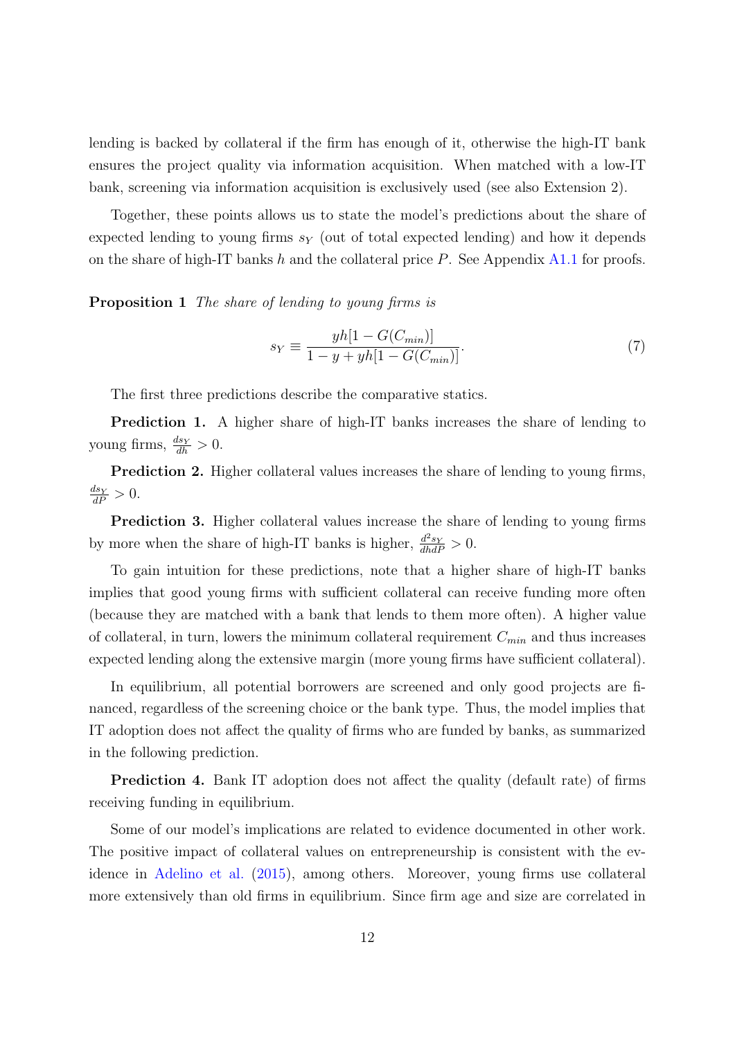lending is backed by collateral if the firm has enough of it, otherwise the high-IT bank ensures the project quality via information acquisition. When matched with a low-IT bank, screening via information acquisition is exclusively used (see also Extension 2).

Together, these points allows us to state the model's predictions about the share of expected lending to young firms $s_Y$ (out of total expected lending) and how it depends on the share of high-IT banks $h$ and the collateral price $P$. See Appendix A1.1 for proofs.

**Proposition 1** *The share of lending to young firms is*

$$s_Y \equiv \frac{yh[1 - G(C_{min})]}{1 - y + yh[1 - G(C_{min})]}. \tag{7}$$

The first three predictions describe the comparative statics.

**Prediction 1.** A higher share of high-IT banks increases the share of lending to young firms, $\frac{ds_Y}{dh} > 0$.

**Prediction 2.** Higher collateral values increases the share of lending to young firms, $\frac{ds_Y}{dP} > 0$.

**Prediction 3.** Higher collateral values increase the share of lending to young firms by more when the share of high-IT banks is higher, $\frac{d^2 s_Y}{dh dP} > 0$.

To gain intuition for these predictions, note that a higher share of high-IT banks implies that good young firms with sufficient collateral can receive funding more often (because they are matched with a bank that lends to them more often). A higher value of collateral, in turn, lowers the minimum collateral requirement $C_{min}$ and thus increases expected lending along the extensive margin (more young firms have sufficient collateral).

In equilibrium, all potential borrowers are screened and only good projects are financed, regardless of the screening choice or the bank type. Thus, the model implies that IT adoption does not affect the quality of firms who are funded by banks, as summarized in the following prediction.

**Prediction 4.** Bank IT adoption does not affect the quality (default rate) of firms receiving funding in equilibrium.

Some of our model's implications are related to evidence documented in other work. The positive impact of collateral values on entrepreneurship is consistent with the evidence in Adelino et al. (2015), among others. Moreover, young firms use collateral more extensively than old firms in equilibrium. Since firm age and size are correlated in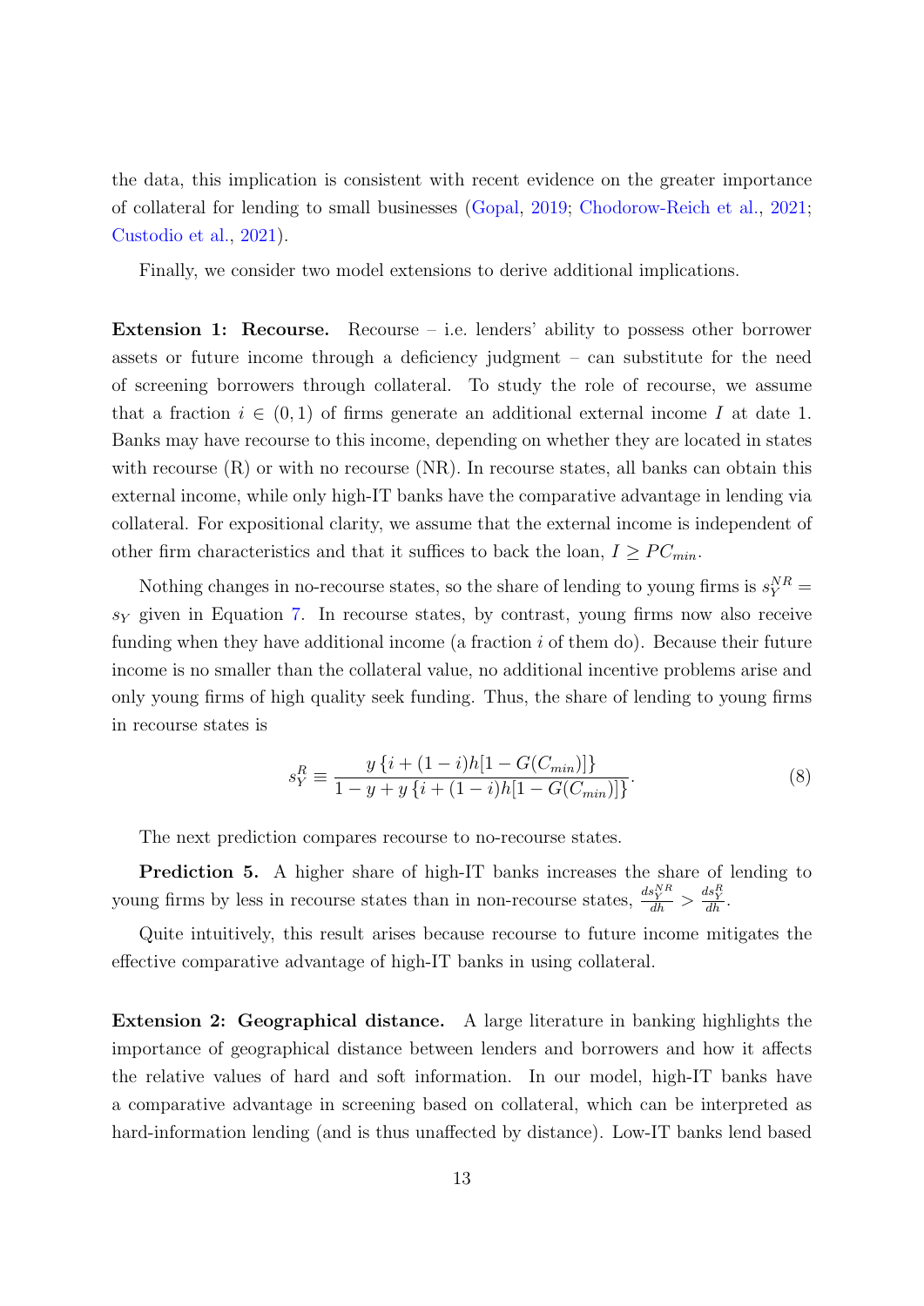the data, this implication is consistent with recent evidence on the greater importance of collateral for lending to small businesses (Gopal, 2019; Chodorow-Reich et al., 2021; Custodio et al., 2021).

Finally, we consider two model extensions to derive additional implications.

**Extension 1: Recourse.** Recourse – i.e. lenders' ability to possess other borrower assets or future income through a deficiency judgment – can substitute for the need of screening borrowers through collateral. To study the role of recourse, we assume that a fraction $i \in (0, 1)$ of firms generate an additional external income $I$ at date 1. Banks may have recourse to this income, depending on whether they are located in states with recourse (R) or with no recourse (NR). In recourse states, all banks can obtain this external income, while only high-IT banks have the comparative advantage in lending via collateral. For expositional clarity, we assume that the external income is independent of other firm characteristics and that it suffices to back the loan, $I \geq PC_{min}$.

Nothing changes in no-recourse states, so the share of lending to young firms is $s_Y^{NR} = s_Y$ given in Equation 7. In recourse states, by contrast, young firms now also receive funding when they have additional income (a fraction $i$ of them do). Because their future income is no smaller than the collateral value, no additional incentive problems arise and only young firms of high quality seek funding. Thus, the share of lending to young firms in recourse states is

$$s_Y^R \equiv \frac{y\,\{i + (1-i)h[1 - G(C_{min})]\}}{1 - y + y\,\{i + (1-i)h[1 - G(C_{min})]\}}. \tag{8}$$

The next prediction compares recourse to no-recourse states.

**Prediction 5.** A higher share of high-IT banks increases the share of lending to young firms by less in recourse states than in non-recourse states, $\frac{ds_Y^{NR}}{dh} > \frac{ds_Y^R}{dh}$.

Quite intuitively, this result arises because recourse to future income mitigates the effective comparative advantage of high-IT banks in using collateral.

**Extension 2: Geographical distance.** A large literature in banking highlights the importance of geographical distance between lenders and borrowers and how it affects the relative values of hard and soft information. In our model, high-IT banks have a comparative advantage in screening based on collateral, which can be interpreted as hard-information lending (and is thus unaffected by distance). Low-IT banks lend based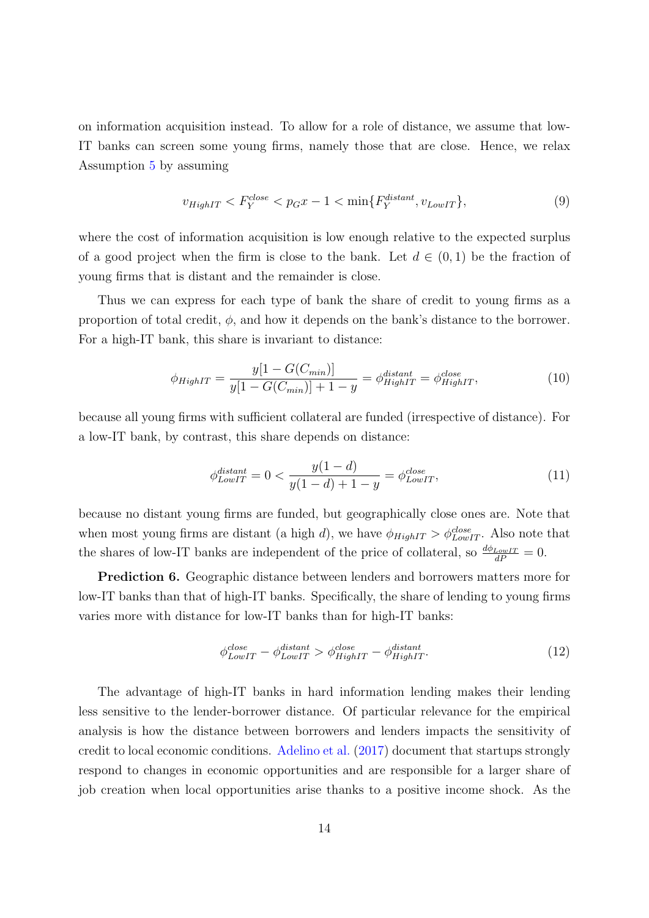on information acquisition instead. To allow for a role of distance, we assume that low-IT banks can screen some young firms, namely those that are close. Hence, we relax Assumption 5 by assuming

$$v_{HighIT} < F_Y^{close} < p_G x - 1 < \min\{F_Y^{distant}, v_{LowIT}\}, \tag{9}$$

where the cost of information acquisition is low enough relative to the expected surplus of a good project when the firm is close to the bank. Let $d \in (0, 1)$ be the fraction of young firms that is distant and the remainder is close.

Thus we can express for each type of bank the share of credit to young firms as a proportion of total credit, $\phi$, and how it depends on the bank's distance to the borrower. For a high-IT bank, this share is invariant to distance:

$$\phi_{HighIT} = \frac{y[1 - G(C_{min})]}{y[1 - G(C_{min})] + 1 - y} = \phi_{HighIT}^{distant} = \phi_{HighIT}^{close}, \tag{10}$$

because all young firms with sufficient collateral are funded (irrespective of distance). For a low-IT bank, by contrast, this share depends on distance:

$$\phi_{LowIT}^{distant} = 0 < \frac{y(1 - d)}{y(1 - d) + 1 - y} = \phi_{LowIT}^{close}, \tag{11}$$

because no distant young firms are funded, but geographically close ones are. Note that when most young firms are distant (a high $d$), we have $\phi_{HighIT} > \phi_{LowIT}^{close}$. Also note that the shares of low-IT banks are independent of the price of collateral, so $\frac{d\phi_{LowIT}}{dP} = 0$.

**Prediction 6.** Geographic distance between lenders and borrowers matters more for low-IT banks than that of high-IT banks. Specifically, the share of lending to young firms varies more with distance for low-IT banks than for high-IT banks:

$$\phi_{LowIT}^{close} - \phi_{LowIT}^{distant} > \phi_{HighIT}^{close} - \phi_{HighIT}^{distant}. \tag{12}$$

The advantage of high-IT banks in hard information lending makes their lending less sensitive to the lender-borrower distance. Of particular relevance for the empirical analysis is how the distance between borrowers and lenders impacts the sensitivity of credit to local economic conditions. Adelino et al. (2017) document that startups strongly respond to changes in economic opportunities and are responsible for a larger share of job creation when local opportunities arise thanks to a positive income shock. As the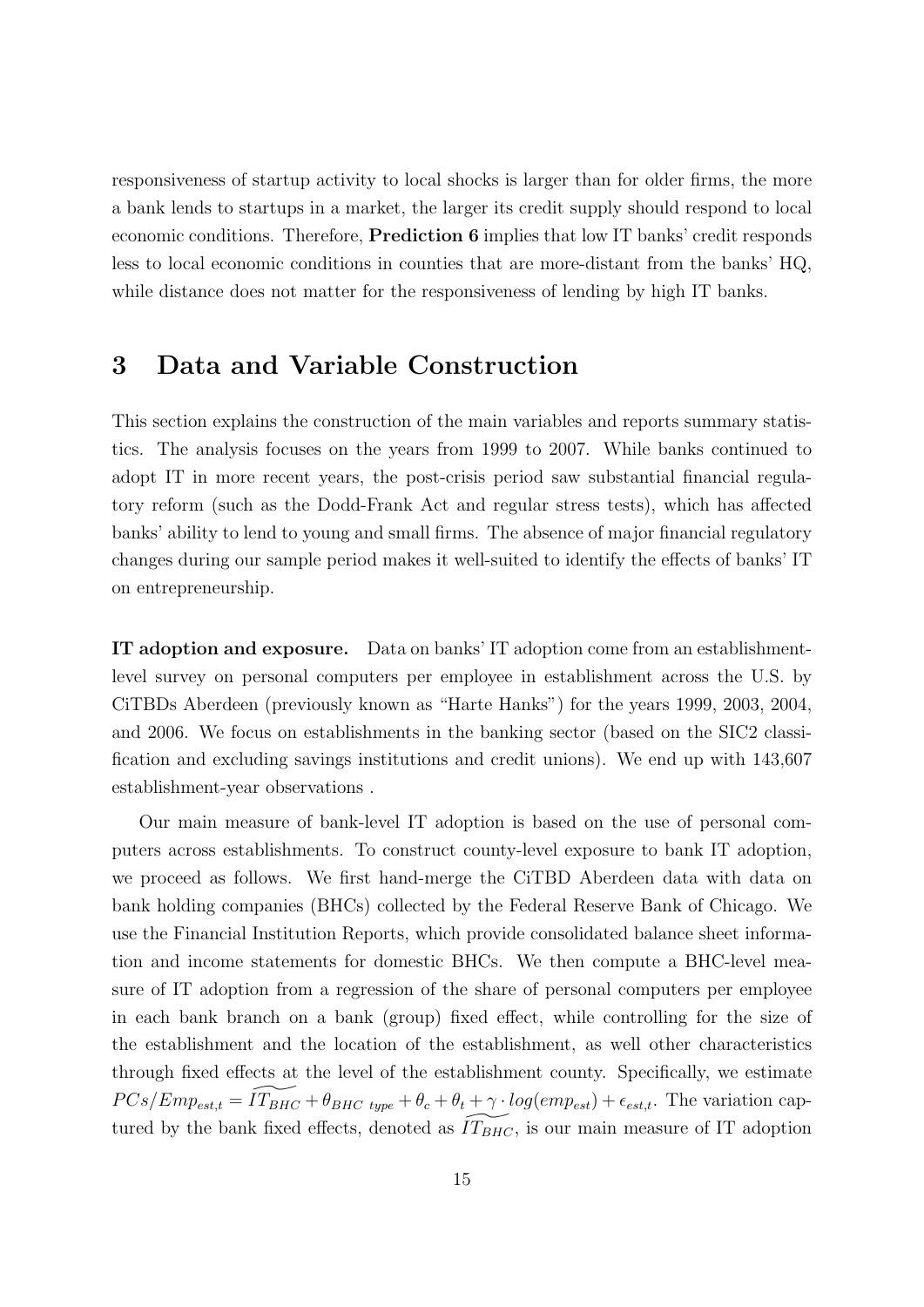responsiveness of startup activity to local shocks is larger than for older firms, the more a bank lends to startups in a market, the larger its credit supply should respond to local economic conditions. Therefore, **Prediction 6** implies that low IT banks' credit responds less to local economic conditions in counties that are more-distant from the banks' HQ, while distance does not matter for the responsiveness of lending by high IT banks.

# 3 Data and Variable Construction

This section explains the construction of the main variables and reports summary statistics. The analysis focuses on the years from 1999 to 2007. While banks continued to adopt IT in more recent years, the post-crisis period saw substantial financial regulatory reform (such as the Dodd-Frank Act and regular stress tests), which has affected banks' ability to lend to young and small firms. The absence of major financial regulatory changes during our sample period makes it well-suited to identify the effects of banks' IT on entrepreneurship.

**IT adoption and exposure.** Data on banks' IT adoption come from an establishment-level survey on personal computers per employee in establishment across the U.S. by CiTBDs Aberdeen (previously known as "Harte Hanks") for the years 1999, 2003, 2004, and 2006. We focus on establishments in the banking sector (based on the SIC2 classification and excluding savings institutions and credit unions). We end up with 143,607 establishment-year observations .

Our main measure of bank-level IT adoption is based on the use of personal computers across establishments. To construct county-level exposure to bank IT adoption, we proceed as follows. We first hand-merge the CiTBD Aberdeen data with data on bank holding companies (BHCs) collected by the Federal Reserve Bank of Chicago. We use the Financial Institution Reports, which provide consolidated balance sheet information and income statements for domestic BHCs. We then compute a BHC-level measure of IT adoption from a regression of the share of personal computers per employee in each bank branch on a bank (group) fixed effect, while controlling for the size of the establishment and the location of the establishment, as well other characteristics through fixed effects at the level of the establishment county. Specifically, we estimate $PCs/Emp_{est,t} = \widetilde{IT_{BHC}} + \theta_{BHC\ type} + \theta_c + \theta_t + \gamma \cdot log(emp_{est}) + \epsilon_{est,t}$. The variation captured by the bank fixed effects, denoted as $\widetilde{IT_{BHC}}$, is our main measure of IT adoption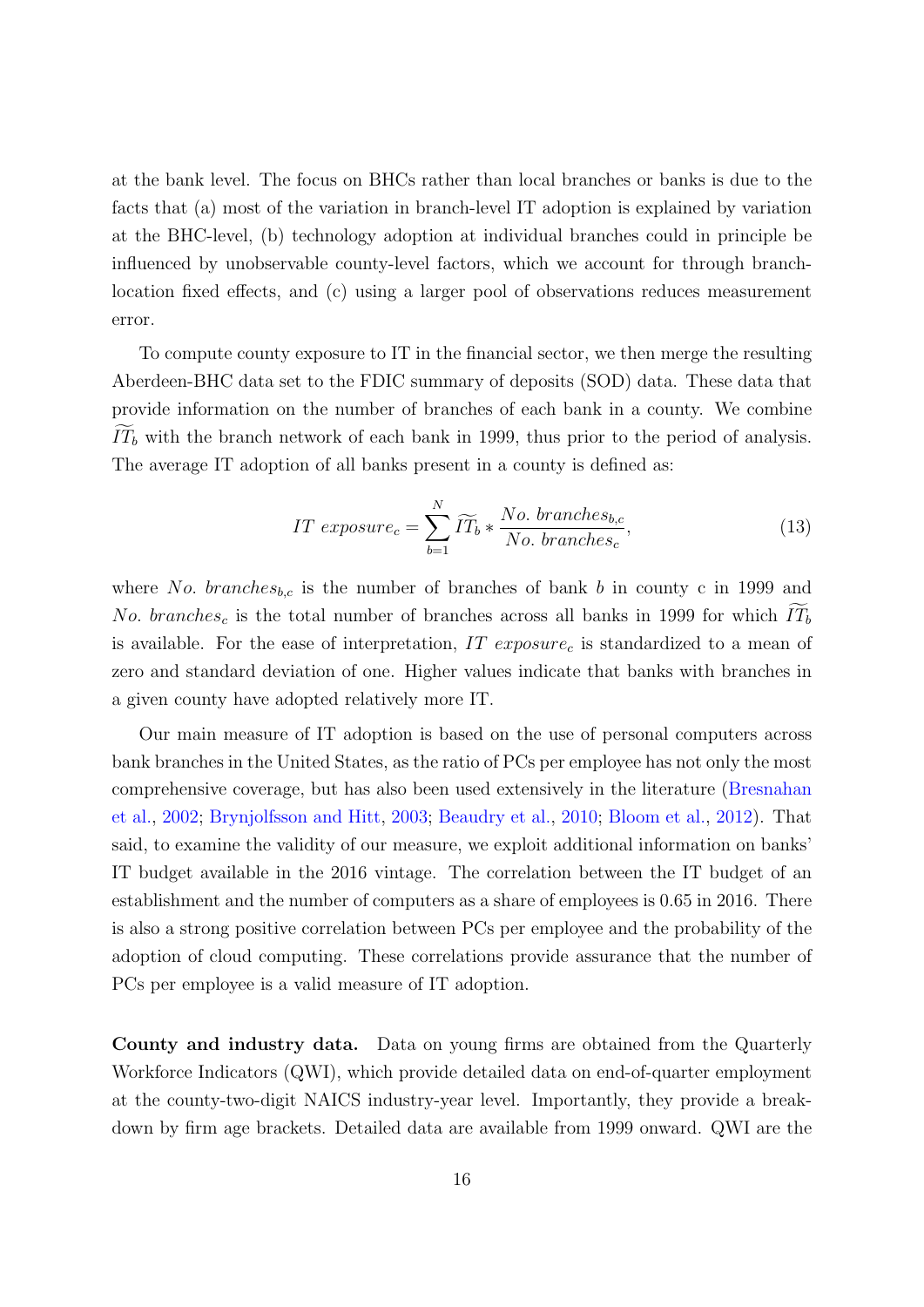at the bank level. The focus on BHCs rather than local branches or banks is due to the facts that (a) most of the variation in branch-level IT adoption is explained by variation at the BHC-level, (b) technology adoption at individual branches could in principle be influenced by unobservable county-level factors, which we account for through branch-location fixed effects, and (c) using a larger pool of observations reduces measurement error.

To compute county exposure to IT in the financial sector, we then merge the resulting Aberdeen-BHC data set to the FDIC summary of deposits (SOD) data. These data that provide information on the number of branches of each bank in a county. We combine $\widetilde{IT}_b$ with the branch network of each bank in 1999, thus prior to the period of analysis. The average IT adoption of all banks present in a county is defined as:

$$IT\ exposure_c = \sum_{b=1}^{N} \widetilde{IT}_b * \frac{No.\ branches_{b,c}}{No.\ branches_c}, \tag{13}$$

where $No.\ branches_{b,c}$ is the number of branches of bank $b$ in county c in 1999 and $No.\ branches_c$ is the total number of branches across all banks in 1999 for which $\widetilde{IT}_b$ is available. For the ease of interpretation, $IT\ exposure_c$ is standardized to a mean of zero and standard deviation of one. Higher values indicate that banks with branches in a given county have adopted relatively more IT.

Our main measure of IT adoption is based on the use of personal computers across bank branches in the United States, as the ratio of PCs per employee has not only the most comprehensive coverage, but has also been used extensively in the literature (Bresnahan et al., 2002; Brynjolfsson and Hitt, 2003; Beaudry et al., 2010; Bloom et al., 2012). That said, to examine the validity of our measure, we exploit additional information on banks' IT budget available in the 2016 vintage. The correlation between the IT budget of an establishment and the number of computers as a share of employees is 0.65 in 2016. There is also a strong positive correlation between PCs per employee and the probability of the adoption of cloud computing. These correlations provide assurance that the number of PCs per employee is a valid measure of IT adoption.

**County and industry data.** Data on young firms are obtained from the Quarterly Workforce Indicators (QWI), which provide detailed data on end-of-quarter employment at the county-two-digit NAICS industry-year level. Importantly, they provide a breakdown by firm age brackets. Detailed data are available from 1999 onward. QWI are the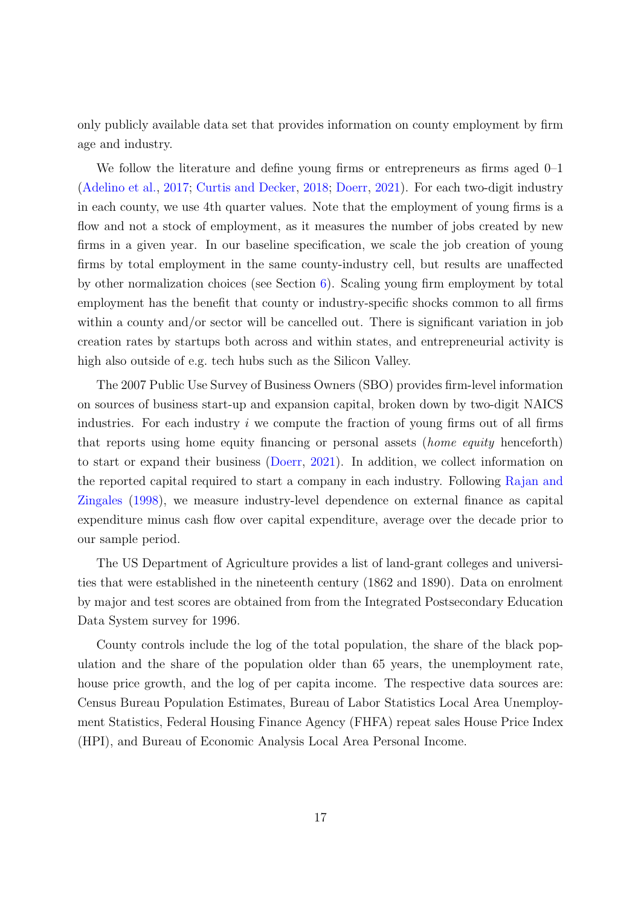only publicly available data set that provides information on county employment by firm age and industry.

We follow the literature and define young firms or entrepreneurs as firms aged 0–1 (Adelino et al., 2017; Curtis and Decker, 2018; Doerr, 2021). For each two-digit industry in each county, we use 4th quarter values. Note that the employment of young firms is a flow and not a stock of employment, as it measures the number of jobs created by new firms in a given year. In our baseline specification, we scale the job creation of young firms by total employment in the same county-industry cell, but results are unaffected by other normalization choices (see Section 6). Scaling young firm employment by total employment has the benefit that county or industry-specific shocks common to all firms within a county and/or sector will be cancelled out. There is significant variation in job creation rates by startups both across and within states, and entrepreneurial activity is high also outside of e.g. tech hubs such as the Silicon Valley.

The 2007 Public Use Survey of Business Owners (SBO) provides firm-level information on sources of business start-up and expansion capital, broken down by two-digit NAICS industries. For each industry $i$ we compute the fraction of young firms out of all firms that reports using home equity financing or personal assets (*home equity* henceforth) to start or expand their business (Doerr, 2021). In addition, we collect information on the reported capital required to start a company in each industry. Following Rajan and Zingales (1998), we measure industry-level dependence on external finance as capital expenditure minus cash flow over capital expenditure, average over the decade prior to our sample period.

The US Department of Agriculture provides a list of land-grant colleges and universities that were established in the nineteenth century (1862 and 1890). Data on enrolment by major and test scores are obtained from from the Integrated Postsecondary Education Data System survey for 1996.

County controls include the log of the total population, the share of the black population and the share of the population older than 65 years, the unemployment rate, house price growth, and the log of per capita income. The respective data sources are: Census Bureau Population Estimates, Bureau of Labor Statistics Local Area Unemployment Statistics, Federal Housing Finance Agency (FHFA) repeat sales House Price Index (HPI), and Bureau of Economic Analysis Local Area Personal Income.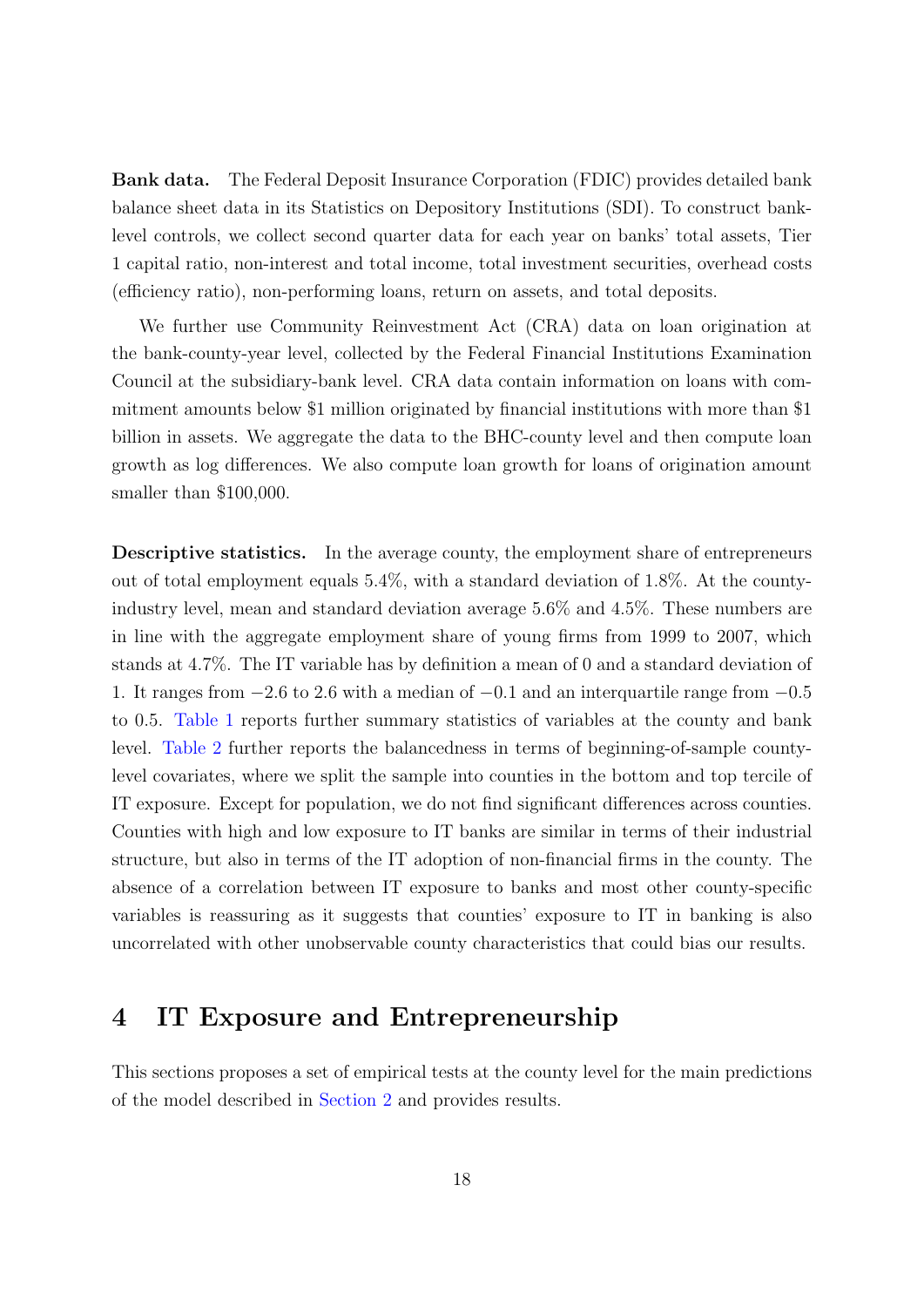**Bank data.** The Federal Deposit Insurance Corporation (FDIC) provides detailed bank balance sheet data in its Statistics on Depository Institutions (SDI). To construct bank-level controls, we collect second quarter data for each year on banks' total assets, Tier 1 capital ratio, non-interest and total income, total investment securities, overhead costs (efficiency ratio), non-performing loans, return on assets, and total deposits.

We further use Community Reinvestment Act (CRA) data on loan origination at the bank-county-year level, collected by the Federal Financial Institutions Examination Council at the subsidiary-bank level. CRA data contain information on loans with commitment amounts below $1 million originated by financial institutions with more than $1 billion in assets. We aggregate the data to the BHC-county level and then compute loan growth as log differences. We also compute loan growth for loans of origination amount smaller than $100,000.

**Descriptive statistics.** In the average county, the employment share of entrepreneurs out of total employment equals 5.4%, with a standard deviation of 1.8%. At the county-industry level, mean and standard deviation average 5.6% and 4.5%. These numbers are in line with the aggregate employment share of young firms from 1999 to 2007, which stands at 4.7%. The IT variable has by definition a mean of 0 and a standard deviation of 1. It ranges from $-2.6$ to 2.6 with a median of $-0.1$ and an interquartile range from $-0.5$ to 0.5. Table 1 reports further summary statistics of variables at the county and bank level. Table 2 further reports the balancedness in terms of beginning-of-sample county-level covariates, where we split the sample into counties in the bottom and top tercile of IT exposure. Except for population, we do not find significant differences across counties. Counties with high and low exposure to IT banks are similar in terms of their industrial structure, but also in terms of the IT adoption of non-financial firms in the county. The absence of a correlation between IT exposure to banks and most other county-specific variables is reassuring as it suggests that counties' exposure to IT in banking is also uncorrelated with other unobservable county characteristics that could bias our results.

# 4 IT Exposure and Entrepreneurship

This sections proposes a set of empirical tests at the county level for the main predictions of the model described in Section 2 and provides results.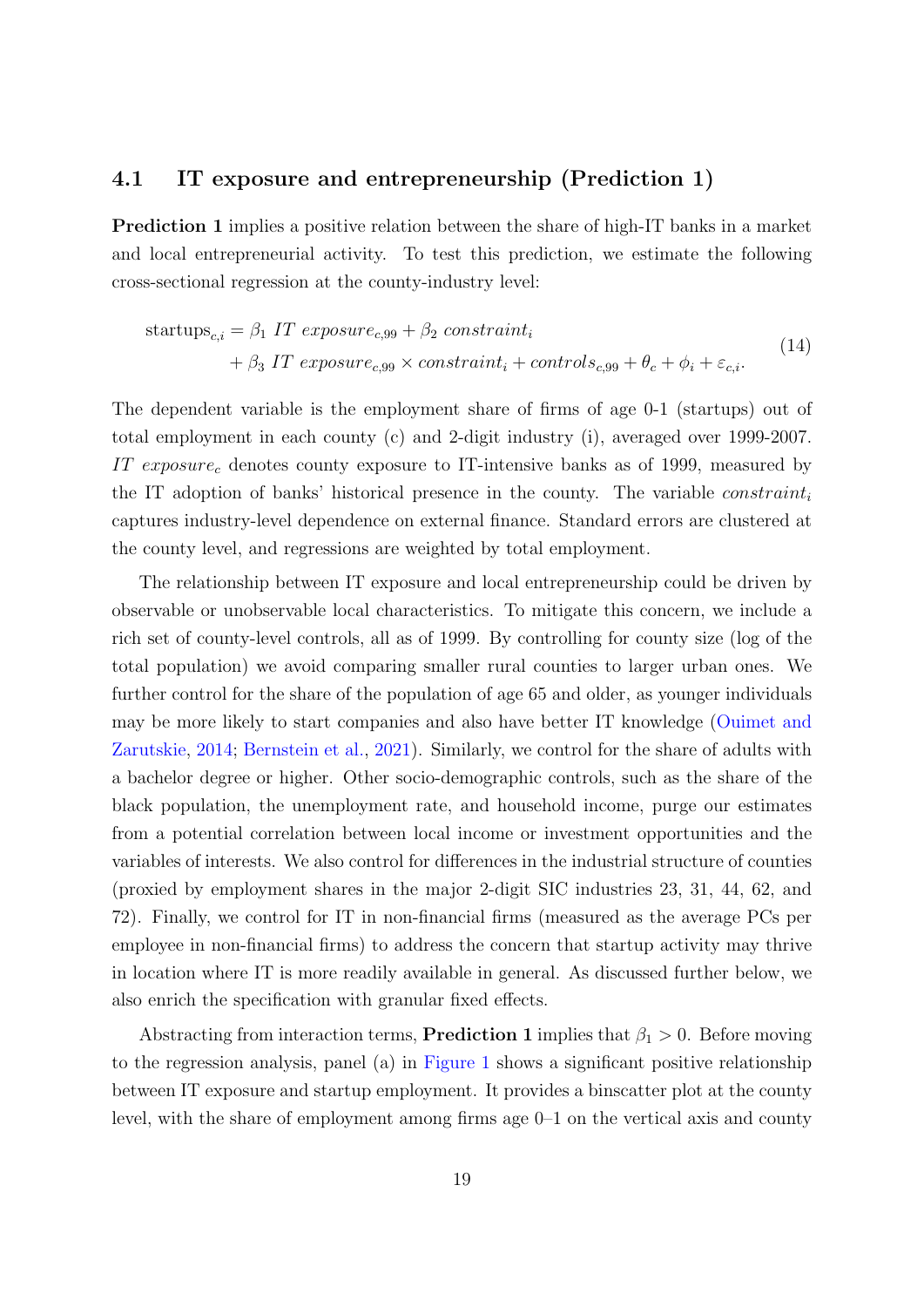### 4.1 IT exposure and entrepreneurship (Prediction 1)

**Prediction 1** implies a positive relation between the share of high-IT banks in a market and local entrepreneurial activity. To test this prediction, we estimate the following cross-sectional regression at the county-industry level:

$$
\begin{aligned}
\text{startups}_{c,i} = \beta_1 \; IT\ exposure_{c,99} + \beta_2 \; constraint_i \\
+ \beta_3 \; IT\ exposure_{c,99} \times constraint_i + controls_{c,99} + \theta_c + \phi_i + \varepsilon_{c,i}.
\end{aligned}
\tag{14}
$$

The dependent variable is the employment share of firms of age 0-1 (startups) out of total employment in each county (c) and 2-digit industry (i), averaged over 1999-2007. $IT\ exposure_c$ denotes county exposure to IT-intensive banks as of 1999, measured by the IT adoption of banks' historical presence in the county. The variable $constraint_i$ captures industry-level dependence on external finance. Standard errors are clustered at the county level, and regressions are weighted by total employment.

The relationship between IT exposure and local entrepreneurship could be driven by observable or unobservable local characteristics. To mitigate this concern, we include a rich set of county-level controls, all as of 1999. By controlling for county size (log of the total population) we avoid comparing smaller rural counties to larger urban ones. We further control for the share of the population of age 65 and older, as younger individuals may be more likely to start companies and also have better IT knowledge (Ouimet and Zarutskie, 2014; Bernstein et al., 2021). Similarly, we control for the share of adults with a bachelor degree or higher. Other socio-demographic controls, such as the share of the black population, the unemployment rate, and household income, purge our estimates from a potential correlation between local income or investment opportunities and the variables of interests. We also control for differences in the industrial structure of counties (proxied by employment shares in the major 2-digit SIC industries 23, 31, 44, 62, and 72). Finally, we control for IT in non-financial firms (measured as the average PCs per employee in non-financial firms) to address the concern that startup activity may thrive in location where IT is more readily available in general. As discussed further below, we also enrich the specification with granular fixed effects.

Abstracting from interaction terms, **Prediction 1** implies that $\beta_1 > 0$. Before moving to the regression analysis, panel (a) in Figure 1 shows a significant positive relationship between IT exposure and startup employment. It provides a binscatter plot at the county level, with the share of employment among firms age 0–1 on the vertical axis and county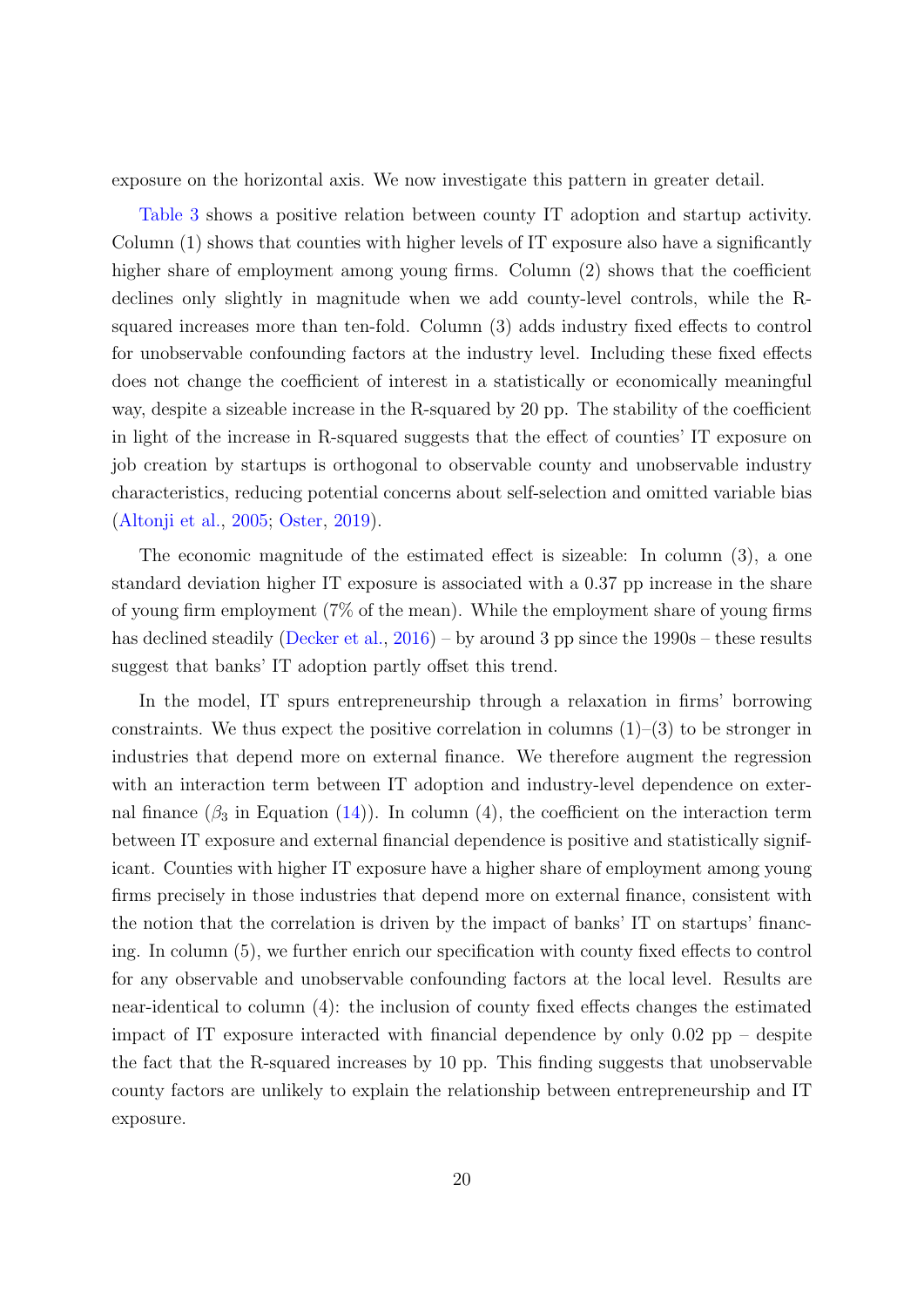exposure on the horizontal axis. We now investigate this pattern in greater detail.

Table 3 shows a positive relation between county IT adoption and startup activity. Column (1) shows that counties with higher levels of IT exposure also have a significantly higher share of employment among young firms. Column (2) shows that the coefficient declines only slightly in magnitude when we add county-level controls, while the R-squared increases more than ten-fold. Column (3) adds industry fixed effects to control for unobservable confounding factors at the industry level. Including these fixed effects does not change the coefficient of interest in a statistically or economically meaningful way, despite a sizeable increase in the R-squared by 20 pp. The stability of the coefficient in light of the increase in R-squared suggests that the effect of counties' IT exposure on job creation by startups is orthogonal to observable county and unobservable industry characteristics, reducing potential concerns about self-selection and omitted variable bias (Altonji et al., 2005; Oster, 2019).

The economic magnitude of the estimated effect is sizeable: In column (3), a one standard deviation higher IT exposure is associated with a 0.37 pp increase in the share of young firm employment (7% of the mean). While the employment share of young firms has declined steadily (Decker et al., 2016) – by around 3 pp since the 1990s – these results suggest that banks' IT adoption partly offset this trend.

In the model, IT spurs entrepreneurship through a relaxation in firms' borrowing constraints. We thus expect the positive correlation in columns (1)–(3) to be stronger in industries that depend more on external finance. We therefore augment the regression with an interaction term between IT adoption and industry-level dependence on external finance ($\beta_3$ in Equation (14)). In column (4), the coefficient on the interaction term between IT exposure and external financial dependence is positive and statistically significant. Counties with higher IT exposure have a higher share of employment among young firms precisely in those industries that depend more on external finance, consistent with the notion that the correlation is driven by the impact of banks' IT on startups' financing. In column (5), we further enrich our specification with county fixed effects to control for any observable and unobservable confounding factors at the local level. Results are near-identical to column (4): the inclusion of county fixed effects changes the estimated impact of IT exposure interacted with financial dependence by only 0.02 pp – despite the fact that the R-squared increases by 10 pp. This finding suggests that unobservable county factors are unlikely to explain the relationship between entrepreneurship and IT exposure.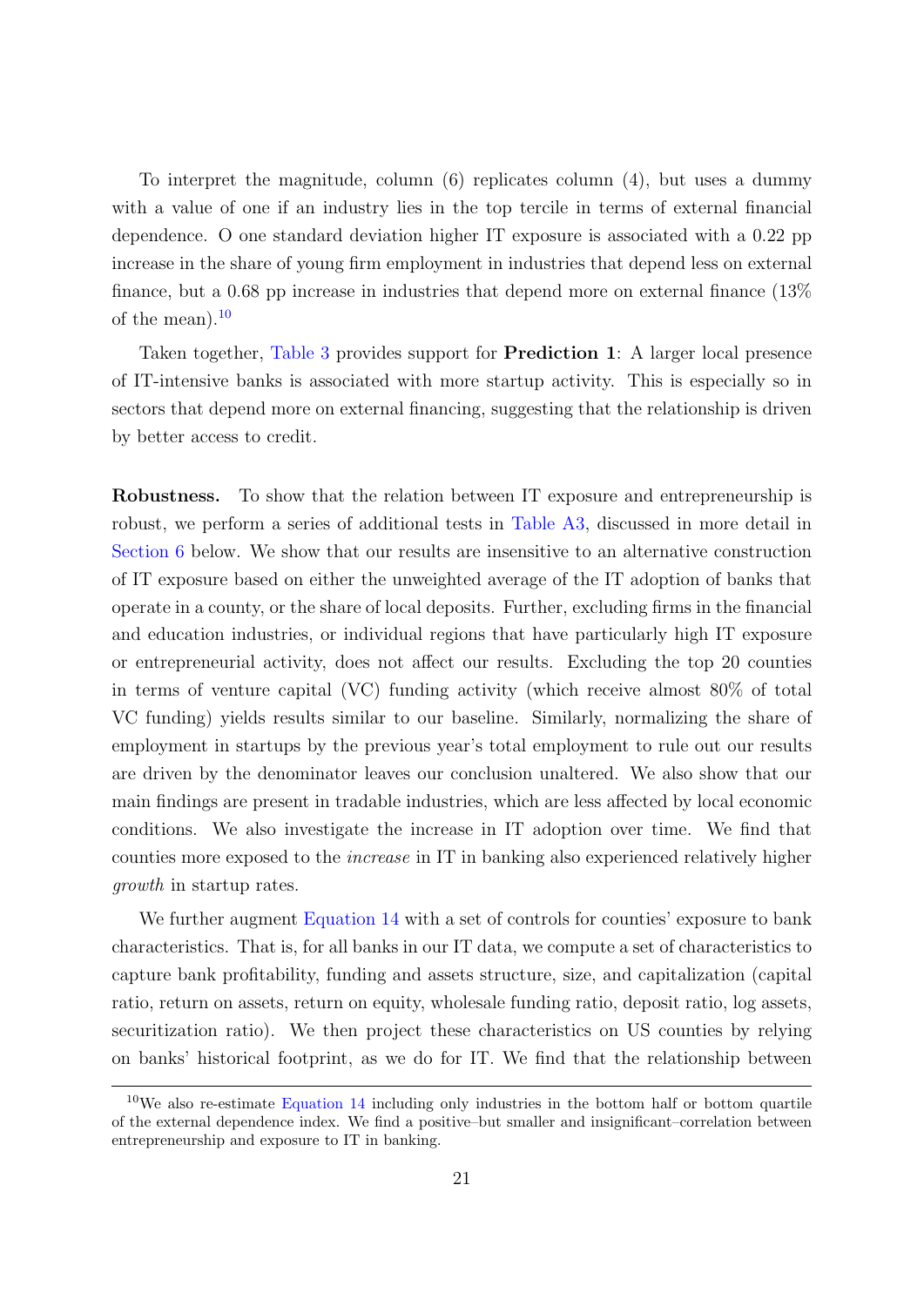To interpret the magnitude, column (6) replicates column (4), but uses a dummy with a value of one if an industry lies in the top tercile in terms of external financial dependence. O one standard deviation higher IT exposure is associated with a 0.22 pp increase in the share of young firm employment in industries that depend less on external finance, but a 0.68 pp increase in industries that depend more on external finance (13% of the mean).[10]

Taken together, Table 3 provides support for **Prediction 1**: A larger local presence of IT-intensive banks is associated with more startup activity. This is especially so in sectors that depend more on external financing, suggesting that the relationship is driven by better access to credit.

**Robustness.** To show that the relation between IT exposure and entrepreneurship is robust, we perform a series of additional tests in Table A3, discussed in more detail in Section 6 below. We show that our results are insensitive to an alternative construction of IT exposure based on either the unweighted average of the IT adoption of banks that operate in a county, or the share of local deposits. Further, excluding firms in the financial and education industries, or individual regions that have particularly high IT exposure or entrepreneurial activity, does not affect our results. Excluding the top 20 counties in terms of venture capital (VC) funding activity (which receive almost 80% of total VC funding) yields results similar to our baseline. Similarly, normalizing the share of employment in startups by the previous year's total employment to rule out our results are driven by the denominator leaves our conclusion unaltered. We also show that our main findings are present in tradable industries, which are less affected by local economic conditions. We also investigate the increase in IT adoption over time. We find that counties more exposed to the *increase* in IT in banking also experienced relatively higher *growth* in startup rates.

We further augment Equation 14 with a set of controls for counties' exposure to bank characteristics. That is, for all banks in our IT data, we compute a set of characteristics to capture bank profitability, funding and assets structure, size, and capitalization (capital ratio, return on assets, return on equity, wholesale funding ratio, deposit ratio, log assets, securitization ratio). We then project these characteristics on US counties by relying on banks' historical footprint, as we do for IT. We find that the relationship between

[10] We also re-estimate Equation 14 including only industries in the bottom half or bottom quartile of the external dependence index. We find a positive–but smaller and insignificant–correlation between entrepreneurship and exposure to IT in banking.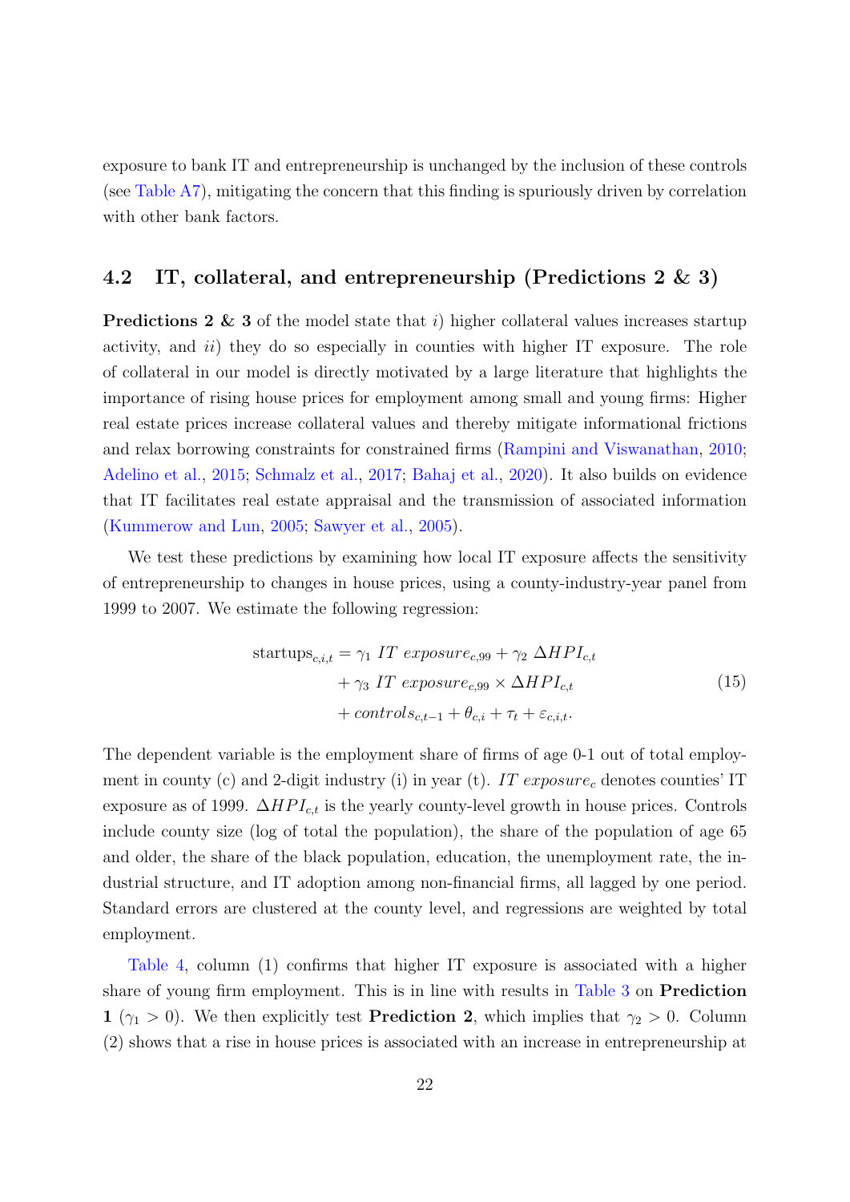exposure to bank IT and entrepreneurship is unchanged by the inclusion of these controls (see Table A7), mitigating the concern that this finding is spuriously driven by correlation with other bank factors.

## 4.2 IT, collateral, and entrepreneurship (Predictions 2 & 3)

**Predictions 2 & 3** of the model state that *i)* higher collateral values increases startup activity, and *ii)* they do so especially in counties with higher IT exposure. The role of collateral in our model is directly motivated by a large literature that highlights the importance of rising house prices for employment among small and young firms: Higher real estate prices increase collateral values and thereby mitigate informational frictions and relax borrowing constraints for constrained firms (Rampini and Viswanathan, 2010; Adelino et al., 2015; Schmalz et al., 2017; Bahaj et al., 2020). It also builds on evidence that IT facilitates real estate appraisal and the transmission of associated information (Kummerow and Lun, 2005; Sawyer et al., 2005).

We test these predictions by examining how local IT exposure affects the sensitivity of entrepreneurship to changes in house prices, using a county-industry-year panel from 1999 to 2007. We estimate the following regression:

$$
\begin{aligned}
\text{startups}_{c,i,t} = {} & \gamma_1 \; IT\ exposure_{c,99} + \gamma_2 \; \Delta HPI_{c,t} \\
& + \gamma_3 \; IT\ exposure_{c,99} \times \Delta HPI_{c,t} \\
& + controls_{c,t-1} + \theta_{c,i} + \tau_t + \varepsilon_{c,i,t}.
\end{aligned}
\tag{15}
$$

The dependent variable is the employment share of firms of age 0-1 out of total employment in county (c) and 2-digit industry (i) in year (t). $IT\ exposure_c$ denotes counties' IT exposure as of 1999. $\Delta HPI_{c,t}$ is the yearly county-level growth in house prices. Controls include county size (log of total the population), the share of the population of age 65 and older, the share of the black population, education, the unemployment rate, the industrial structure, and IT adoption among non-financial firms, all lagged by one period. Standard errors are clustered at the county level, and regressions are weighted by total employment.

Table 4, column (1) confirms that higher IT exposure is associated with a higher share of young firm employment. This is in line with results in Table 3 on **Prediction 1** ($\gamma_1 > 0$). We then explicitly test **Prediction 2**, which implies that $\gamma_2 > 0$. Column (2) shows that a rise in house prices is associated with an increase in entrepreneurship at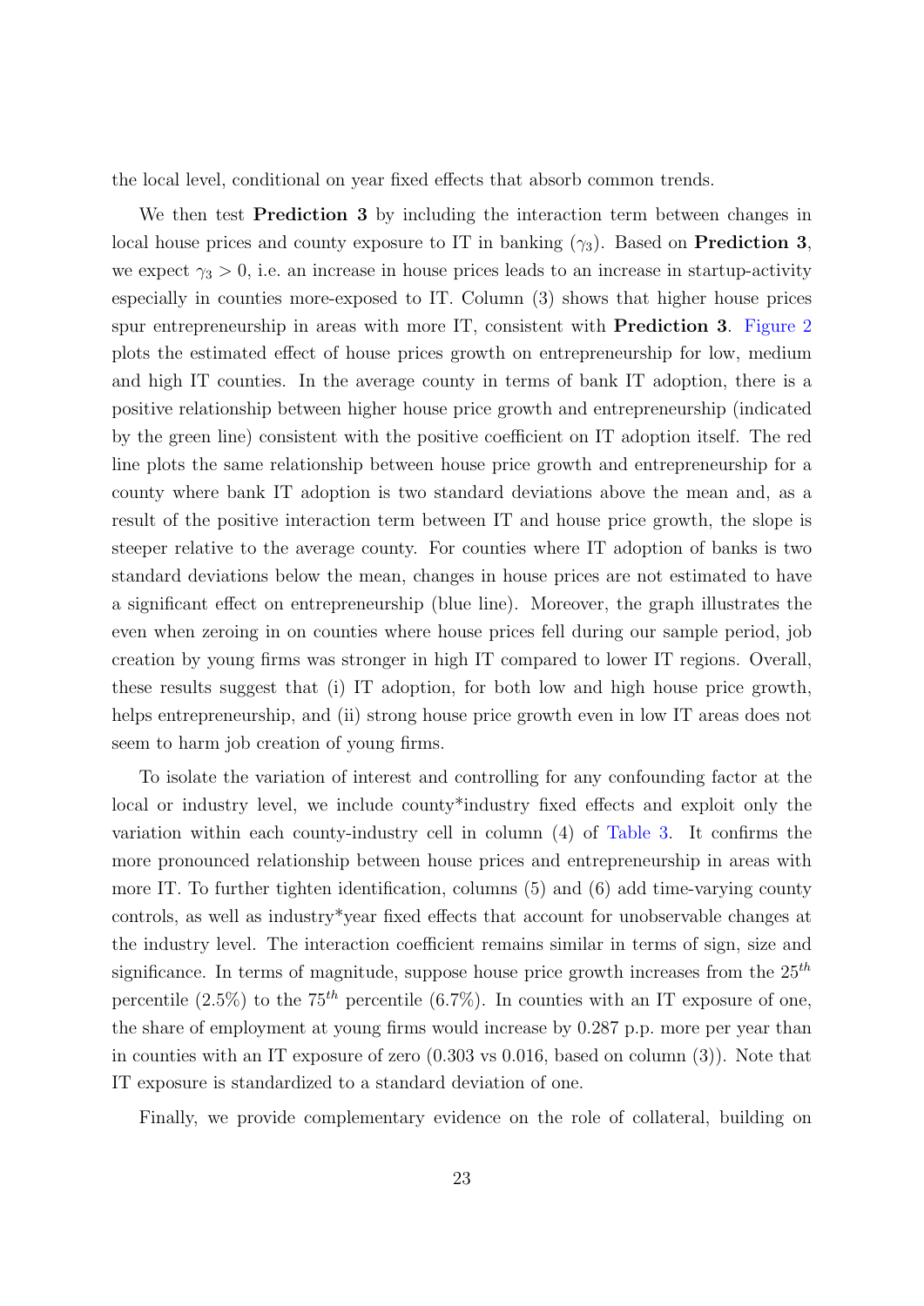the local level, conditional on year fixed effects that absorb common trends.

We then test **Prediction 3** by including the interaction term between changes in local house prices and county exposure to IT in banking ($\gamma_3$). Based on **Prediction 3**, we expect $\gamma_3 > 0$, i.e. an increase in house prices leads to an increase in startup-activity especially in counties more-exposed to IT. Column (3) shows that higher house prices spur entrepreneurship in areas with more IT, consistent with **Prediction 3**. Figure 2 plots the estimated effect of house prices growth on entrepreneurship for low, medium and high IT counties. In the average county in terms of bank IT adoption, there is a positive relationship between higher house price growth and entrepreneurship (indicated by the green line) consistent with the positive coefficient on IT adoption itself. The red line plots the same relationship between house price growth and entrepreneurship for a county where bank IT adoption is two standard deviations above the mean and, as a result of the positive interaction term between IT and house price growth, the slope is steeper relative to the average county. For counties where IT adoption of banks is two standard deviations below the mean, changes in house prices are not estimated to have a significant effect on entrepreneurship (blue line). Moreover, the graph illustrates the even when zeroing in on counties where house prices fell during our sample period, job creation by young firms was stronger in high IT compared to lower IT regions. Overall, these results suggest that (i) IT adoption, for both low and high house price growth, helps entrepreneurship, and (ii) strong house price growth even in low IT areas does not seem to harm job creation of young firms.

To isolate the variation of interest and controlling for any confounding factor at the local or industry level, we include county*industry fixed effects and exploit only the variation within each county-industry cell in column (4) of Table 3. It confirms the more pronounced relationship between house prices and entrepreneurship in areas with more IT. To further tighten identification, columns (5) and (6) add time-varying county controls, as well as industry*year fixed effects that account for unobservable changes at the industry level. The interaction coefficient remains similar in terms of sign, size and significance. In terms of magnitude, suppose house price growth increases from the $25^{th}$ percentile (2.5%) to the $75^{th}$ percentile (6.7%). In counties with an IT exposure of one, the share of employment at young firms would increase by 0.287 p.p. more per year than in counties with an IT exposure of zero (0.303 vs 0.016, based on column (3)). Note that IT exposure is standardized to a standard deviation of one.

Finally, we provide complementary evidence on the role of collateral, building on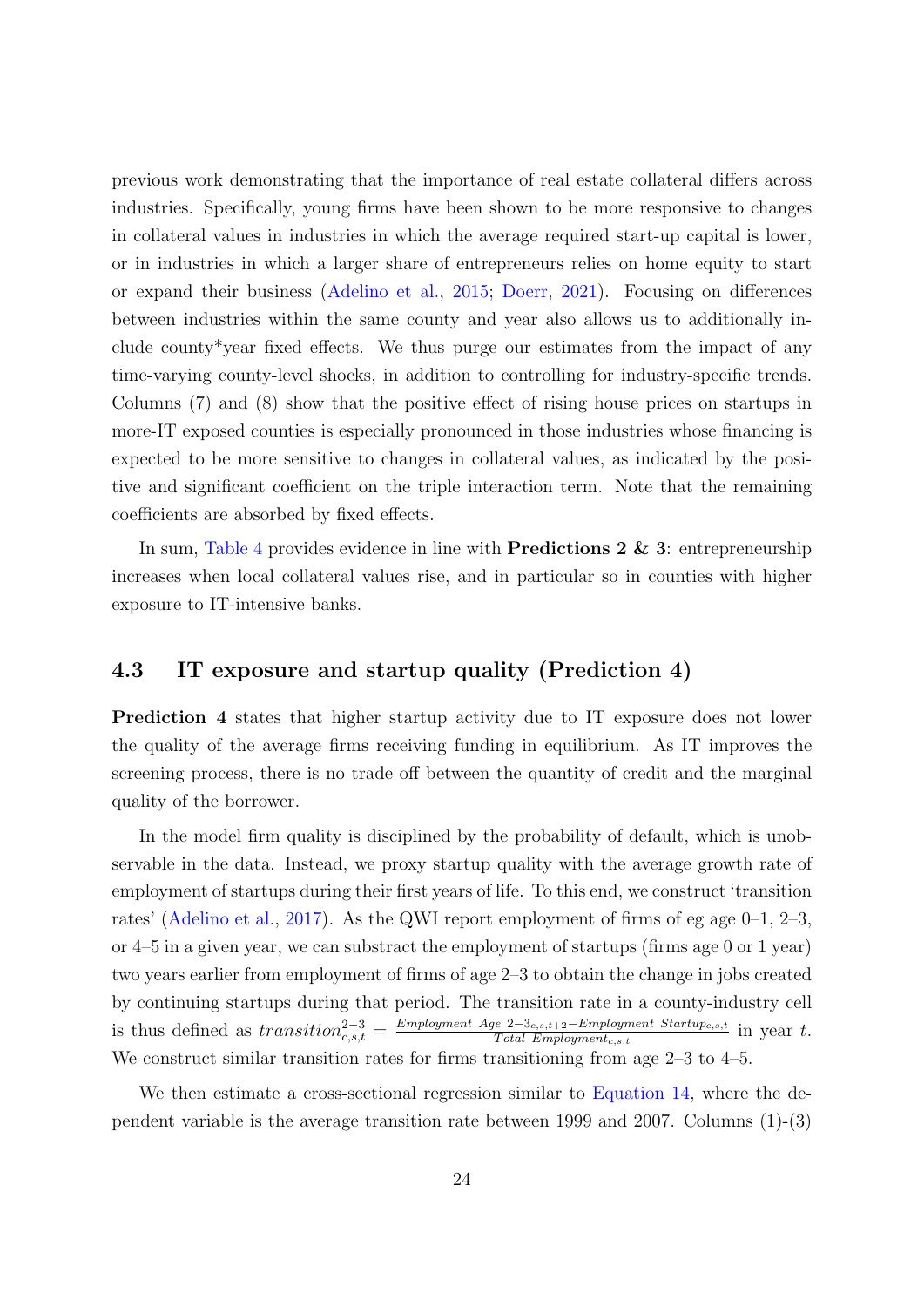previous work demonstrating that the importance of real estate collateral differs across industries. Specifically, young firms have been shown to be more responsive to changes in collateral values in industries in which the average required start-up capital is lower, or in industries in which a larger share of entrepreneurs relies on home equity to start or expand their business (Adelino et al., 2015; Doerr, 2021). Focusing on differences between industries within the same county and year also allows us to additionally include county*year fixed effects. We thus purge our estimates from the impact of any time-varying county-level shocks, in addition to controlling for industry-specific trends. Columns (7) and (8) show that the positive effect of rising house prices on startups in more-IT exposed counties is especially pronounced in those industries whose financing is expected to be more sensitive to changes in collateral values, as indicated by the positive and significant coefficient on the triple interaction term. Note that the remaining coefficients are absorbed by fixed effects.

In sum, Table 4 provides evidence in line with **Predictions 2 & 3**: entrepreneurship increases when local collateral values rise, and in particular so in counties with higher exposure to IT-intensive banks.

### 4.3 IT exposure and startup quality (Prediction 4)

**Prediction 4** states that higher startup activity due to IT exposure does not lower the quality of the average firms receiving funding in equilibrium. As IT improves the screening process, there is no trade off between the quantity of credit and the marginal quality of the borrower.

In the model firm quality is disciplined by the probability of default, which is unobservable in the data. Instead, we proxy startup quality with the average growth rate of employment of startups during their first years of life. To this end, we construct 'transition rates' (Adelino et al., 2017). As the QWI report employment of firms of eg age 0–1, 2–3, or 4–5 in a given year, we can substract the employment of startups (firms age 0 or 1 year) two years earlier from employment of firms of age 2–3 to obtain the change in jobs created by continuing startups during that period. The transition rate in a county-industry cell is thus defined as $transition^{2-3}_{c,s,t} = \frac{Employment\ Age\ 2-3_{c,s,t+2} - Employment\ Startup_{c,s,t}}{Total\ Employment_{c,s,t}}$ in year $t$. We construct similar transition rates for firms transitioning from age 2–3 to 4–5.

We then estimate a cross-sectional regression similar to Equation 14, where the dependent variable is the average transition rate between 1999 and 2007. Columns (1)-(3)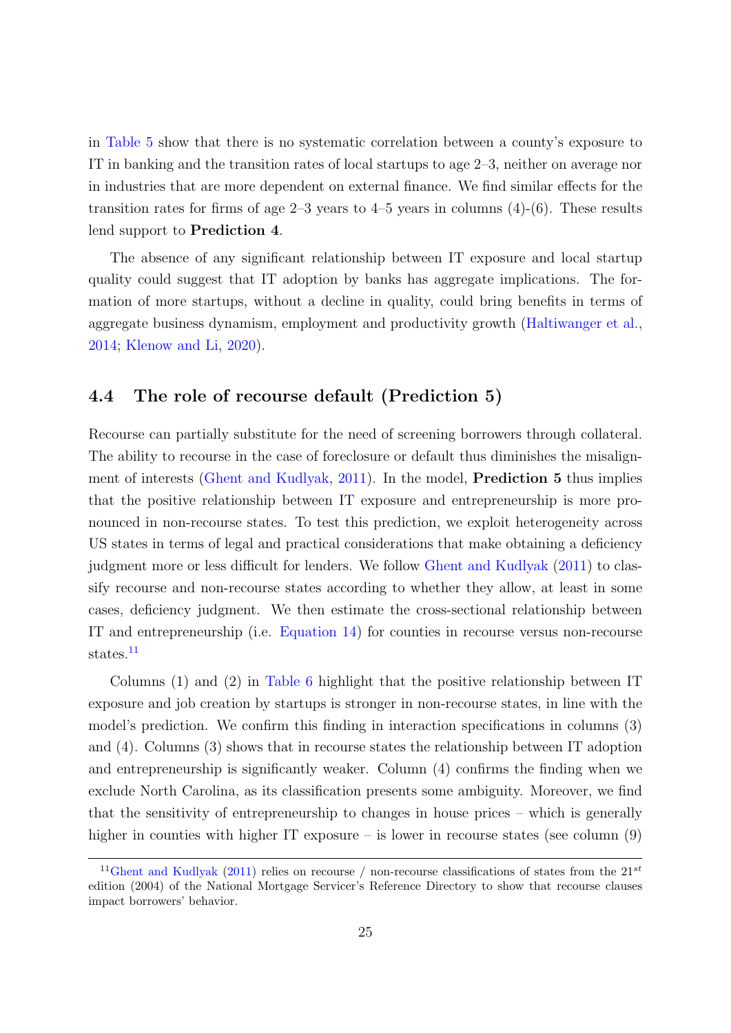in Table 5 show that there is no systematic correlation between a county's exposure to IT in banking and the transition rates of local startups to age 2–3, neither on average nor in industries that are more dependent on external finance. We find similar effects for the transition rates for firms of age 2–3 years to 4–5 years in columns (4)-(6). These results lend support to **Prediction 4**.

The absence of any significant relationship between IT exposure and local startup quality could suggest that IT adoption by banks has aggregate implications. The formation of more startups, without a decline in quality, could bring benefits in terms of aggregate business dynamism, employment and productivity growth (Haltiwanger et al., 2014; Klenow and Li, 2020).

## 4.4 The role of recourse default (Prediction 5)

Recourse can partially substitute for the need of screening borrowers through collateral. The ability to recourse in the case of foreclosure or default thus diminishes the misalignment of interests (Ghent and Kudlyak, 2011). In the model, **Prediction 5** thus implies that the positive relationship between IT exposure and entrepreneurship is more pronounced in non-recourse states. To test this prediction, we exploit heterogeneity across US states in terms of legal and practical considerations that make obtaining a deficiency judgment more or less difficult for lenders. We follow Ghent and Kudlyak (2011) to classify recourse and non-recourse states according to whether they allow, at least in some cases, deficiency judgment. We then estimate the cross-sectional relationship between IT and entrepreneurship (i.e. Equation 14) for counties in recourse versus non-recourse states.[11]

Columns (1) and (2) in Table 6 highlight that the positive relationship between IT exposure and job creation by startups is stronger in non-recourse states, in line with the model's prediction. We confirm this finding in interaction specifications in columns (3) and (4). Columns (3) shows that in recourse states the relationship between IT adoption and entrepreneurship is significantly weaker. Column (4) confirms the finding when we exclude North Carolina, as its classification presents some ambiguity. Moreover, we find that the sensitivity of entrepreneurship to changes in house prices – which is generally higher in counties with higher IT exposure – is lower in recourse states (see column (9)

[11] Ghent and Kudlyak (2011) relies on recourse / non-recourse classifications of states from the $21^{st}$ edition (2004) of the National Mortgage Servicer's Reference Directory to show that recourse clauses impact borrowers' behavior.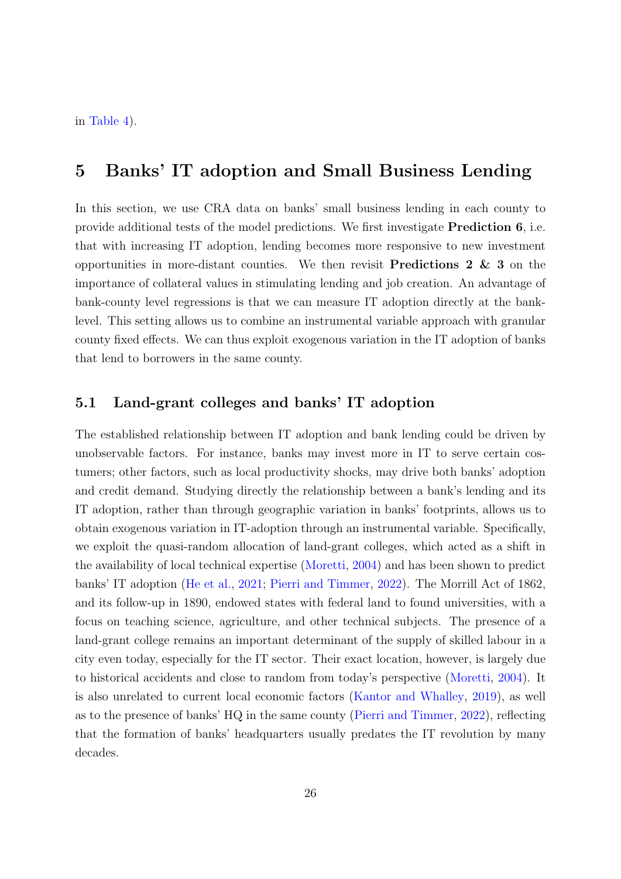in Table 4).

# 5 Banks' IT adoption and Small Business Lending

In this section, we use CRA data on banks' small business lending in each county to provide additional tests of the model predictions. We first investigate **Prediction 6**, i.e. that with increasing IT adoption, lending becomes more responsive to new investment opportunities in more-distant counties. We then revisit **Predictions 2 & 3** on the importance of collateral values in stimulating lending and job creation. An advantage of bank-county level regressions is that we can measure IT adoption directly at the bank-level. This setting allows us to combine an instrumental variable approach with granular county fixed effects. We can thus exploit exogenous variation in the IT adoption of banks that lend to borrowers in the same county.

## 5.1 Land-grant colleges and banks' IT adoption

The established relationship between IT adoption and bank lending could be driven by unobservable factors. For instance, banks may invest more in IT to serve certain costumers; other factors, such as local productivity shocks, may drive both banks' adoption and credit demand. Studying directly the relationship between a bank's lending and its IT adoption, rather than through geographic variation in banks' footprints, allows us to obtain exogenous variation in IT-adoption through an instrumental variable. Specifically, we exploit the quasi-random allocation of land-grant colleges, which acted as a shift in the availability of local technical expertise (Moretti, 2004) and has been shown to predict banks' IT adoption (He et al., 2021; Pierri and Timmer, 2022). The Morrill Act of 1862, and its follow-up in 1890, endowed states with federal land to found universities, with a focus on teaching science, agriculture, and other technical subjects. The presence of a land-grant college remains an important determinant of the supply of skilled labour in a city even today, especially for the IT sector. Their exact location, however, is largely due to historical accidents and close to random from today's perspective (Moretti, 2004). It is also unrelated to current local economic factors (Kantor and Whalley, 2019), as well as to the presence of banks' HQ in the same county (Pierri and Timmer, 2022), reflecting that the formation of banks' headquarters usually predates the IT revolution by many decades.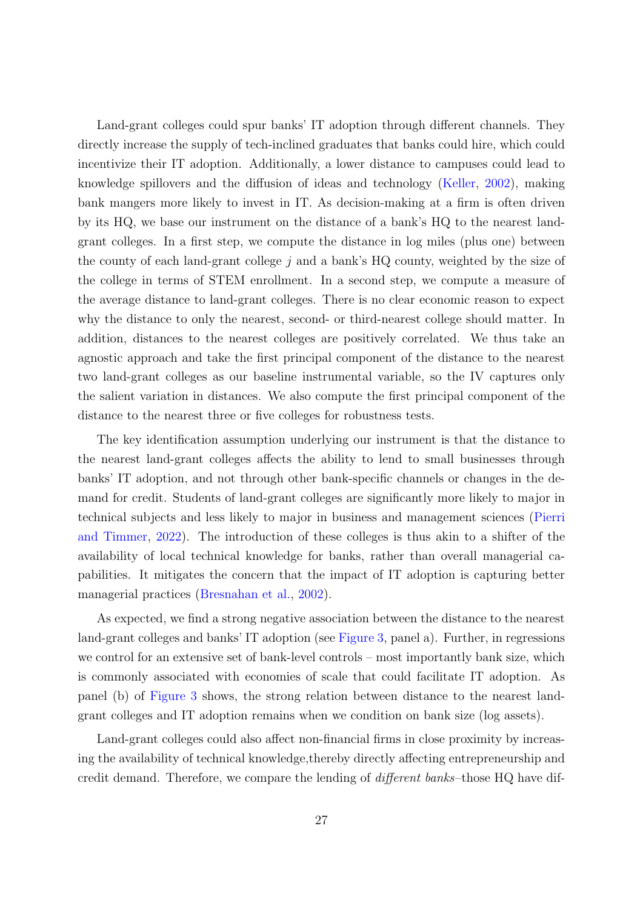Land-grant colleges could spur banks' IT adoption through different channels. They directly increase the supply of tech-inclined graduates that banks could hire, which could incentivize their IT adoption. Additionally, a lower distance to campuses could lead to knowledge spillovers and the diffusion of ideas and technology (Keller, 2002), making bank mangers more likely to invest in IT. As decision-making at a firm is often driven by its HQ, we base our instrument on the distance of a bank's HQ to the nearest land-grant colleges. In a first step, we compute the distance in log miles (plus one) between the county of each land-grant college $j$ and a bank's HQ county, weighted by the size of the college in terms of STEM enrollment. In a second step, we compute a measure of the average distance to land-grant colleges. There is no clear economic reason to expect why the distance to only the nearest, second- or third-nearest college should matter. In addition, distances to the nearest colleges are positively correlated. We thus take an agnostic approach and take the first principal component of the distance to the nearest two land-grant colleges as our baseline instrumental variable, so the IV captures only the salient variation in distances. We also compute the first principal component of the distance to the nearest three or five colleges for robustness tests.

The key identification assumption underlying our instrument is that the distance to the nearest land-grant colleges affects the ability to lend to small businesses through banks' IT adoption, and not through other bank-specific channels or changes in the demand for credit. Students of land-grant colleges are significantly more likely to major in technical subjects and less likely to major in business and management sciences (Pierri and Timmer, 2022). The introduction of these colleges is thus akin to a shifter of the availability of local technical knowledge for banks, rather than overall managerial capabilities. It mitigates the concern that the impact of IT adoption is capturing better managerial practices (Bresnahan et al., 2002).

As expected, we find a strong negative association between the distance to the nearest land-grant colleges and banks' IT adoption (see Figure 3, panel a). Further, in regressions we control for an extensive set of bank-level controls – most importantly bank size, which is commonly associated with economies of scale that could facilitate IT adoption. As panel (b) of Figure 3 shows, the strong relation between distance to the nearest land-grant colleges and IT adoption remains when we condition on bank size (log assets).

Land-grant colleges could also affect non-financial firms in close proximity by increasing the availability of technical knowledge,thereby directly affecting entrepreneurship and credit demand. Therefore, we compare the lending of *different banks*–those HQ have dif-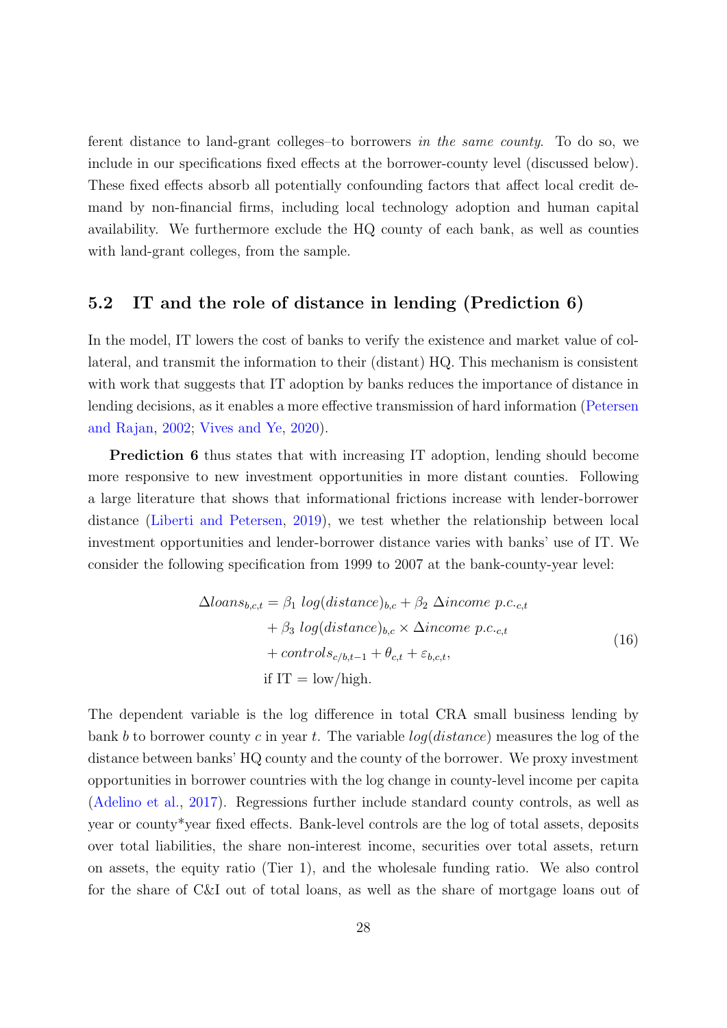ferent distance to land-grant colleges–to borrowers *in the same county*. To do so, we include in our specifications fixed effects at the borrower-county level (discussed below). These fixed effects absorb all potentially confounding factors that affect local credit demand by non-financial firms, including local technology adoption and human capital availability. We furthermore exclude the HQ county of each bank, as well as counties with land-grant colleges, from the sample.

## 5.2 IT and the role of distance in lending (Prediction 6)

In the model, IT lowers the cost of banks to verify the existence and market value of collateral, and transmit the information to their (distant) HQ. This mechanism is consistent with work that suggests that IT adoption by banks reduces the importance of distance in lending decisions, as it enables a more effective transmission of hard information (Petersen and Rajan, 2002; Vives and Ye, 2020).

**Prediction 6** thus states that with increasing IT adoption, lending should become more responsive to new investment opportunities in more distant counties. Following a large literature that shows that informational frictions increase with lender-borrower distance (Liberti and Petersen, 2019), we test whether the relationship between local investment opportunities and lender-borrower distance varies with banks' use of IT. We consider the following specification from 1999 to 2007 at the bank-county-year level:

$$
\begin{aligned}
\Delta loans_{b,c,t} = {} & \beta_1 \, log(distance)_{b,c} + \beta_2 \, \Delta income \ p.c._{c,t} \\
& + \beta_3 \, log(distance)_{b,c} \times \Delta income \ p.c._{c,t} \\
& + controls_{c/b,t-1} + \theta_{c,t} + \varepsilon_{b,c,t}, \\
& \text{if IT} = \text{low/high.}
\end{aligned} \tag{16}
$$

The dependent variable is the log difference in total CRA small business lending by bank $b$ to borrower county $c$ in year $t$. The variable $log(distance)$ measures the log of the distance between banks' HQ county and the county of the borrower. We proxy investment opportunities in borrower countries with the log change in county-level income per capita (Adelino et al., 2017). Regressions further include standard county controls, as well as year or county*year fixed effects. Bank-level controls are the log of total assets, deposits over total liabilities, the share non-interest income, securities over total assets, return on assets, the equity ratio (Tier 1), and the wholesale funding ratio. We also control for the share of C&I out of total loans, as well as the share of mortgage loans out of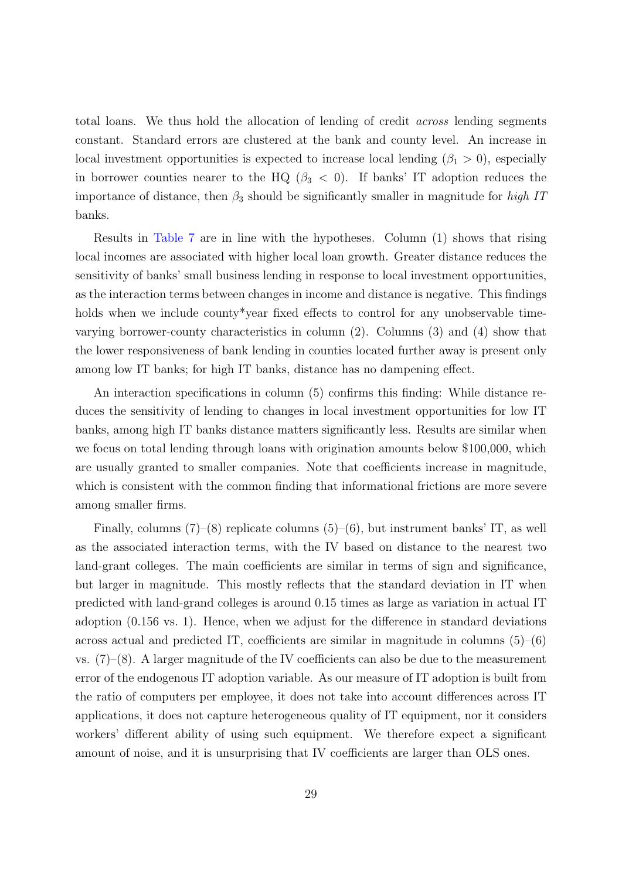total loans. We thus hold the allocation of lending of credit *across* lending segments constant. Standard errors are clustered at the bank and county level. An increase in local investment opportunities is expected to increase local lending ($\beta_1 > 0$), especially in borrower counties nearer to the HQ ($\beta_3 < 0$). If banks' IT adoption reduces the importance of distance, then $\beta_3$ should be significantly smaller in magnitude for *high IT* banks.

Results in Table 7 are in line with the hypotheses. Column (1) shows that rising local incomes are associated with higher local loan growth. Greater distance reduces the sensitivity of banks' small business lending in response to local investment opportunities, as the interaction terms between changes in income and distance is negative. This findings holds when we include county*year fixed effects to control for any unobservable time-varying borrower-county characteristics in column (2). Columns (3) and (4) show that the lower responsiveness of bank lending in counties located further away is present only among low IT banks; for high IT banks, distance has no dampening effect.

An interaction specifications in column (5) confirms this finding: While distance reduces the sensitivity of lending to changes in local investment opportunities for low IT banks, among high IT banks distance matters significantly less. Results are similar when we focus on total lending through loans with origination amounts below \$100,000, which are usually granted to smaller companies. Note that coefficients increase in magnitude, which is consistent with the common finding that informational frictions are more severe among smaller firms.

Finally, columns (7)–(8) replicate columns (5)–(6), but instrument banks' IT, as well as the associated interaction terms, with the IV based on distance to the nearest two land-grant colleges. The main coefficients are similar in terms of sign and significance, but larger in magnitude. This mostly reflects that the standard deviation in IT when predicted with land-grand colleges is around 0.15 times as large as variation in actual IT adoption (0.156 vs. 1). Hence, when we adjust for the difference in standard deviations across actual and predicted IT, coefficients are similar in magnitude in columns (5)–(6) vs. (7)–(8). A larger magnitude of the IV coefficients can also be due to the measurement error of the endogenous IT adoption variable. As our measure of IT adoption is built from the ratio of computers per employee, it does not take into account differences across IT applications, it does not capture heterogeneous quality of IT equipment, nor it considers workers' different ability of using such equipment. We therefore expect a significant amount of noise, and it is unsurprising that IV coefficients are larger than OLS ones.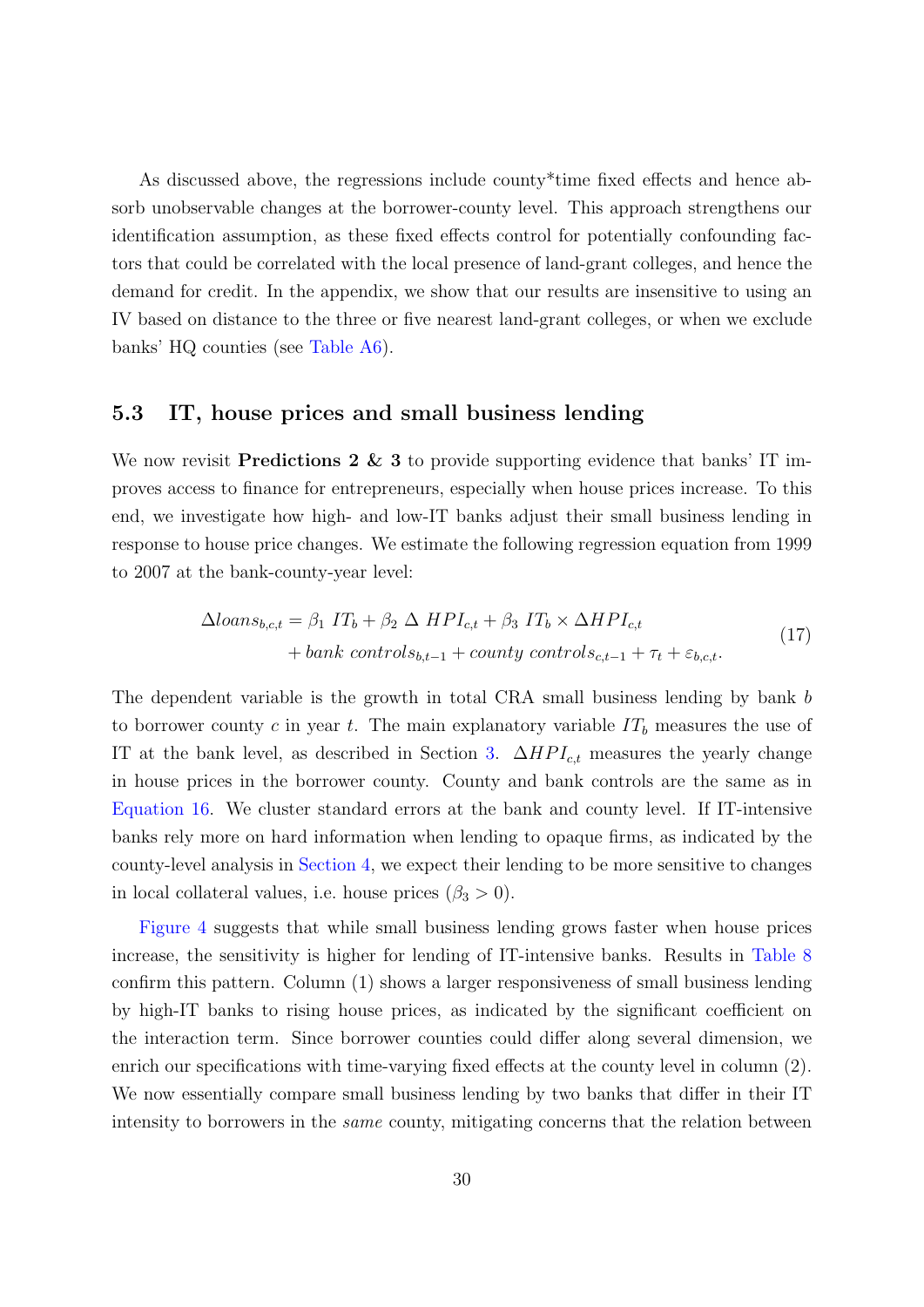As discussed above, the regressions include county*time fixed effects and hence absorb unobservable changes at the borrower-county level. This approach strengthens our identification assumption, as these fixed effects control for potentially confounding factors that could be correlated with the local presence of land-grant colleges, and hence the demand for credit. In the appendix, we show that our results are insensitive to using an IV based on distance to the three or five nearest land-grant colleges, or when we exclude banks' HQ counties (see Table A6).

## 5.3 IT, house prices and small business lending

We now revisit **Predictions 2 & 3** to provide supporting evidence that banks' IT improves access to finance for entrepreneurs, especially when house prices increase. To this end, we investigate how high- and low-IT banks adjust their small business lending in response to house price changes. We estimate the following regression equation from 1999 to 2007 at the bank-county-year level:

$$\begin{aligned}\Delta loans_{b,c,t} &= \beta_1 \; IT_b + \beta_2 \; \Delta \; HPI_{c,t} + \beta_3 \; IT_b \times \Delta HPI_{c,t} \\ &\quad + bank \; controls_{b,t-1} + county \; controls_{c,t-1} + \tau_t + \varepsilon_{b,c,t}.\end{aligned} \tag{17}$$

The dependent variable is the growth in total CRA small business lending by bank $b$ to borrower county $c$ in year $t$. The main explanatory variable $IT_b$ measures the use of IT at the bank level, as described in Section 3. $\Delta HPI_{c,t}$ measures the yearly change in house prices in the borrower county. County and bank controls are the same as in Equation 16. We cluster standard errors at the bank and county level. If IT-intensive banks rely more on hard information when lending to opaque firms, as indicated by the county-level analysis in Section 4, we expect their lending to be more sensitive to changes in local collateral values, i.e. house prices ($\beta_3 > 0$).

Figure 4 suggests that while small business lending grows faster when house prices increase, the sensitivity is higher for lending of IT-intensive banks. Results in Table 8 confirm this pattern. Column (1) shows a larger responsiveness of small business lending by high-IT banks to rising house prices, as indicated by the significant coefficient on the interaction term. Since borrower counties could differ along several dimension, we enrich our specifications with time-varying fixed effects at the county level in column (2). We now essentially compare small business lending by two banks that differ in their IT intensity to borrowers in the *same* county, mitigating concerns that the relation between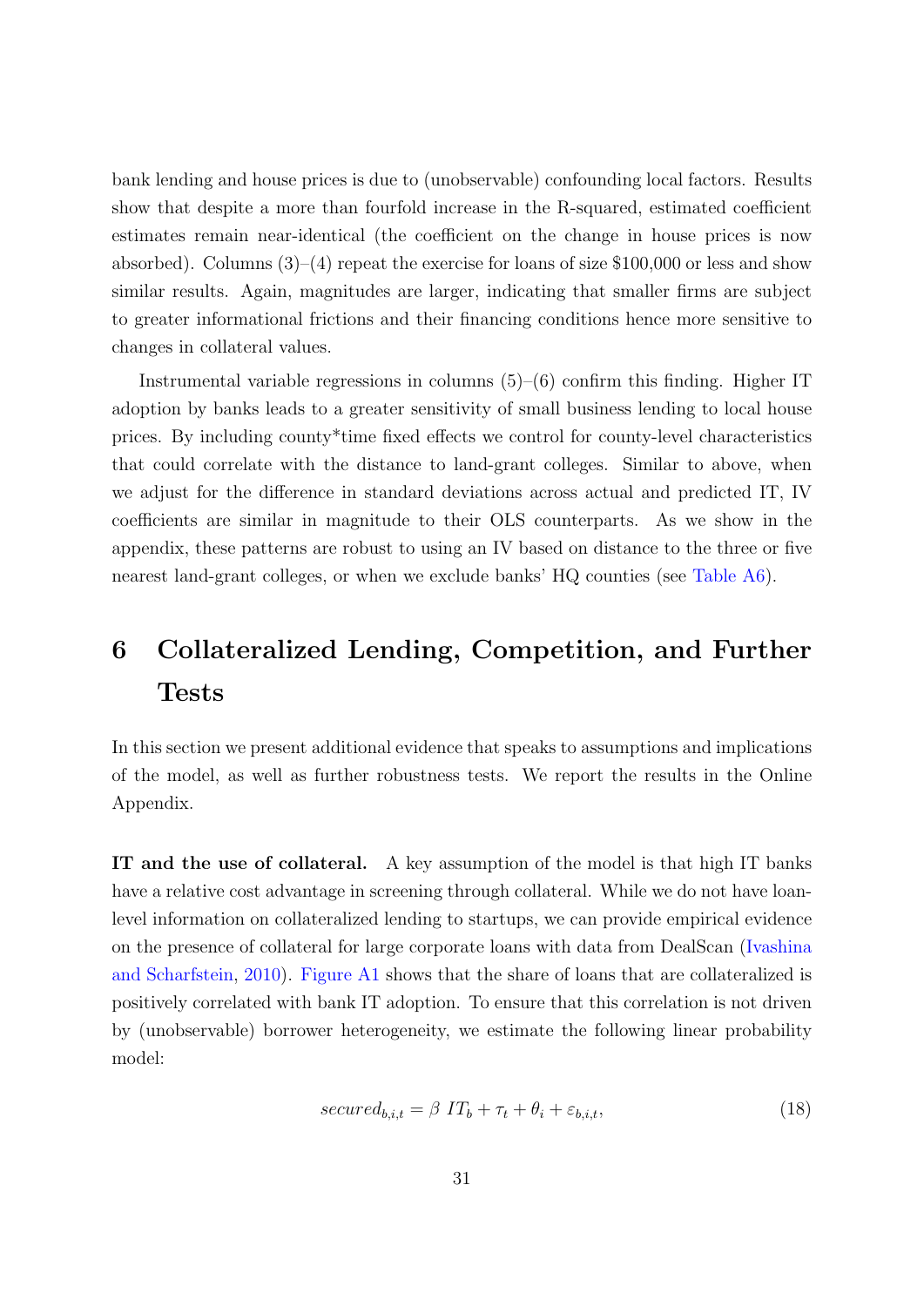bank lending and house prices is due to (unobservable) confounding local factors. Results show that despite a more than fourfold increase in the R-squared, estimated coefficient estimates remain near-identical (the coefficient on the change in house prices is now absorbed). Columns (3)–(4) repeat the exercise for loans of size $100,000 or less and show similar results. Again, magnitudes are larger, indicating that smaller firms are subject to greater informational frictions and their financing conditions hence more sensitive to changes in collateral values.

Instrumental variable regressions in columns (5)–(6) confirm this finding. Higher IT adoption by banks leads to a greater sensitivity of small business lending to local house prices. By including county*time fixed effects we control for county-level characteristics that could correlate with the distance to land-grant colleges. Similar to above, when we adjust for the difference in standard deviations across actual and predicted IT, IV coefficients are similar in magnitude to their OLS counterparts. As we show in the appendix, these patterns are robust to using an IV based on distance to the three or five nearest land-grant colleges, or when we exclude banks' HQ counties (see Table A6).

# 6 Collateralized Lending, Competition, and Further Tests

In this section we present additional evidence that speaks to assumptions and implications of the model, as well as further robustness tests. We report the results in the Online Appendix.

**IT and the use of collateral.** A key assumption of the model is that high IT banks have a relative cost advantage in screening through collateral. While we do not have loan-level information on collateralized lending to startups, we can provide empirical evidence on the presence of collateral for large corporate loans with data from DealScan (Ivashina and Scharfstein, 2010). Figure A1 shows that the share of loans that are collateralized is positively correlated with bank IT adoption. To ensure that this correlation is not driven by (unobservable) borrower heterogeneity, we estimate the following linear probability model:

$$secured_{b,i,t} = \beta \; IT_b + \tau_t + \theta_i + \varepsilon_{b,i,t}, \tag{18}$$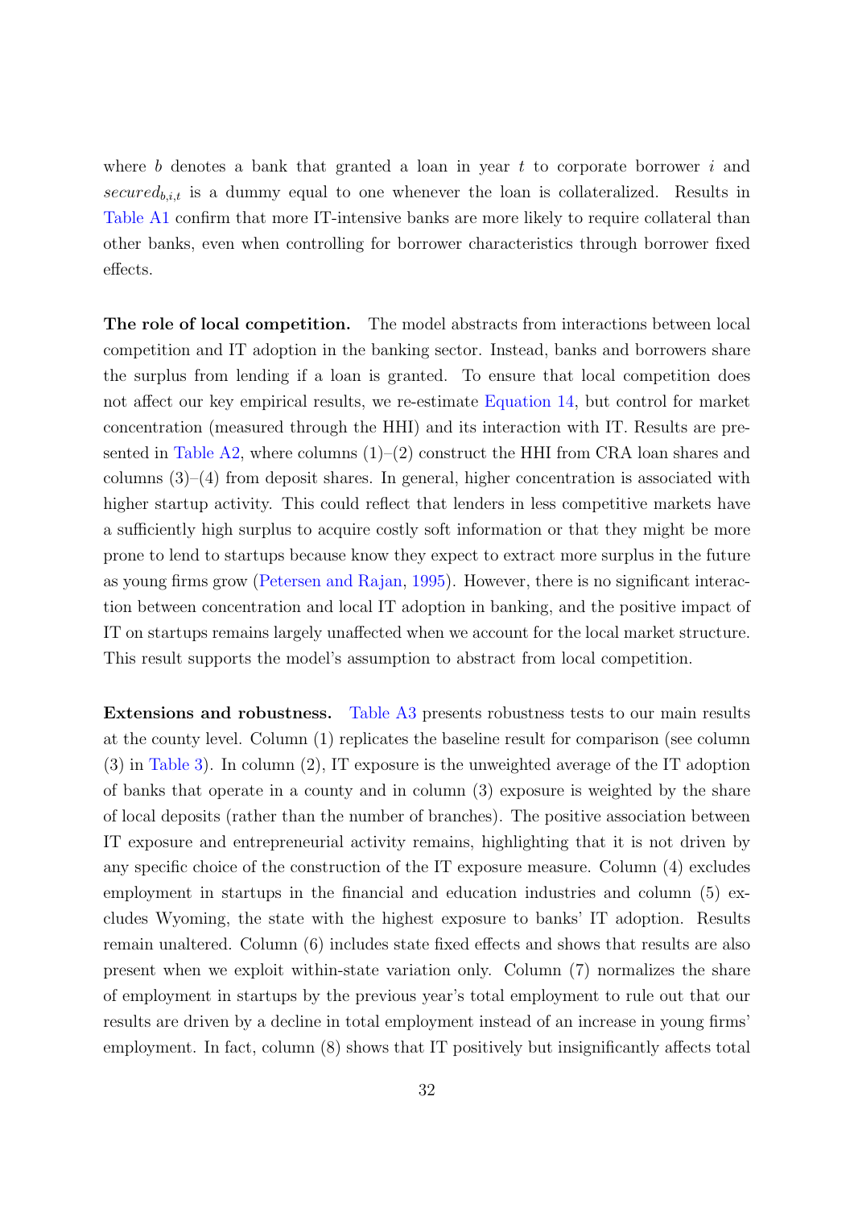where $b$ denotes a bank that granted a loan in year $t$ to corporate borrower $i$ and $secured_{b,i,t}$ is a dummy equal to one whenever the loan is collateralized. Results in Table A1 confirm that more IT-intensive banks are more likely to require collateral than other banks, even when controlling for borrower characteristics through borrower fixed effects.

**The role of local competition.** The model abstracts from interactions between local competition and IT adoption in the banking sector. Instead, banks and borrowers share the surplus from lending if a loan is granted. To ensure that local competition does not affect our key empirical results, we re-estimate Equation 14, but control for market concentration (measured through the HHI) and its interaction with IT. Results are presented in Table A2, where columns (1)–(2) construct the HHI from CRA loan shares and columns (3)–(4) from deposit shares. In general, higher concentration is associated with higher startup activity. This could reflect that lenders in less competitive markets have a sufficiently high surplus to acquire costly soft information or that they might be more prone to lend to startups because know they expect to extract more surplus in the future as young firms grow (Petersen and Rajan, 1995). However, there is no significant interaction between concentration and local IT adoption in banking, and the positive impact of IT on startups remains largely unaffected when we account for the local market structure. This result supports the model's assumption to abstract from local competition.

**Extensions and robustness.** Table A3 presents robustness tests to our main results at the county level. Column (1) replicates the baseline result for comparison (see column (3) in Table 3). In column (2), IT exposure is the unweighted average of the IT adoption of banks that operate in a county and in column (3) exposure is weighted by the share of local deposits (rather than the number of branches). The positive association between IT exposure and entrepreneurial activity remains, highlighting that it is not driven by any specific choice of the construction of the IT exposure measure. Column (4) excludes employment in startups in the financial and education industries and column (5) excludes Wyoming, the state with the highest exposure to banks' IT adoption. Results remain unaltered. Column (6) includes state fixed effects and shows that results are also present when we exploit within-state variation only. Column (7) normalizes the share of employment in startups by the previous year's total employment to rule out that our results are driven by a decline in total employment instead of an increase in young firms' employment. In fact, column (8) shows that IT positively but insignificantly affects total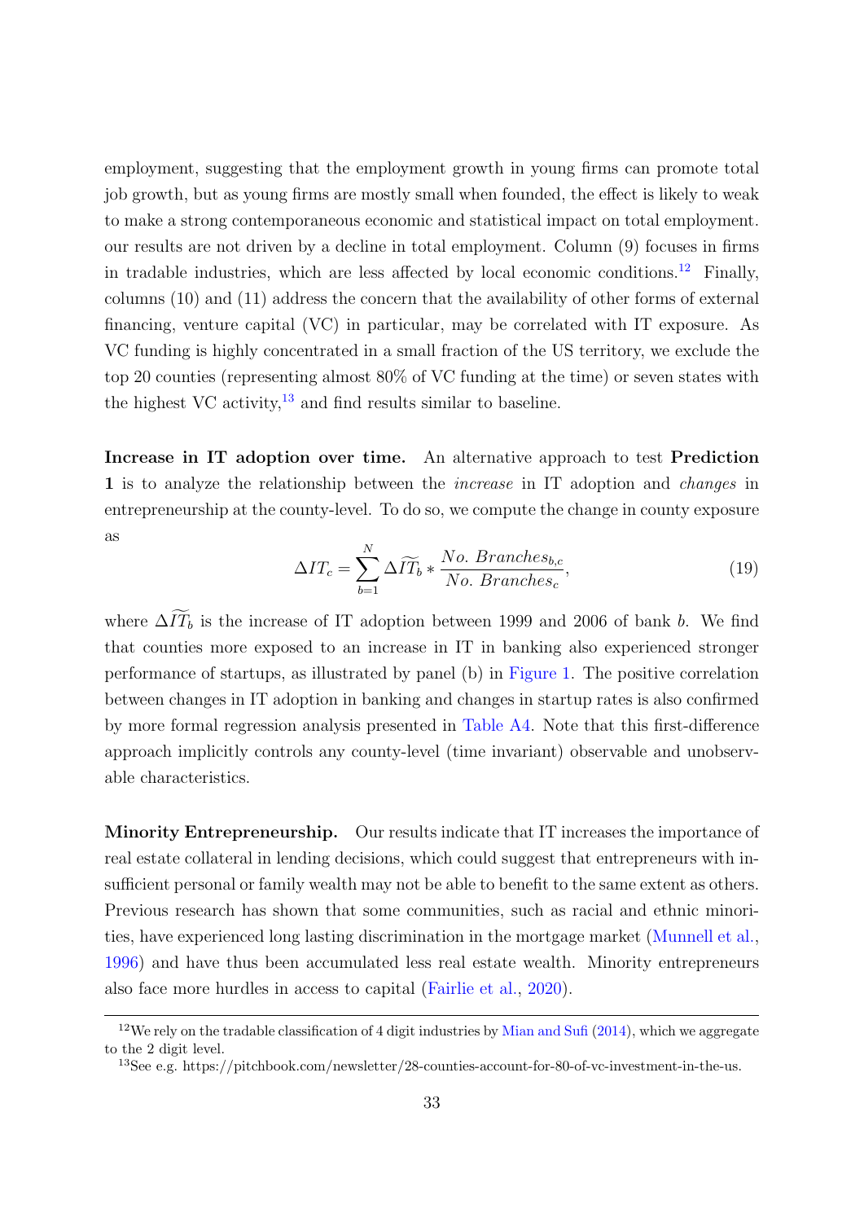employment, suggesting that the employment growth in young firms can promote total job growth, but as young firms are mostly small when founded, the effect is likely to weak to make a strong contemporaneous economic and statistical impact on total employment. our results are not driven by a decline in total employment. Column (9) focuses in firms in tradable industries, which are less affected by local economic conditions.[12] Finally, columns (10) and (11) address the concern that the availability of other forms of external financing, venture capital (VC) in particular, may be correlated with IT exposure. As VC funding is highly concentrated in a small fraction of the US territory, we exclude the top 20 counties (representing almost 80% of VC funding at the time) or seven states with the highest VC activity,[13] and find results similar to baseline.

**Increase in IT adoption over time.** An alternative approach to test **Prediction 1** is to analyze the relationship between the *increase* in IT adoption and *changes* in entrepreneurship at the county-level. To do so, we compute the change in county exposure as

$$\Delta IT_c = \sum_{b=1}^{N} \Delta \widetilde{IT}_b * \frac{No.\ Branches_{b,c}}{No.\ Branches_c}, \tag{19}$$

where $\Delta \widetilde{IT}_b$ is the increase of IT adoption between 1999 and 2006 of bank $b$. We find that counties more exposed to an increase in IT in banking also experienced stronger performance of startups, as illustrated by panel (b) in Figure 1. The positive correlation between changes in IT adoption in banking and changes in startup rates is also confirmed by more formal regression analysis presented in Table A4. Note that this first-difference approach implicitly controls any county-level (time invariant) observable and unobservable characteristics.

**Minority Entrepreneurship.** Our results indicate that IT increases the importance of real estate collateral in lending decisions, which could suggest that entrepreneurs with insufficient personal or family wealth may not be able to benefit to the same extent as others. Previous research has shown that some communities, such as racial and ethnic minorities, have experienced long lasting discrimination in the mortgage market (Munnell et al., 1996) and have thus been accumulated less real estate wealth. Minority entrepreneurs also face more hurdles in access to capital (Fairlie et al., 2020).

---

[12] We rely on the tradable classification of 4 digit industries by Mian and Sufi (2014), which we aggregate to the 2 digit level.

[13] See e.g. https://pitchbook.com/newsletter/28-counties-account-for-80-of-vc-investment-in-the-us.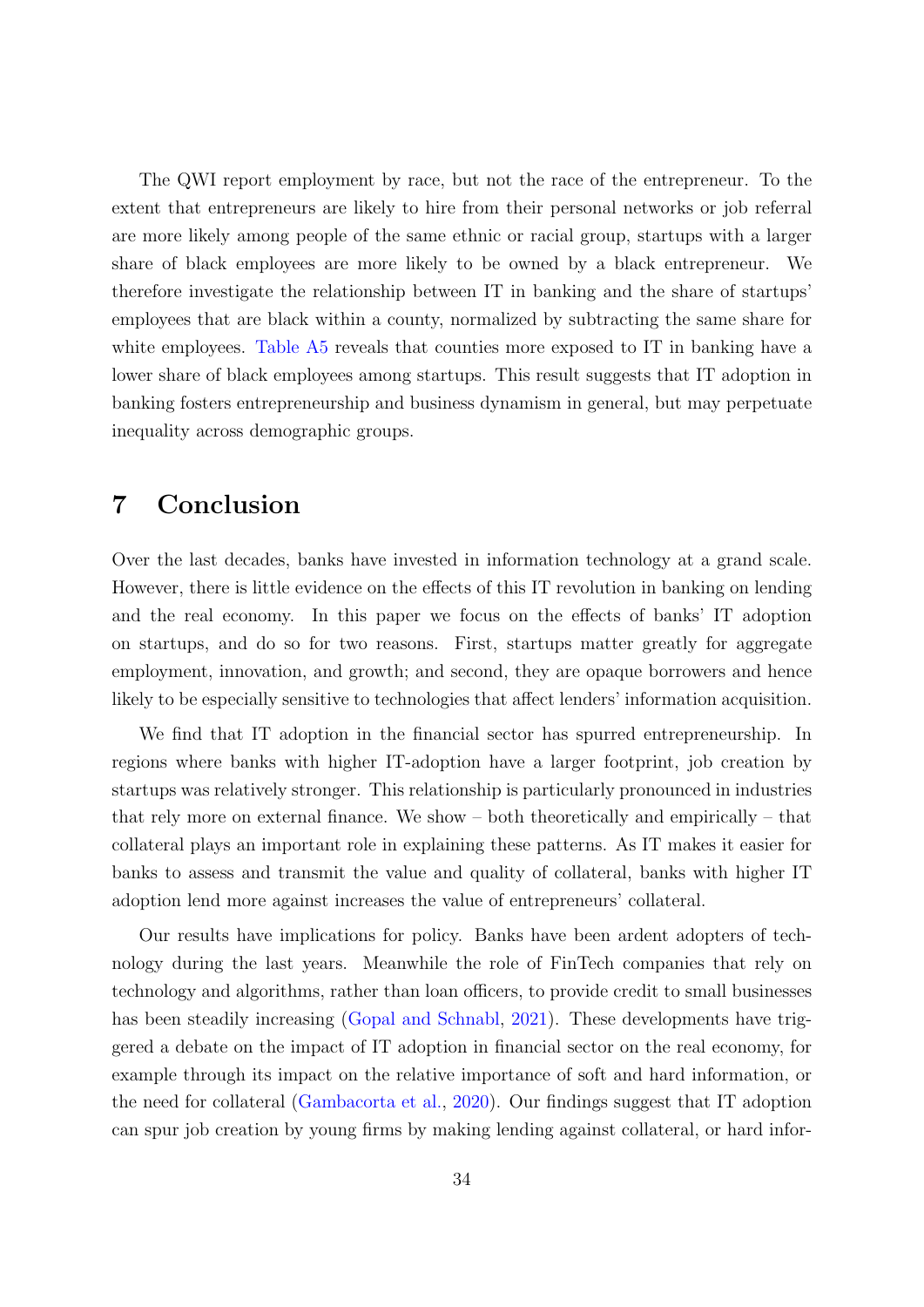The QWI report employment by race, but not the race of the entrepreneur. To the extent that entrepreneurs are likely to hire from their personal networks or job referral are more likely among people of the same ethnic or racial group, startups with a larger share of black employees are more likely to be owned by a black entrepreneur. We therefore investigate the relationship between IT in banking and the share of startups' employees that are black within a county, normalized by subtracting the same share for white employees. Table A5 reveals that counties more exposed to IT in banking have a lower share of black employees among startups. This result suggests that IT adoption in banking fosters entrepreneurship and business dynamism in general, but may perpetuate inequality across demographic groups.

# 7 Conclusion

Over the last decades, banks have invested in information technology at a grand scale. However, there is little evidence on the effects of this IT revolution in banking on lending and the real economy. In this paper we focus on the effects of banks' IT adoption on startups, and do so for two reasons. First, startups matter greatly for aggregate employment, innovation, and growth; and second, they are opaque borrowers and hence likely to be especially sensitive to technologies that affect lenders' information acquisition.

We find that IT adoption in the financial sector has spurred entrepreneurship. In regions where banks with higher IT-adoption have a larger footprint, job creation by startups was relatively stronger. This relationship is particularly pronounced in industries that rely more on external finance. We show – both theoretically and empirically – that collateral plays an important role in explaining these patterns. As IT makes it easier for banks to assess and transmit the value and quality of collateral, banks with higher IT adoption lend more against increases the value of entrepreneurs' collateral.

Our results have implications for policy. Banks have been ardent adopters of technology during the last years. Meanwhile the role of FinTech companies that rely on technology and algorithms, rather than loan officers, to provide credit to small businesses has been steadily increasing (Gopal and Schnabl, 2021). These developments have triggered a debate on the impact of IT adoption in financial sector on the real economy, for example through its impact on the relative importance of soft and hard information, or the need for collateral (Gambacorta et al., 2020). Our findings suggest that IT adoption can spur job creation by young firms by making lending against collateral, or hard infor-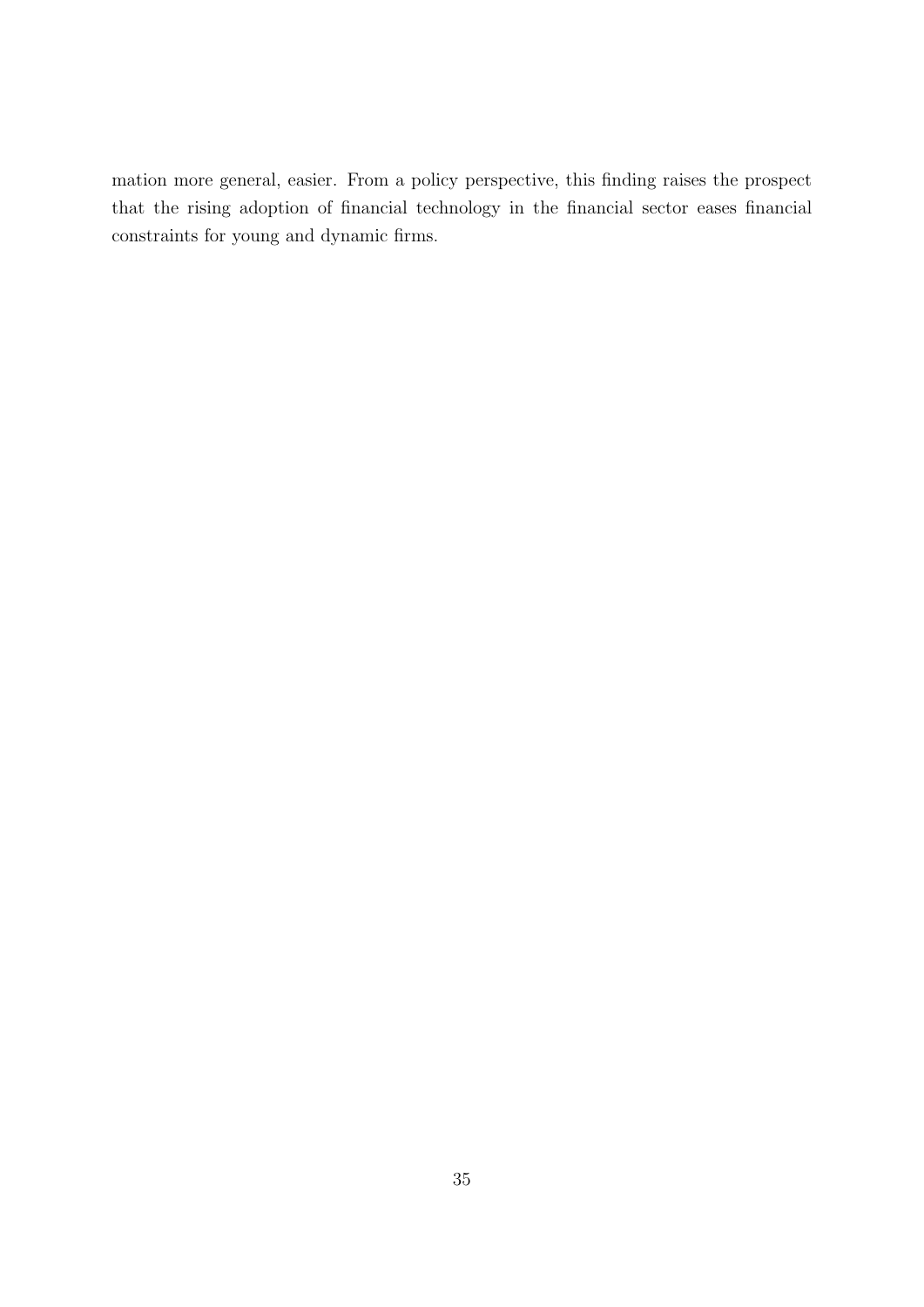mation more general, easier. From a policy perspective, this finding raises the prospect that the rising adoption of financial technology in the financial sector eases financial constraints for young and dynamic firms.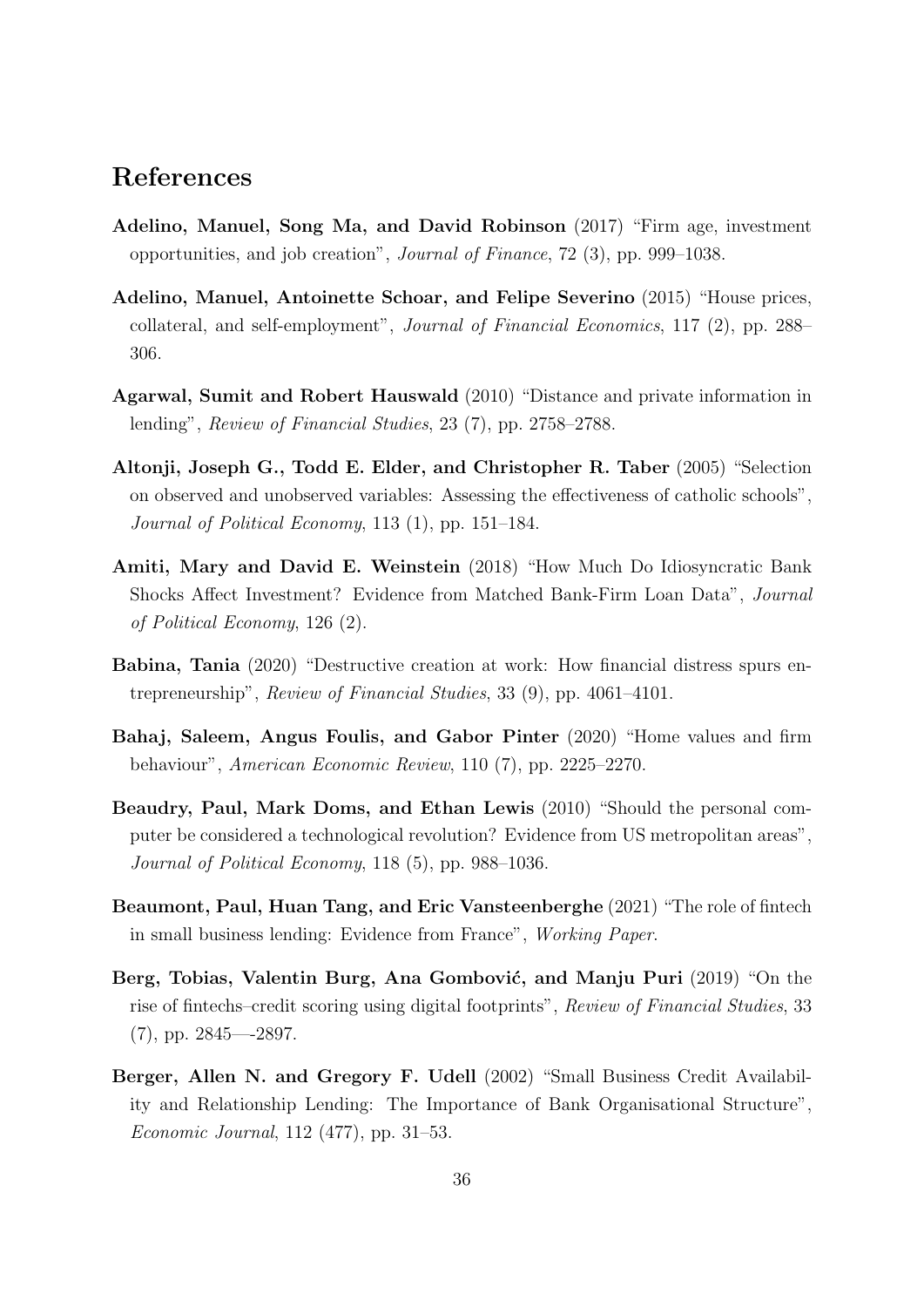## References

**Adelino, Manuel, Song Ma, and David Robinson** (2017) "Firm age, investment opportunities, and job creation", *Journal of Finance*, 72 (3), pp. 999–1038.

**Adelino, Manuel, Antoinette Schoar, and Felipe Severino** (2015) "House prices, collateral, and self-employment", *Journal of Financial Economics*, 117 (2), pp. 288–306.

**Agarwal, Sumit and Robert Hauswald** (2010) "Distance and private information in lending", *Review of Financial Studies*, 23 (7), pp. 2758–2788.

**Altonji, Joseph G., Todd E. Elder, and Christopher R. Taber** (2005) "Selection on observed and unobserved variables: Assessing the effectiveness of catholic schools", *Journal of Political Economy*, 113 (1), pp. 151–184.

**Amiti, Mary and David E. Weinstein** (2018) "How Much Do Idiosyncratic Bank Shocks Affect Investment? Evidence from Matched Bank-Firm Loan Data", *Journal of Political Economy*, 126 (2).

**Babina, Tania** (2020) "Destructive creation at work: How financial distress spurs entrepreneurship", *Review of Financial Studies*, 33 (9), pp. 4061–4101.

**Bahaj, Saleem, Angus Foulis, and Gabor Pinter** (2020) "Home values and firm behaviour", *American Economic Review*, 110 (7), pp. 2225–2270.

**Beaudry, Paul, Mark Doms, and Ethan Lewis** (2010) "Should the personal computer be considered a technological revolution? Evidence from US metropolitan areas", *Journal of Political Economy*, 118 (5), pp. 988–1036.

**Beaumont, Paul, Huan Tang, and Eric Vansteenberghe** (2021) "The role of fintech in small business lending: Evidence from France", *Working Paper*.

**Berg, Tobias, Valentin Burg, Ana Gombović, and Manju Puri** (2019) "On the rise of fintechs–credit scoring using digital footprints", *Review of Financial Studies*, 33 (7), pp. 2845—-2897.

**Berger, Allen N. and Gregory F. Udell** (2002) "Small Business Credit Availability and Relationship Lending: The Importance of Bank Organisational Structure", *Economic Journal*, 112 (477), pp. 31–53.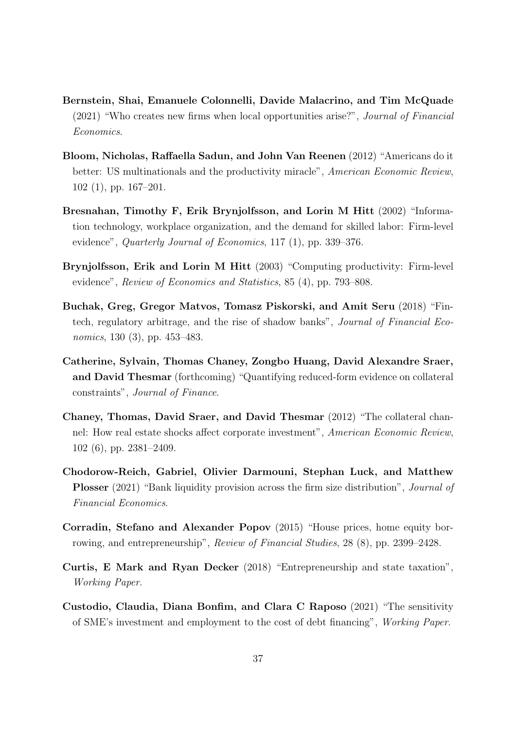**Bernstein, Shai, Emanuele Colonnelli, Davide Malacrino, and Tim McQuade** (2021) "Who creates new firms when local opportunities arise?", *Journal of Financial Economics*.

**Bloom, Nicholas, Raffaella Sadun, and John Van Reenen** (2012) "Americans do it better: US multinationals and the productivity miracle", *American Economic Review*, 102 (1), pp. 167–201.

**Bresnahan, Timothy F, Erik Brynjolfsson, and Lorin M Hitt** (2002) "Information technology, workplace organization, and the demand for skilled labor: Firm-level evidence", *Quarterly Journal of Economics*, 117 (1), pp. 339–376.

**Brynjolfsson, Erik and Lorin M Hitt** (2003) "Computing productivity: Firm-level evidence", *Review of Economics and Statistics*, 85 (4), pp. 793–808.

**Buchak, Greg, Gregor Matvos, Tomasz Piskorski, and Amit Seru** (2018) "Fintech, regulatory arbitrage, and the rise of shadow banks", *Journal of Financial Economics*, 130 (3), pp. 453–483.

**Catherine, Sylvain, Thomas Chaney, Zongbo Huang, David Alexandre Sraer, and David Thesmar** (forthcoming) "Quantifying reduced-form evidence on collateral constraints", *Journal of Finance*.

**Chaney, Thomas, David Sraer, and David Thesmar** (2012) "The collateral channel: How real estate shocks affect corporate investment", *American Economic Review*, 102 (6), pp. 2381–2409.

**Chodorow-Reich, Gabriel, Olivier Darmouni, Stephan Luck, and Matthew Plosser** (2021) "Bank liquidity provision across the firm size distribution", *Journal of Financial Economics*.

**Corradin, Stefano and Alexander Popov** (2015) "House prices, home equity borrowing, and entrepreneurship", *Review of Financial Studies*, 28 (8), pp. 2399–2428.

**Curtis, E Mark and Ryan Decker** (2018) "Entrepreneurship and state taxation", *Working Paper*.

**Custodio, Claudia, Diana Bonfim, and Clara C Raposo** (2021) "The sensitivity of SME's investment and employment to the cost of debt financing", *Working Paper*.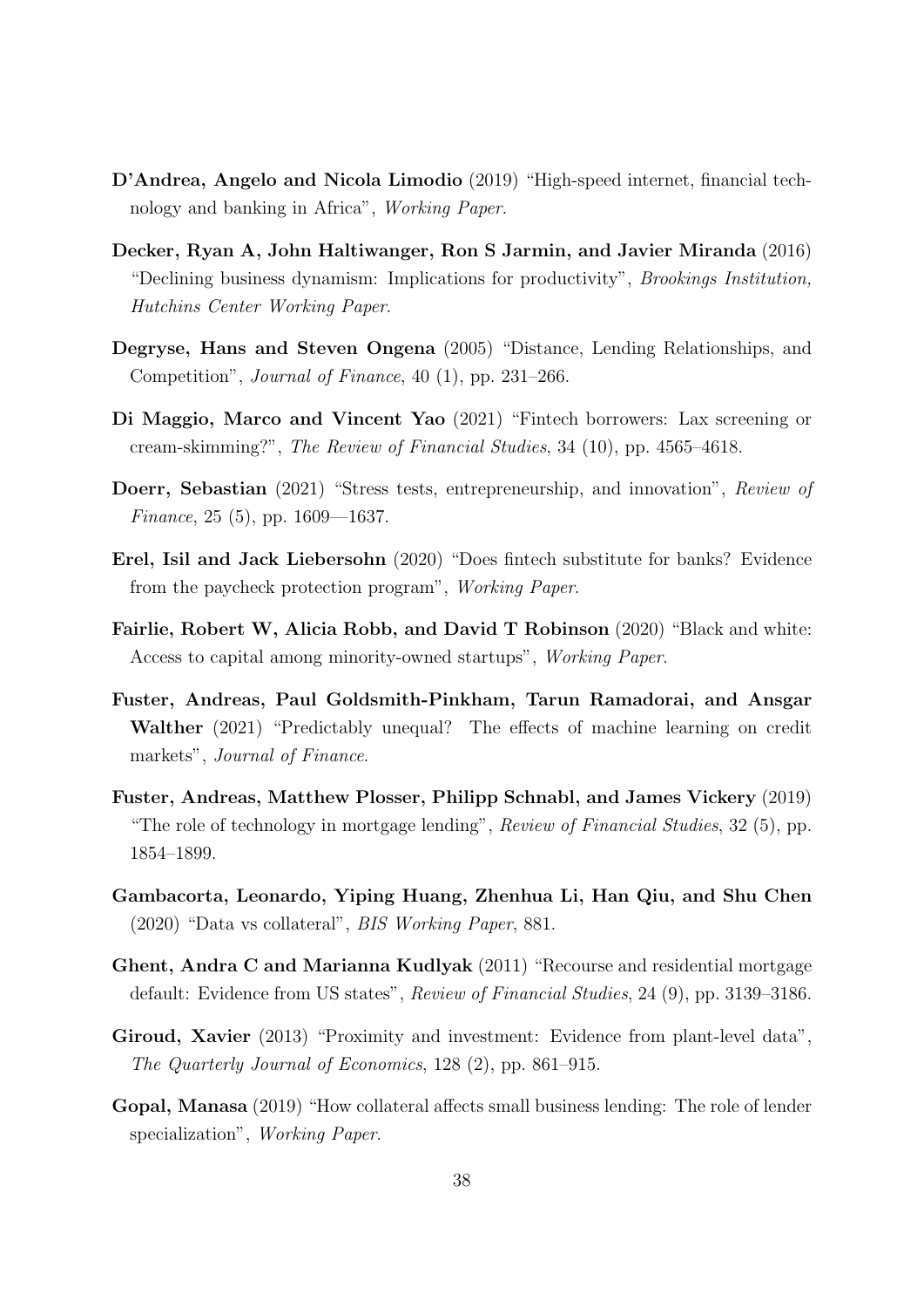**D'Andrea, Angelo and Nicola Limodio** (2019) "High-speed internet, financial technology and banking in Africa", *Working Paper*.

**Decker, Ryan A, John Haltiwanger, Ron S Jarmin, and Javier Miranda** (2016) "Declining business dynamism: Implications for productivity", *Brookings Institution, Hutchins Center Working Paper*.

**Degryse, Hans and Steven Ongena** (2005) "Distance, Lending Relationships, and Competition", *Journal of Finance*, 40 (1), pp. 231–266.

**Di Maggio, Marco and Vincent Yao** (2021) "Fintech borrowers: Lax screening or cream-skimming?", *The Review of Financial Studies*, 34 (10), pp. 4565–4618.

**Doerr, Sebastian** (2021) "Stress tests, entrepreneurship, and innovation", *Review of Finance*, 25 (5), pp. 1609—1637.

**Erel, Isil and Jack Liebersohn** (2020) "Does fintech substitute for banks? Evidence from the paycheck protection program", *Working Paper*.

**Fairlie, Robert W, Alicia Robb, and David T Robinson** (2020) "Black and white: Access to capital among minority-owned startups", *Working Paper*.

**Fuster, Andreas, Paul Goldsmith-Pinkham, Tarun Ramadorai, and Ansgar Walther** (2021) "Predictably unequal? The effects of machine learning on credit markets", *Journal of Finance*.

**Fuster, Andreas, Matthew Plosser, Philipp Schnabl, and James Vickery** (2019) "The role of technology in mortgage lending", *Review of Financial Studies*, 32 (5), pp. 1854–1899.

**Gambacorta, Leonardo, Yiping Huang, Zhenhua Li, Han Qiu, and Shu Chen** (2020) "Data vs collateral", *BIS Working Paper*, 881.

**Ghent, Andra C and Marianna Kudlyak** (2011) "Recourse and residential mortgage default: Evidence from US states", *Review of Financial Studies*, 24 (9), pp. 3139–3186.

**Giroud, Xavier** (2013) "Proximity and investment: Evidence from plant-level data", *The Quarterly Journal of Economics*, 128 (2), pp. 861–915.

**Gopal, Manasa** (2019) "How collateral affects small business lending: The role of lender specialization", *Working Paper*.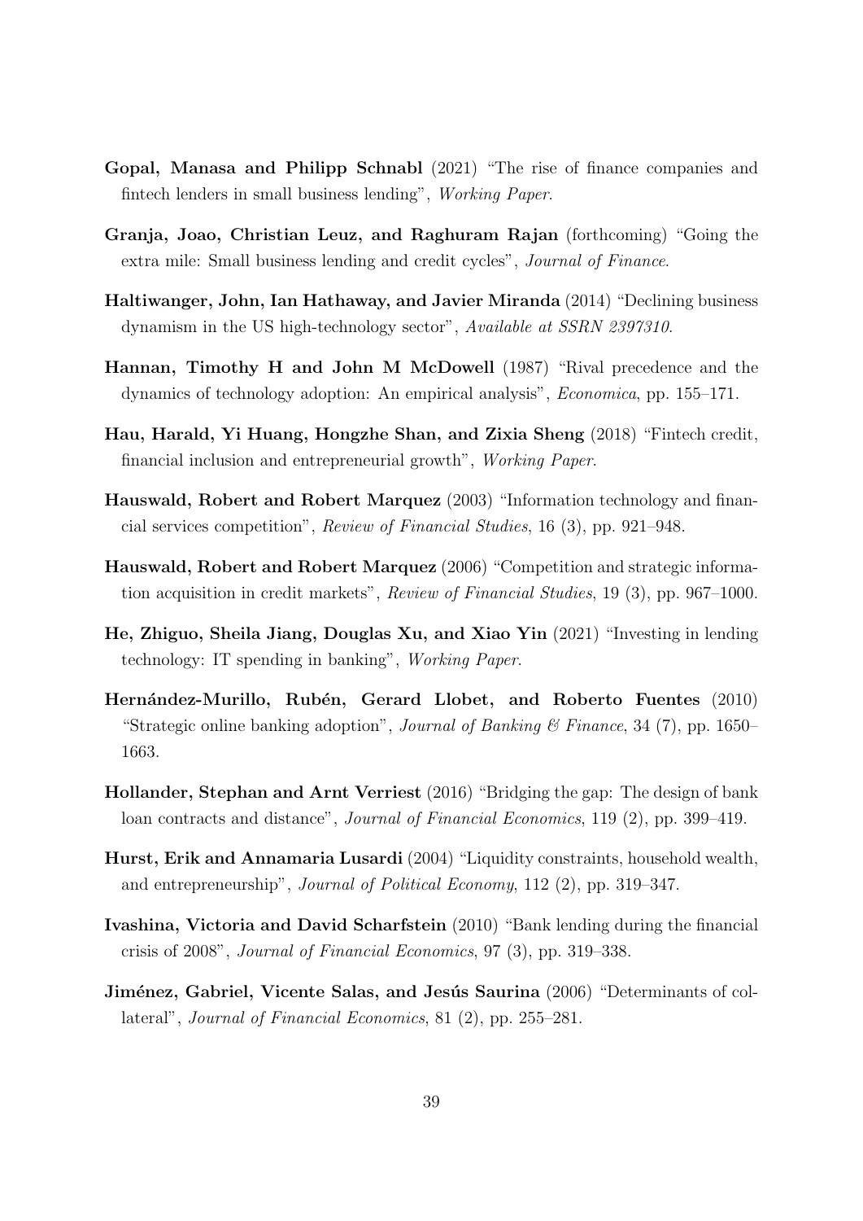**Gopal, Manasa and Philipp Schnabl** (2021) "The rise of finance companies and fintech lenders in small business lending", *Working Paper*.

**Granja, Joao, Christian Leuz, and Raghuram Rajan** (forthcoming) "Going the extra mile: Small business lending and credit cycles", *Journal of Finance*.

**Haltiwanger, John, Ian Hathaway, and Javier Miranda** (2014) "Declining business dynamism in the US high-technology sector", *Available at SSRN 2397310*.

**Hannan, Timothy H and John M McDowell** (1987) "Rival precedence and the dynamics of technology adoption: An empirical analysis", *Economica*, pp. 155–171.

**Hau, Harald, Yi Huang, Hongzhe Shan, and Zixia Sheng** (2018) "Fintech credit, financial inclusion and entrepreneurial growth", *Working Paper*.

**Hauswald, Robert and Robert Marquez** (2003) "Information technology and financial services competition", *Review of Financial Studies*, 16 (3), pp. 921–948.

**Hauswald, Robert and Robert Marquez** (2006) "Competition and strategic information acquisition in credit markets", *Review of Financial Studies*, 19 (3), pp. 967–1000.

**He, Zhiguo, Sheila Jiang, Douglas Xu, and Xiao Yin** (2021) "Investing in lending technology: IT spending in banking", *Working Paper*.

**Hernández-Murillo, Rubén, Gerard Llobet, and Roberto Fuentes** (2010) "Strategic online banking adoption", *Journal of Banking & Finance*, 34 (7), pp. 1650–1663.

**Hollander, Stephan and Arnt Verriest** (2016) "Bridging the gap: The design of bank loan contracts and distance", *Journal of Financial Economics*, 119 (2), pp. 399–419.

**Hurst, Erik and Annamaria Lusardi** (2004) "Liquidity constraints, household wealth, and entrepreneurship", *Journal of Political Economy*, 112 (2), pp. 319–347.

**Ivashina, Victoria and David Scharfstein** (2010) "Bank lending during the financial crisis of 2008", *Journal of Financial Economics*, 97 (3), pp. 319–338.

**Jiménez, Gabriel, Vicente Salas, and Jesús Saurina** (2006) "Determinants of collateral", *Journal of Financial Economics*, 81 (2), pp. 255–281.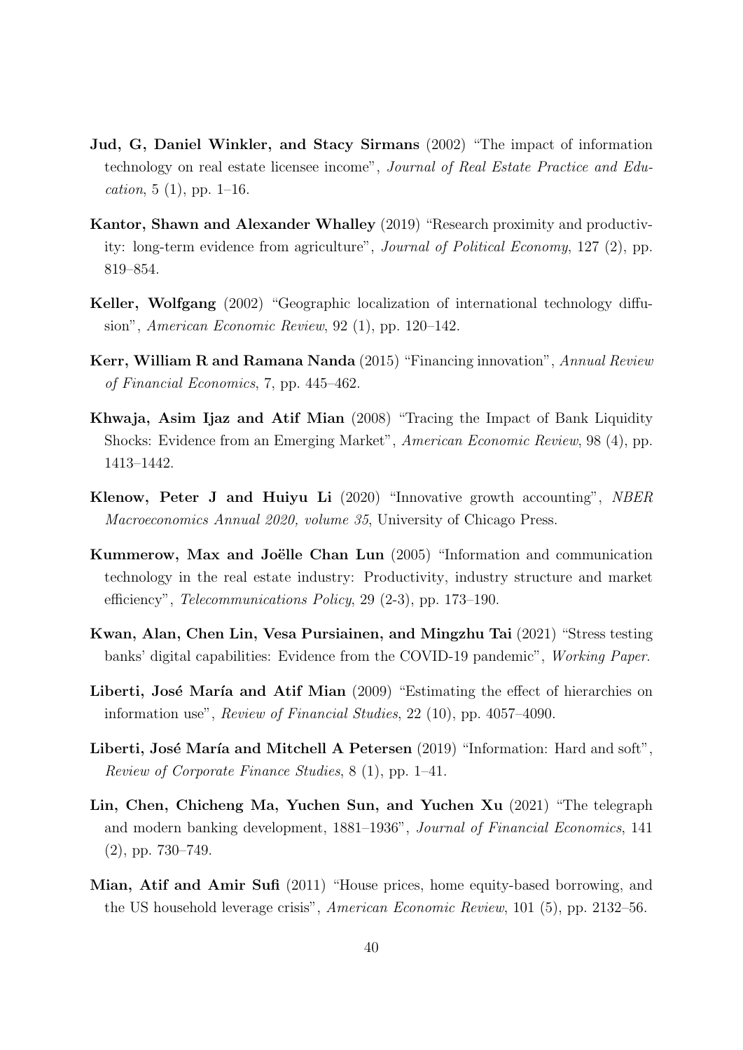**Jud, G, Daniel Winkler, and Stacy Sirmans** (2002) "The impact of information technology on real estate licensee income", *Journal of Real Estate Practice and Education*, 5 (1), pp. 1–16.

**Kantor, Shawn and Alexander Whalley** (2019) "Research proximity and productivity: long-term evidence from agriculture", *Journal of Political Economy*, 127 (2), pp. 819–854.

**Keller, Wolfgang** (2002) "Geographic localization of international technology diffusion", *American Economic Review*, 92 (1), pp. 120–142.

**Kerr, William R and Ramana Nanda** (2015) "Financing innovation", *Annual Review of Financial Economics*, 7, pp. 445–462.

**Khwaja, Asim Ijaz and Atif Mian** (2008) "Tracing the Impact of Bank Liquidity Shocks: Evidence from an Emerging Market", *American Economic Review*, 98 (4), pp. 1413–1442.

**Klenow, Peter J and Huiyu Li** (2020) "Innovative growth accounting", *NBER Macroeconomics Annual 2020, volume 35*, University of Chicago Press.

**Kummerow, Max and Joëlle Chan Lun** (2005) "Information and communication technology in the real estate industry: Productivity, industry structure and market efficiency", *Telecommunications Policy*, 29 (2-3), pp. 173–190.

**Kwan, Alan, Chen Lin, Vesa Pursiainen, and Mingzhu Tai** (2021) "Stress testing banks' digital capabilities: Evidence from the COVID-19 pandemic", *Working Paper*.

**Liberti, José María and Atif Mian** (2009) "Estimating the effect of hierarchies on information use", *Review of Financial Studies*, 22 (10), pp. 4057–4090.

**Liberti, José María and Mitchell A Petersen** (2019) "Information: Hard and soft", *Review of Corporate Finance Studies*, 8 (1), pp. 1–41.

**Lin, Chen, Chicheng Ma, Yuchen Sun, and Yuchen Xu** (2021) "The telegraph and modern banking development, 1881–1936", *Journal of Financial Economics*, 141 (2), pp. 730–749.

**Mian, Atif and Amir Sufi** (2011) "House prices, home equity-based borrowing, and the US household leverage crisis", *American Economic Review*, 101 (5), pp. 2132–56.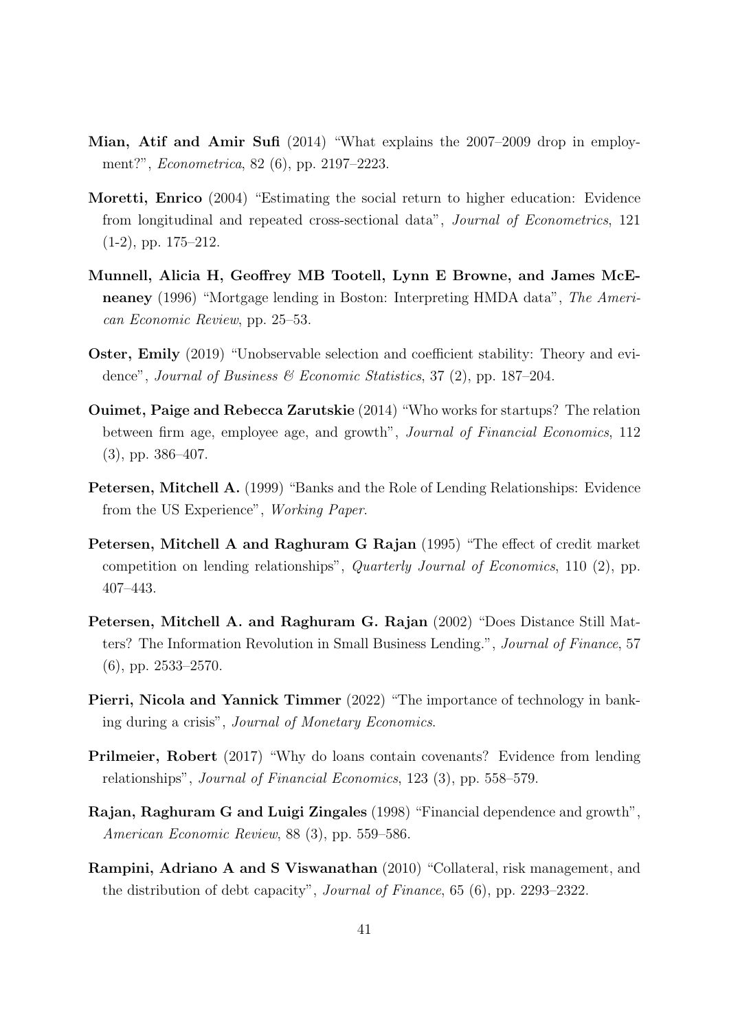**Mian, Atif and Amir Sufi** (2014) "What explains the 2007–2009 drop in employment?", *Econometrica*, 82 (6), pp. 2197–2223.

**Moretti, Enrico** (2004) "Estimating the social return to higher education: Evidence from longitudinal and repeated cross-sectional data", *Journal of Econometrics*, 121 (1-2), pp. 175–212.

**Munnell, Alicia H, Geoffrey MB Tootell, Lynn E Browne, and James McEneaney** (1996) "Mortgage lending in Boston: Interpreting HMDA data", *The American Economic Review*, pp. 25–53.

**Oster, Emily** (2019) "Unobservable selection and coefficient stability: Theory and evidence", *Journal of Business & Economic Statistics*, 37 (2), pp. 187–204.

**Ouimet, Paige and Rebecca Zarutskie** (2014) "Who works for startups? The relation between firm age, employee age, and growth", *Journal of Financial Economics*, 112 (3), pp. 386–407.

**Petersen, Mitchell A.** (1999) "Banks and the Role of Lending Relationships: Evidence from the US Experience", *Working Paper*.

**Petersen, Mitchell A and Raghuram G Rajan** (1995) "The effect of credit market competition on lending relationships", *Quarterly Journal of Economics*, 110 (2), pp. 407–443.

**Petersen, Mitchell A. and Raghuram G. Rajan** (2002) "Does Distance Still Matters? The Information Revolution in Small Business Lending.", *Journal of Finance*, 57 (6), pp. 2533–2570.

**Pierri, Nicola and Yannick Timmer** (2022) "The importance of technology in banking during a crisis", *Journal of Monetary Economics*.

**Prilmeier, Robert** (2017) "Why do loans contain covenants? Evidence from lending relationships", *Journal of Financial Economics*, 123 (3), pp. 558–579.

**Rajan, Raghuram G and Luigi Zingales** (1998) "Financial dependence and growth", *American Economic Review*, 88 (3), pp. 559–586.

**Rampini, Adriano A and S Viswanathan** (2010) "Collateral, risk management, and the distribution of debt capacity", *Journal of Finance*, 65 (6), pp. 2293–2322.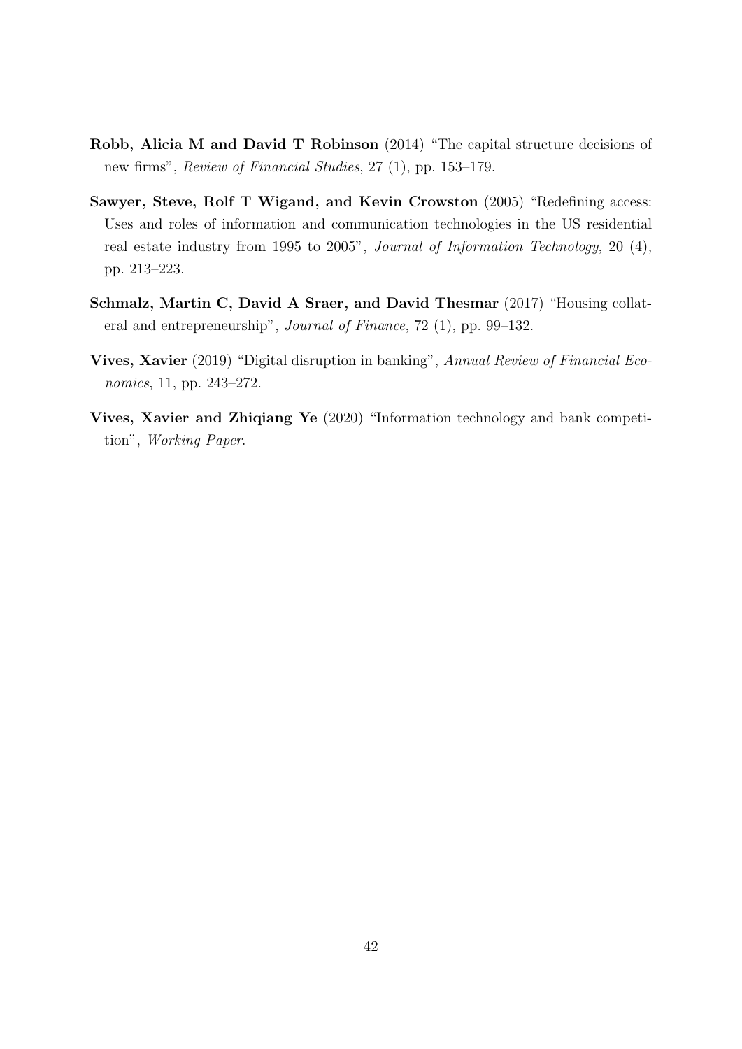**Robb, Alicia M and David T Robinson** (2014) "The capital structure decisions of new firms", *Review of Financial Studies*, 27 (1), pp. 153–179.

**Sawyer, Steve, Rolf T Wigand, and Kevin Crowston** (2005) "Redefining access: Uses and roles of information and communication technologies in the US residential real estate industry from 1995 to 2005", *Journal of Information Technology*, 20 (4), pp. 213–223.

**Schmalz, Martin C, David A Sraer, and David Thesmar** (2017) "Housing collateral and entrepreneurship", *Journal of Finance*, 72 (1), pp. 99–132.

**Vives, Xavier** (2019) "Digital disruption in banking", *Annual Review of Financial Economics*, 11, pp. 243–272.

**Vives, Xavier and Zhiqiang Ye** (2020) "Information technology and bank competition", *Working Paper*.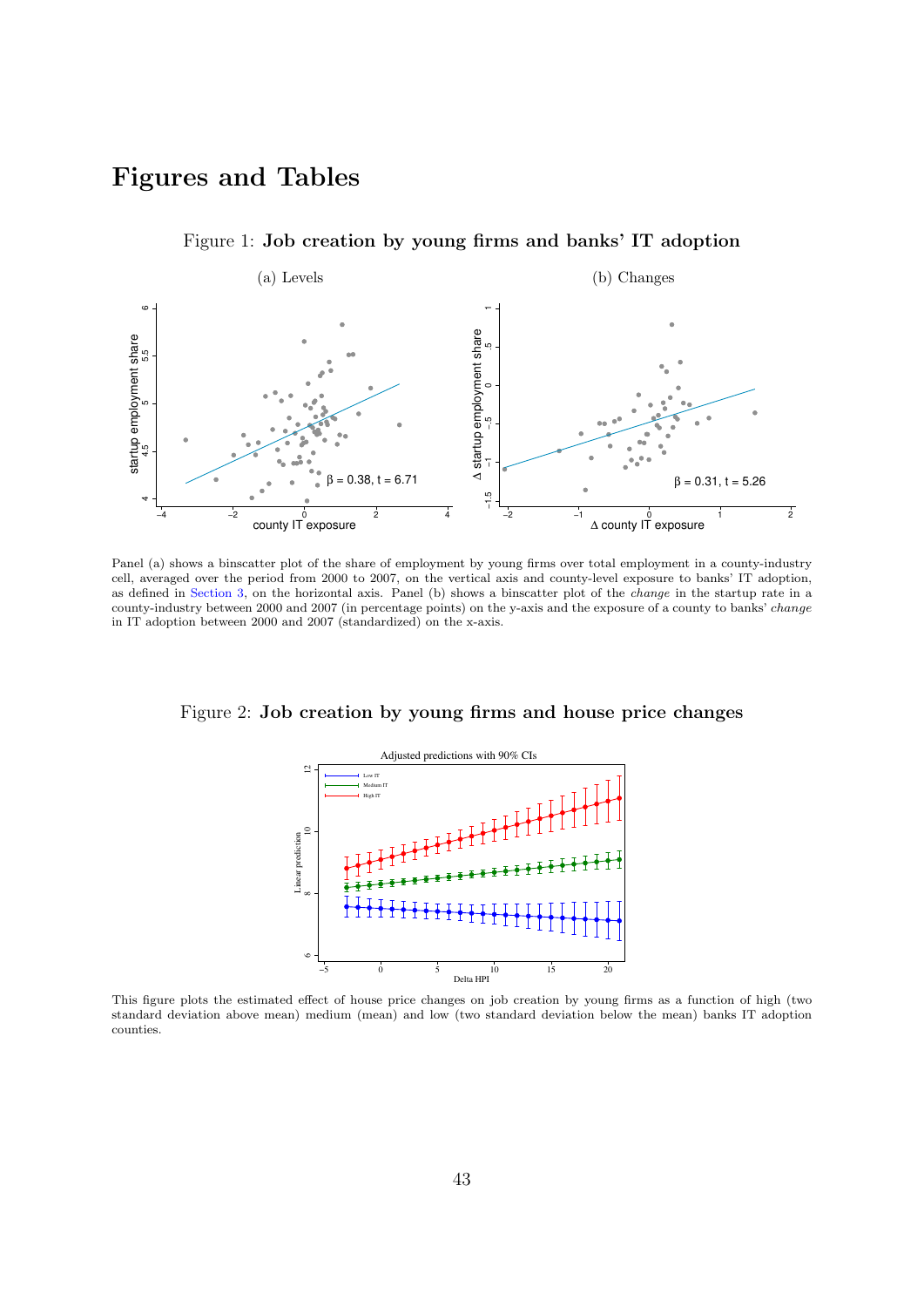# Figures and Tables

Figure 1: **Job creation by young firms and banks' IT adoption**

(a) Levels

(b) Changes

Panel (a) shows a binscatter plot of the share of employment by young firms over total employment in a county-industry cell, averaged over the period from 2000 to 2007, on the vertical axis and county-level exposure to banks' IT adoption, as defined in Section 3, on the horizontal axis. Panel (b) shows a binscatter plot of the *change* in the startup rate in a county-industry between 2000 and 2007 (in percentage points) on the y-axis and the exposure of a county to banks' *change* in IT adoption between 2000 and 2007 (standardized) on the x-axis.

Figure 2: **Job creation by young firms and house price changes**

This figure plots the estimated effect of house price changes on job creation by young firms as a function of high (two standard deviation above mean) medium (mean) and low (two standard deviation below the mean) banks IT adoption counties.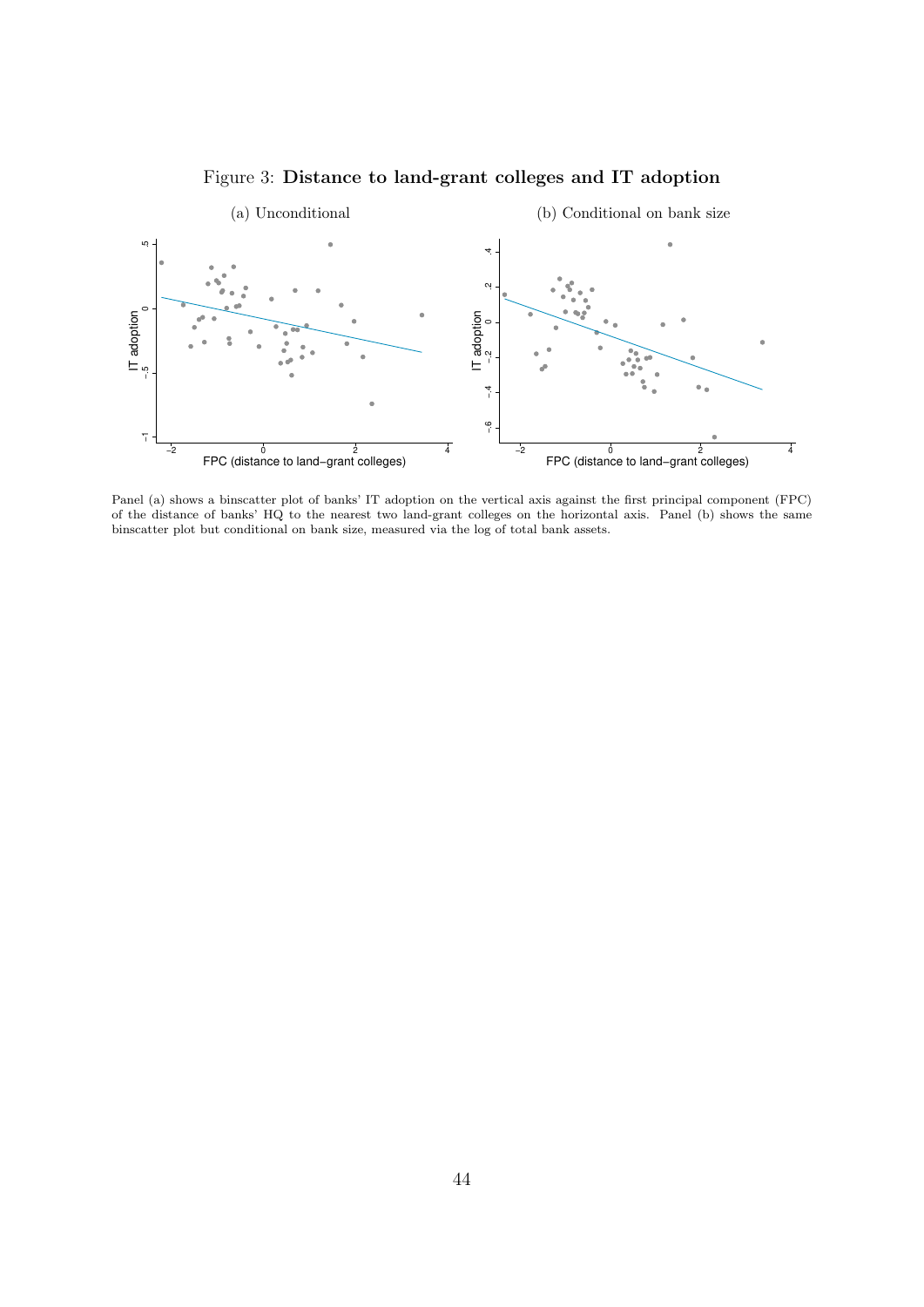Figure 3: **Distance to land-grant colleges and IT adoption**

(a) Unconditional

(b) Conditional on bank size

Panel (a) shows a binscatter plot of banks' IT adoption on the vertical axis against the first principal component (FPC) of the distance of banks' HQ to the nearest two land-grant colleges on the horizontal axis. Panel (b) shows the same binscatter plot but conditional on bank size, measured via the log of total bank assets.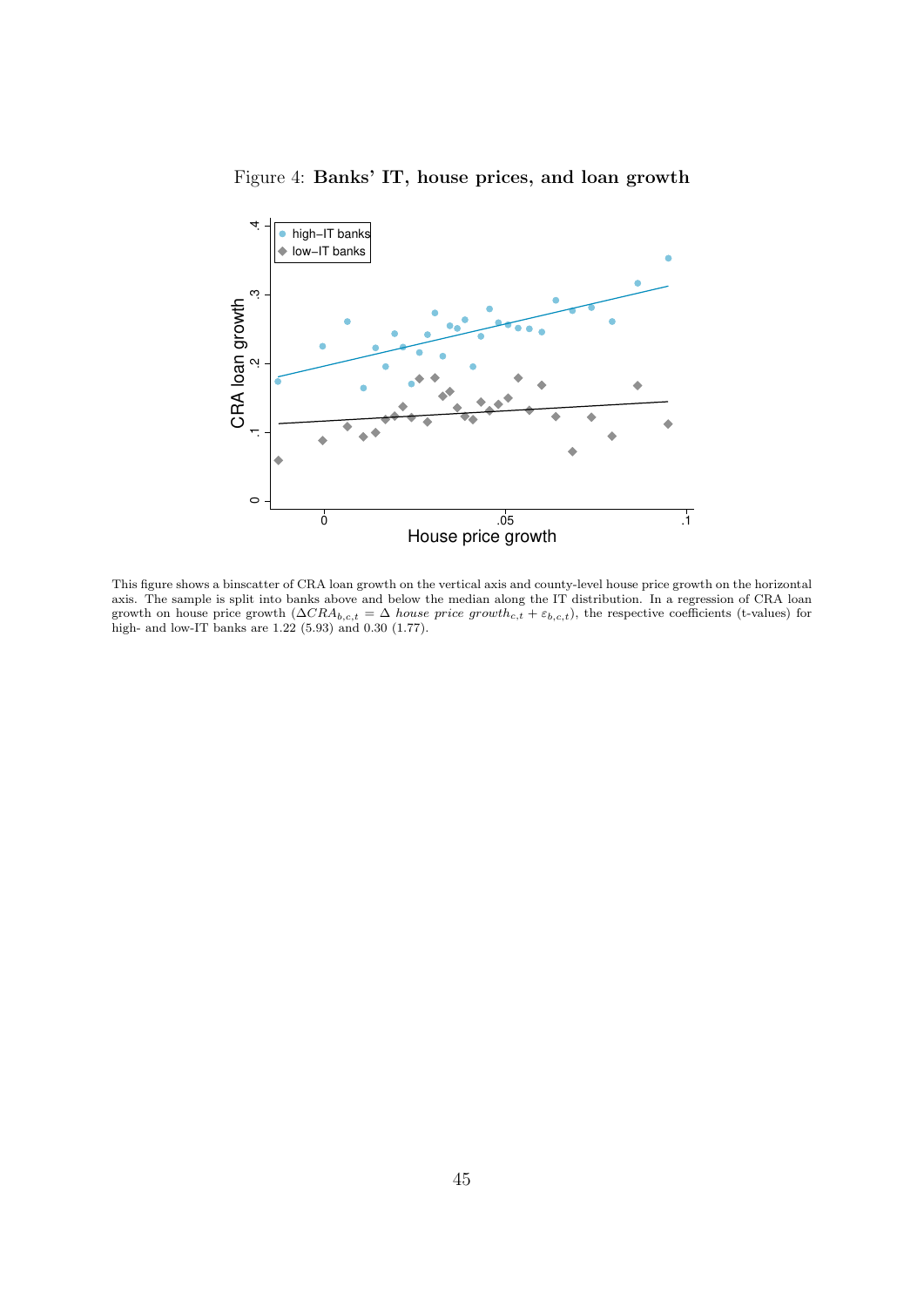Figure 4: **Banks' IT, house prices, and loan growth**

This figure shows a binscatter of CRA loan growth on the vertical axis and county-level house price growth on the horizontal axis. The sample is split into banks above and below the median along the IT distribution. In a regression of CRA loan growth on house price growth ($\Delta CRA_{b,c,t} = \Delta$ *house price growth*$_{c,t} + \varepsilon_{b,c,t}$), the respective coefficients (t-values) for high- and low-IT banks are 1.22 (5.93) and 0.30 (1.77).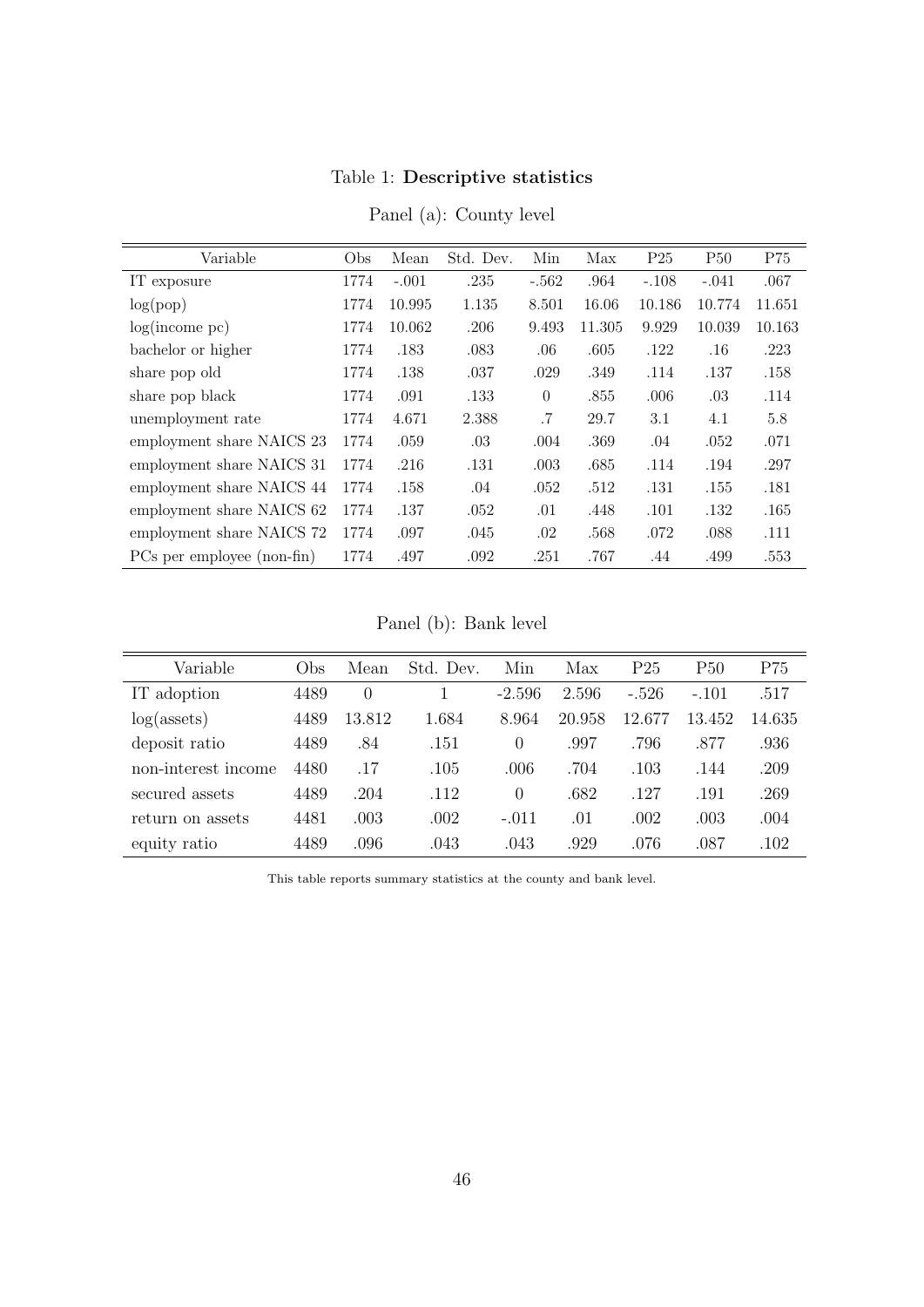Table 1: **Descriptive statistics**

Panel (a): County level

| Variable | Obs | Mean | Std. Dev. | Min | Max | P25 | P50 | P75 |
|---|---|---|---|---|---|---|---|---|
| IT exposure | 1774 | -.001 | .235 | -.562 | .964 | -.108 | -.041 | .067 |
| log(pop) | 1774 | 10.995 | 1.135 | 8.501 | 16.06 | 10.186 | 10.774 | 11.651 |
| log(income pc) | 1774 | 10.062 | .206 | 9.493 | 11.305 | 9.929 | 10.039 | 10.163 |
| bachelor or higher | 1774 | .183 | .083 | .06 | .605 | .122 | .16 | .223 |
| share pop old | 1774 | .138 | .037 | .029 | .349 | .114 | .137 | .158 |
| share pop black | 1774 | .091 | .133 | 0 | .855 | .006 | .03 | .114 |
| unemployment rate | 1774 | 4.671 | 2.388 | .7 | 29.7 | 3.1 | 4.1 | 5.8 |
| employment share NAICS 23 | 1774 | .059 | .03 | .004 | .369 | .04 | .052 | .071 |
| employment share NAICS 31 | 1774 | .216 | .131 | .003 | .685 | .114 | .194 | .297 |
| employment share NAICS 44 | 1774 | .158 | .04 | .052 | .512 | .131 | .155 | .181 |
| employment share NAICS 62 | 1774 | .137 | .052 | .01 | .448 | .101 | .132 | .165 |
| employment share NAICS 72 | 1774 | .097 | .045 | .02 | .568 | .072 | .088 | .111 |
| PCs per employee (non-fin) | 1774 | .497 | .092 | .251 | .767 | .44 | .499 | .553 |

Panel (b): Bank level

| Variable | Obs | Mean | Std. Dev. | Min | Max | P25 | P50 | P75 |
|---|---|---|---|---|---|---|---|---|
| IT adoption | 4489 | 0 | 1 | -2.596 | 2.596 | -.526 | -.101 | .517 |
| log(assets) | 4489 | 13.812 | 1.684 | 8.964 | 20.958 | 12.677 | 13.452 | 14.635 |
| deposit ratio | 4489 | .84 | .151 | 0 | .997 | .796 | .877 | .936 |
| non-interest income | 4480 | .17 | .105 | .006 | .704 | .103 | .144 | .209 |
| secured assets | 4489 | .204 | .112 | 0 | .682 | .127 | .191 | .269 |
| return on assets | 4481 | .003 | .002 | -.011 | .01 | .002 | .003 | .004 |
| equity ratio | 4489 | .096 | .043 | .043 | .929 | .076 | .087 | .102 |

This table reports summary statistics at the county and bank level.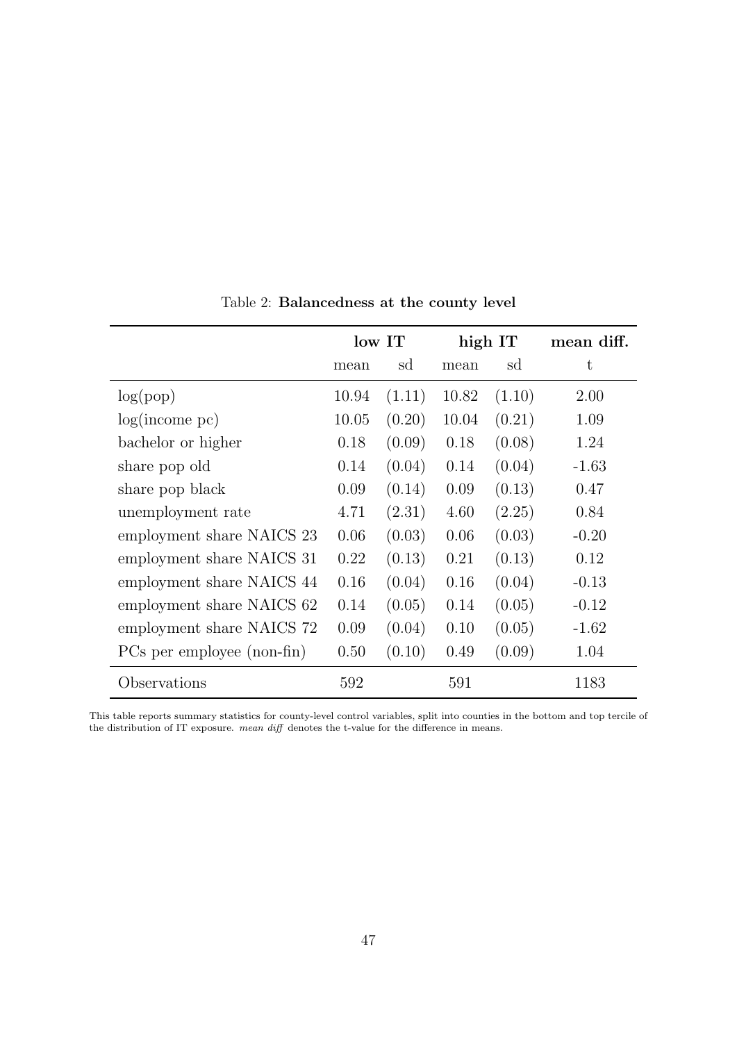Table 2: **Balancedness at the county level**

| | low IT | | high IT | | mean diff. |
|---|---|---|---|---|---|
| | mean | sd | mean | sd | t |
| log(pop) | 10.94 | (1.11) | 10.82 | (1.10) | 2.00 |
| log(income pc) | 10.05 | (0.20) | 10.04 | (0.21) | 1.09 |
| bachelor or higher | 0.18 | (0.09) | 0.18 | (0.08) | 1.24 |
| share pop old | 0.14 | (0.04) | 0.14 | (0.04) | -1.63 |
| share pop black | 0.09 | (0.14) | 0.09 | (0.13) | 0.47 |
| unemployment rate | 4.71 | (2.31) | 4.60 | (2.25) | 0.84 |
| employment share NAICS 23 | 0.06 | (0.03) | 0.06 | (0.03) | -0.20 |
| employment share NAICS 31 | 0.22 | (0.13) | 0.21 | (0.13) | 0.12 |
| employment share NAICS 44 | 0.16 | (0.04) | 0.16 | (0.04) | -0.13 |
| employment share NAICS 62 | 0.14 | (0.05) | 0.14 | (0.05) | -0.12 |
| employment share NAICS 72 | 0.09 | (0.04) | 0.10 | (0.05) | -1.62 |
| PCs per employee (non-fin) | 0.50 | (0.10) | 0.49 | (0.09) | 1.04 |
| Observations | 592 | | 591 | | 1183 |

This table reports summary statistics for county-level control variables, split into counties in the bottom and top tercile of the distribution of IT exposure. *mean diff* denotes the t-value for the difference in means.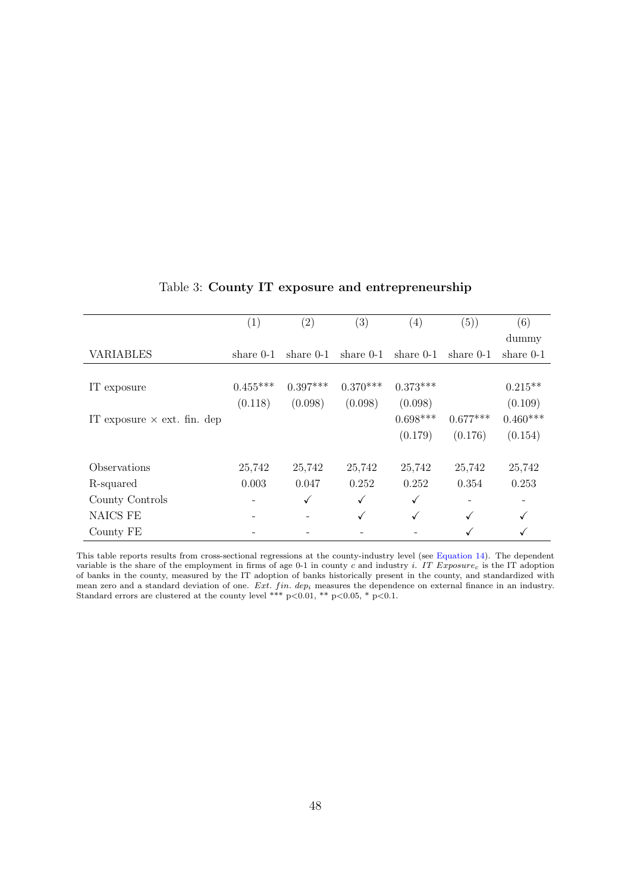Table 3: **County IT exposure and entrepreneurship**

| | (1) | (2) | (3) | (4) | (5)) | (6) |
|---|---|---|---|---|---|---|
| | | | | | | dummy |
| VARIABLES | share 0-1 | share 0-1 | share 0-1 | share 0-1 | share 0-1 | share 0-1 |
| IT exposure | 0.455*** | 0.397*** | 0.370*** | 0.373*** | | 0.215** |
| | (0.118) | (0.098) | (0.098) | (0.098) | | (0.109) |
| IT exposure × ext. fin. dep | | | | 0.698*** | 0.677*** | 0.460*** |
| | | | | (0.179) | (0.176) | (0.154) |
| Observations | 25,742 | 25,742 | 25,742 | 25,742 | 25,742 | 25,742 |
| R-squared | 0.003 | 0.047 | 0.252 | 0.252 | 0.354 | 0.253 |
| County Controls | - | ✓ | ✓ | ✓ | - | - |
| NAICS FE | - | - | ✓ | ✓ | ✓ | ✓ |
| County FE | - | - | - | - | ✓ | ✓ |

This table reports results from cross-sectional regressions at the county-industry level (see Equation 14). The dependent variable is the share of the employment in firms of age 0-1 in county $c$ and industry $i$. $IT\ Exposure_c$ is the IT adoption of banks in the county, measured by the IT adoption of banks historically present in the county, and standardized with mean zero and a standard deviation of one. $Ext.\ fin.\ dep_i$ measures the dependence on external finance in an industry. Standard errors are clustered at the county level *** p<0.01, ** p<0.05, * p<0.1.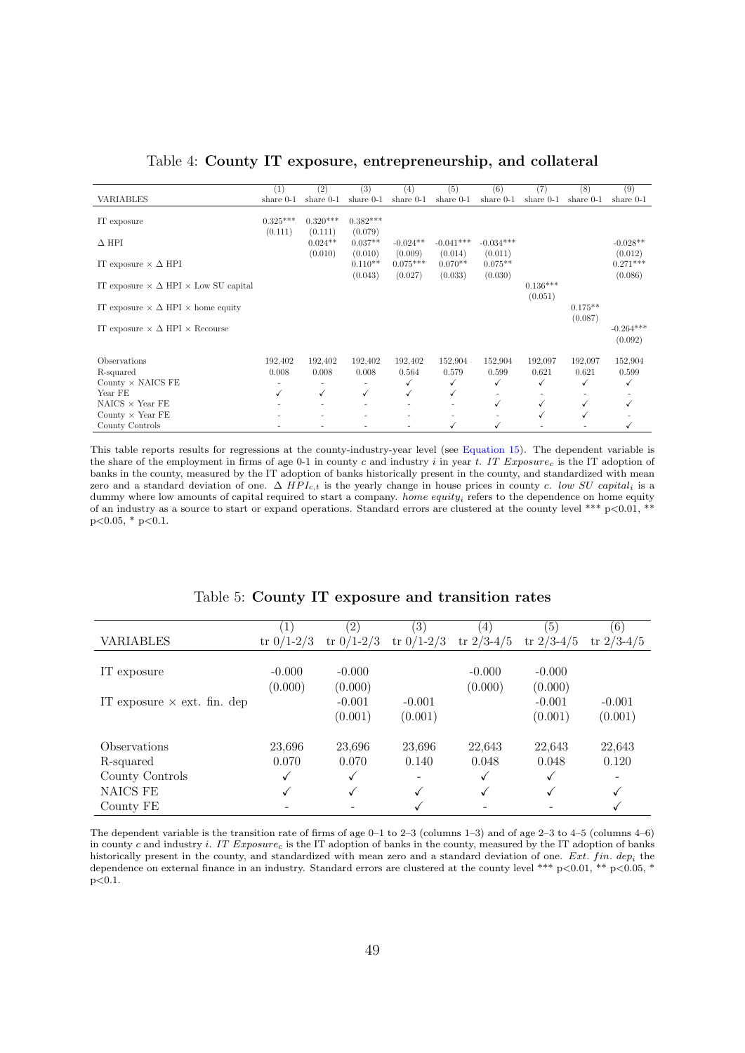Table 4: **County IT exposure, entrepreneurship, and collateral**

| VARIABLES | (1) share 0-1 | (2) share 0-1 | (3) share 0-1 | (4) share 0-1 | (5) share 0-1 | (6) share 0-1 | (7) share 0-1 | (8) share 0-1 | (9) share 0-1 |
|---|---|---|---|---|---|---|---|---|---|
| IT exposure | 0.325*** | 0.320*** | 0.382*** | | | | | | |
| | (0.111) | (0.111) | (0.079) | | | | | | |
| Δ HPI | | 0.024** | 0.037** | -0.024** | -0.041*** | -0.034*** | | | -0.028** |
| | | (0.010) | (0.010) | (0.009) | (0.014) | (0.011) | | | (0.012) |
| IT exposure × Δ HPI | | | 0.110** | 0.075*** | 0.070** | 0.075** | | | 0.271*** |
| | | | (0.043) | (0.027) | (0.033) | (0.030) | | | (0.086) |
| IT exposure × Δ HPI × Low SU capital | | | | | | | 0.136*** | | |
| | | | | | | | (0.051) | | |
| IT exposure × Δ HPI × home equity | | | | | | | | 0.175** | |
| | | | | | | | | (0.087) | |
| IT exposure × Δ HPI × Recourse | | | | | | | | | -0.264*** |
| | | | | | | | | | (0.092) |
| Observations | 192,402 | 192,402 | 192,402 | 192,402 | 152,904 | 152,904 | 192,097 | 192,097 | 152,904 |
| R-squared | 0.008 | 0.008 | 0.008 | 0.564 | 0.579 | 0.599 | 0.621 | 0.621 | 0.599 |
| County × NAICS FE | - | - | - | ✓ | ✓ | ✓ | ✓ | ✓ | ✓ |
| Year FE | ✓ | ✓ | ✓ | ✓ | ✓ | - | - | - | - |
| NAICS × Year FE | - | - | - | - | - | ✓ | ✓ | ✓ | ✓ |
| County × Year FE | - | - | - | - | - | - | ✓ | ✓ | - |
| County Controls | - | - | - | - | ✓ | ✓ | - | - | ✓ |

This table reports results for regressions at the county-industry-year level (see Equation 15). The dependent variable is the share of the employment in firms of age 0-1 in county $c$ and industry $i$ in year $t$. *IT Exposure*$_c$ is the IT adoption of banks in the county, measured by the IT adoption of banks historically present in the county, and standardized with mean zero and a standard deviation of one. $\Delta\ HPI_{c,t}$ is the yearly change in house prices in county $c$. *low SU capital*$_i$ is a dummy where low amounts of capital required to start a company. *home equity*$_i$ refers to the dependence on home equity of an industry as a source to start or expand operations. Standard errors are clustered at the county level *** p<0.01, ** p<0.05, * p<0.1.

Table 5: **County IT exposure and transition rates**

| VARIABLES | (1) tr 0/1-2/3 | (2) tr 0/1-2/3 | (3) tr 0/1-2/3 | (4) tr 2/3-4/5 | (5) tr 2/3-4/5 | (6) tr 2/3-4/5 |
|---|---|---|---|---|---|---|
| IT exposure | -0.000 | -0.000 | | -0.000 | -0.000 | |
| | (0.000) | (0.000) | | (0.000) | (0.000) | |
| IT exposure × ext. fin. dep | | -0.001 | -0.001 | | -0.001 | -0.001 |
| | | (0.001) | (0.001) | | (0.001) | (0.001) |
| Observations | 23,696 | 23,696 | 23,696 | 22,643 | 22,643 | 22,643 |
| R-squared | 0.070 | 0.070 | 0.140 | 0.048 | 0.048 | 0.120 |
| County Controls | ✓ | ✓ | - | ✓ | ✓ | - |
| NAICS FE | ✓ | ✓ | ✓ | ✓ | ✓ | ✓ |
| County FE | - | - | ✓ | - | - | ✓ |

The dependent variable is the transition rate of firms of age 0–1 to 2–3 (columns 1–3) and of age 2–3 to 4–5 (columns 4–6) in county $c$ and industry $i$. *IT Exposure*$_c$ is the IT adoption of banks in the county, measured by the IT adoption of banks historically present in the county, and standardized with mean zero and a standard deviation of one. $Ext.\ fin.\ dep_i$ the dependence on external finance in an industry. Standard errors are clustered at the county level *** p<0.01, ** p<0.05, * p<0.1.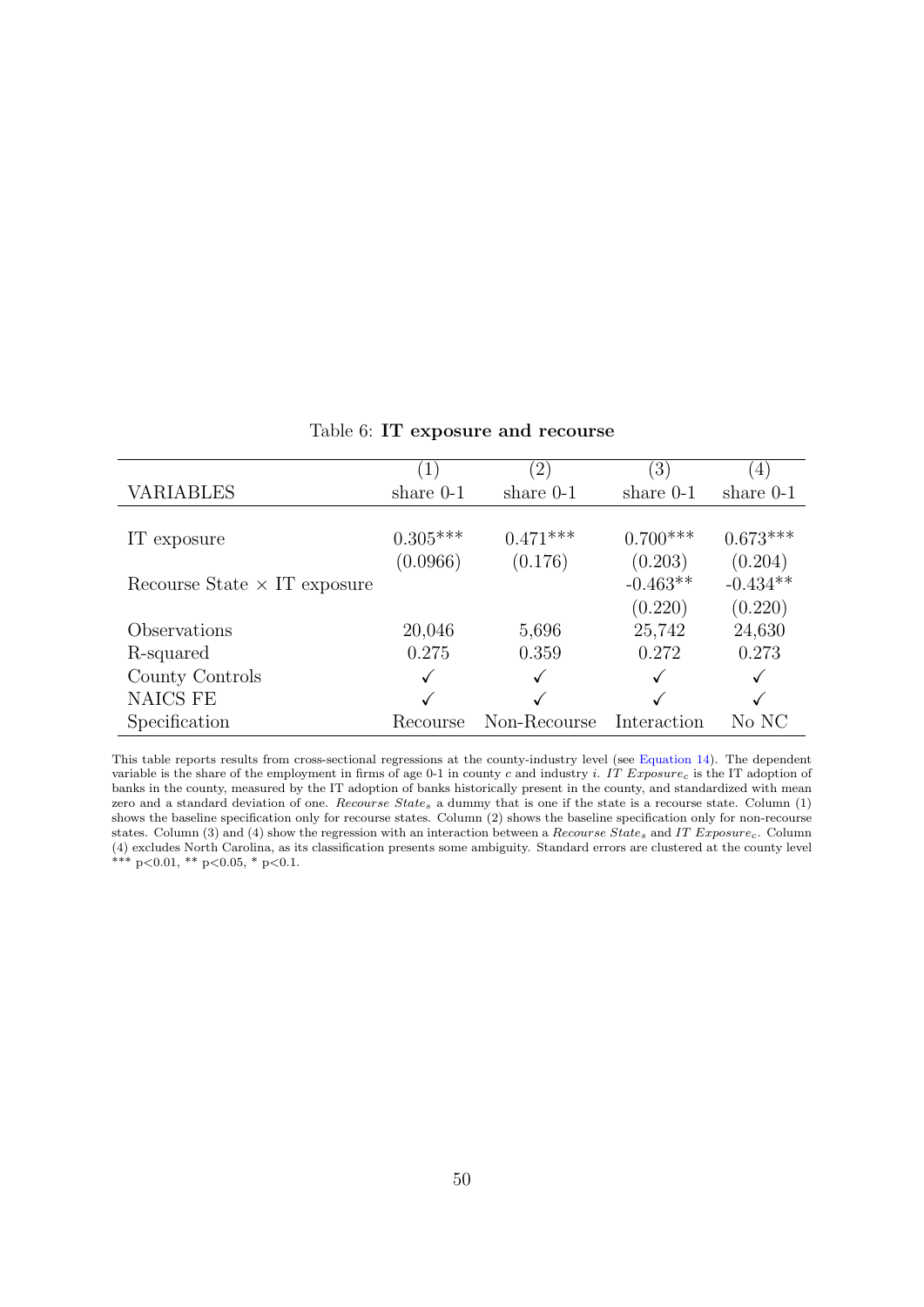Table 6: **IT exposure and recourse**

| | (1) | (2) | (3) | (4) |
|---|---|---|---|---|
| VARIABLES | share 0-1 | share 0-1 | share 0-1 | share 0-1 |
| | | | | |
| IT exposure | 0.305*** | 0.471*** | 0.700*** | 0.673*** |
| | (0.0966) | (0.176) | (0.203) | (0.204) |
| Recourse State × IT exposure | | | -0.463** | -0.434** |
| | | | (0.220) | (0.220) |
| Observations | 20,046 | 5,696 | 25,742 | 24,630 |
| R-squared | 0.275 | 0.359 | 0.272 | 0.273 |
| County Controls | ✓ | ✓ | ✓ | ✓ |
| NAICS FE | ✓ | ✓ | ✓ | ✓ |
| Specification | Recourse | Non-Recourse | Interaction | No NC |

This table reports results from cross-sectional regressions at the county-industry level (see Equation 14). The dependent variable is the share of the employment in firms of age 0-1 in county $c$ and industry $i$. $IT\ Exposure_c$ is the IT adoption of banks in the county, measured by the IT adoption of banks historically present in the county, and standardized with mean zero and a standard deviation of one. $Recourse\ State_s$ a dummy that is one if the state is a recourse state. Column (1) shows the baseline specification only for recourse states. Column (2) shows the baseline specification only for non-recourse states. Column (3) and (4) show the regression with an interaction between a $Recourse\ State_s$ and $IT\ Exposure_c$. Column (4) excludes North Carolina, as its classification presents some ambiguity. Standard errors are clustered at the county level *** $p<0.01$, ** $p<0.05$, * $p<0.1$.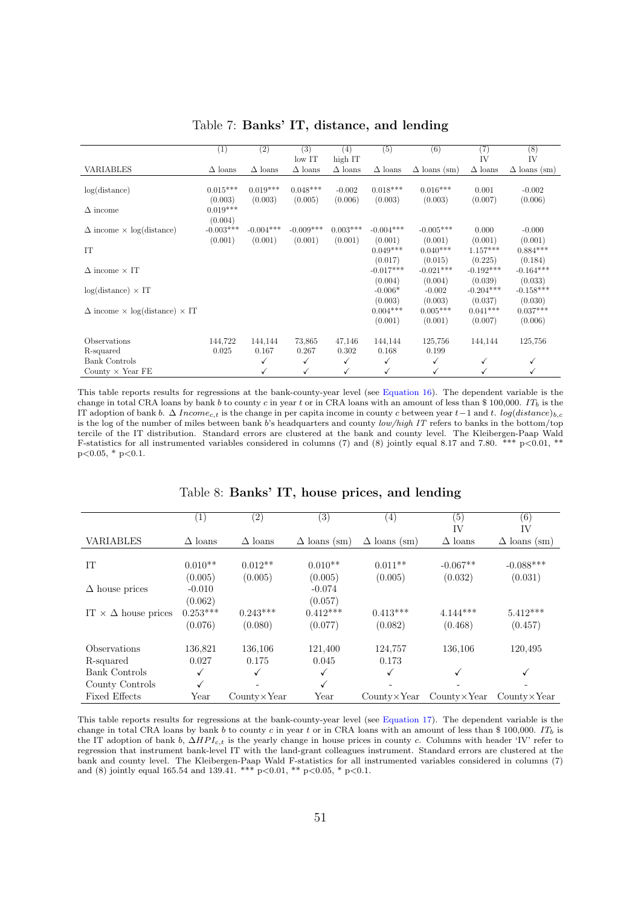Table 7: **Banks' IT, distance, and lending**

| | (1) | (2) | (3) | (4) | (5) | (6) | (7) | (8) |
|---|---|---|---|---|---|---|---|---|
| | | | low IT | high IT | | | IV | IV |
| VARIABLES | Δ loans | Δ loans | Δ loans | Δ loans | Δ loans | Δ loans (sm) | Δ loans | Δ loans (sm) |
| log(distance) | 0.015*** | 0.019*** | 0.048*** | -0.002 | 0.018*** | 0.016*** | 0.001 | -0.002 |
| | (0.003) | (0.003) | (0.005) | (0.006) | (0.003) | (0.003) | (0.007) | (0.006) |
| Δ income | 0.019*** | | | | | | | |
| | (0.004) | | | | | | | |
| Δ income × log(distance) | -0.003*** | -0.004*** | -0.009*** | 0.003*** | -0.004*** | -0.005*** | 0.000 | -0.000 |
| | (0.001) | (0.001) | (0.001) | (0.001) | (0.001) | (0.001) | (0.001) | (0.001) |
| IT | | | | | 0.049*** | 0.040*** | 1.157*** | 0.884*** |
| | | | | | (0.017) | (0.015) | (0.225) | (0.184) |
| Δ income × IT | | | | | -0.017*** | -0.021*** | -0.192*** | -0.164*** |
| | | | | | (0.004) | (0.004) | (0.039) | (0.033) |
| log(distance) × IT | | | | | -0.006* | -0.002 | -0.204*** | -0.158*** |
| | | | | | (0.003) | (0.003) | (0.037) | (0.030) |
| Δ income × log(distance) × IT | | | | | 0.004*** | 0.005*** | 0.041*** | 0.037*** |
| | | | | | (0.001) | (0.001) | (0.007) | (0.006) |
| Observations | 144,722 | 144,144 | 73,865 | 47,146 | 144,144 | 125,756 | 144,144 | 125,756 |
| R-squared | 0.025 | 0.167 | 0.267 | 0.302 | 0.168 | 0.199 | | |
| Bank Controls | | ✓ | ✓ | ✓ | ✓ | ✓ | ✓ | ✓ |
| County × Year FE | | ✓ | ✓ | ✓ | ✓ | ✓ | ✓ | ✓ |

This table reports results for regressions at the bank-county-year level (see Equation 16). The dependent variable is the change in total CRA loans by bank $b$ to county $c$ in year $t$ or in CRA loans with an amount of less than \$ 100,000. $IT_b$ is the IT adoption of bank $b$. $\Delta\ Income_{c,t}$ is the change in per capita income in county $c$ between year $t-1$ and $t$. $log(distance)_{b,c}$ is the log of the number of miles between bank $b$'s headquarters and county $c$ *low/high IT* refers to banks in the bottom/top tercile of the IT distribution. Standard errors are clustered at the bank and county level. The Kleibergen-Paap Wald F-statistics for all instrumented variables considered in columns (7) and (8) jointly equal 8.17 and 7.80. *** p<0.01, ** p<0.05, * p<0.1.

Table 8: **Banks' IT, house prices, and lending**

| | (1) | (2) | (3) | (4) | (5) | (6) |
|---|---|---|---|---|---|---|
| | | | | | IV | IV |
| VARIABLES | Δ loans | Δ loans | Δ loans (sm) | Δ loans (sm) | Δ loans | Δ loans (sm) |
| IT | 0.010** | 0.012** | 0.010** | 0.011** | -0.067** | -0.088*** |
| | (0.005) | (0.005) | (0.005) | (0.005) | (0.032) | (0.031) |
| Δ house prices | -0.010 | | -0.074 | | | |
| | (0.062) | | (0.057) | | | |
| IT × Δ house prices | 0.253*** | 0.243*** | 0.412*** | 0.413*** | 4.144*** | 5.412*** |
| | (0.076) | (0.080) | (0.077) | (0.082) | (0.468) | (0.457) |
| Observations | 136,821 | 136,106 | 121,400 | 124,757 | 136,106 | 120,495 |
| R-squared | 0.027 | 0.175 | 0.045 | 0.173 | | |
| Bank Controls | ✓ | ✓ | ✓ | ✓ | ✓ | ✓ |
| County Controls | ✓ | - | ✓ | - | - | - |
| Fixed Effects | Year | County×Year | Year | County×Year | County×Year | County×Year |

This table reports results for regressions at the bank-county-year level (see Equation 17). The dependent variable is the change in total CRA loans by bank $b$ to county $c$ in year $t$ or in CRA loans with an amount of less than \$ 100,000. $IT_b$ is the IT adoption of bank $b$, $\Delta HPI_{c,t}$ is the yearly change in house prices in county $c$. Columns with header 'IV' refer to regression that instrument bank-level IT with the land-grant colleagues instrument. Standard errors are clustered at the bank and county level. The Kleibergen-Paap Wald F-statistics for all instrumented variables considered in columns (7) and (8) jointly equal 165.54 and 139.41. *** p<0.01, ** p<0.05, * p<0.1.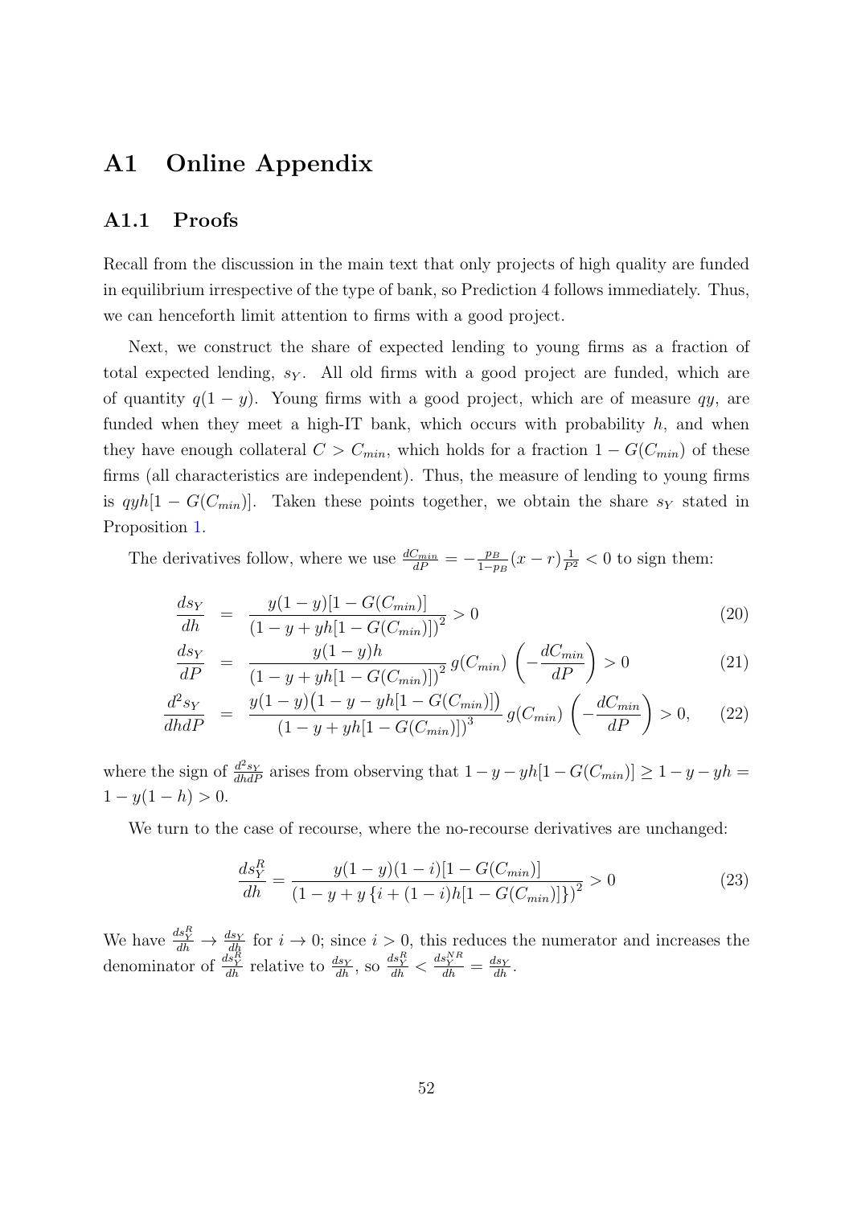# A1 Online Appendix

## A1.1 Proofs

Recall from the discussion in the main text that only projects of high quality are funded in equilibrium irrespective of the type of bank, so Prediction 4 follows immediately. Thus, we can henceforth limit attention to firms with a good project.

Next, we construct the share of expected lending to young firms as a fraction of total expected lending, $s_Y$. All old firms with a good project are funded, which are of quantity $q(1-y)$. Young firms with a good project, which are of measure $qy$, are funded when they meet a high-IT bank, which occurs with probability $h$, and when they have enough collateral $C > C_{min}$, which holds for a fraction $1 - G(C_{min})$ of these firms (all characteristics are independent). Thus, the measure of lending to young firms is $qyh[1 - G(C_{min})]$. Taken these points together, we obtain the share $s_Y$ stated in Proposition 1.

The derivatives follow, where we use $\frac{dC_{min}}{dP} = -\frac{p_B}{1-p_B}(x-r)\frac{1}{P^2} < 0$ to sign them:

$$\frac{ds_Y}{dh} = \frac{y(1-y)[1-G(C_{min})]}{\left(1-y+yh[1-G(C_{min})]\right)^2} > 0 \tag{20}$$

$$\frac{ds_Y}{dP} = \frac{y(1-y)h}{\left(1-y+yh[1-G(C_{min})]\right)^2} g(C_{min}) \left(-\frac{dC_{min}}{dP}\right) > 0 \tag{21}$$

$$\frac{d^2 s_Y}{dhdP} = \frac{y(1-y)\big(1-y-yh[1-G(C_{min})]\big)}{\left(1-y+yh[1-G(C_{min})]\right)^3} g(C_{min}) \left(-\frac{dC_{min}}{dP}\right) > 0, \tag{22}$$

where the sign of $\frac{d^2 s_Y}{dhdP}$ arises from observing that $1-y-yh[1-G(C_{min})] \geq 1-y-yh = 1-y(1-h) > 0$.

We turn to the case of recourse, where the no-recourse derivatives are unchanged:

$$\frac{ds_Y^R}{dh} = \frac{y(1-y)(1-i)[1-G(C_{min})]}{\left(1-y+y\left\{i+(1-i)h[1-G(C_{min})]\right\}\right)^2} > 0 \tag{23}$$

We have $\frac{ds_Y^R}{dh} \to \frac{ds_Y}{dh}$ for $i \to 0$; since $i > 0$, this reduces the numerator and increases the denominator of $\frac{ds_Y^R}{dh}$ relative to $\frac{ds_Y}{dh}$, so $\frac{ds_Y^R}{dh} < \frac{ds_Y^{NR}}{dh} = \frac{ds_Y}{dh}$.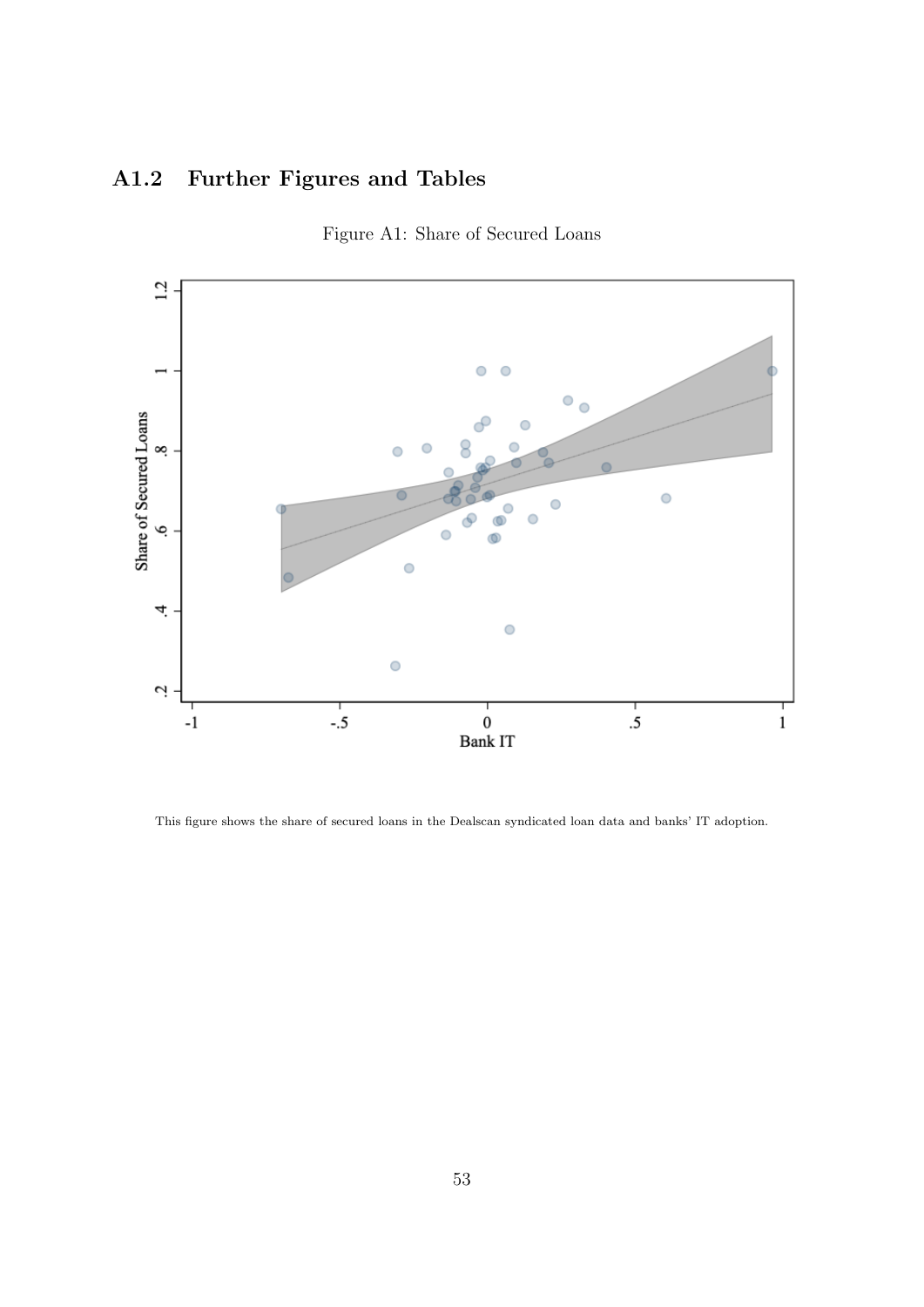## A1.2 Further Figures and Tables

Figure A1: Share of Secured Loans

This figure shows the share of secured loans in the Dealscan syndicated loan data and banks' IT adoption.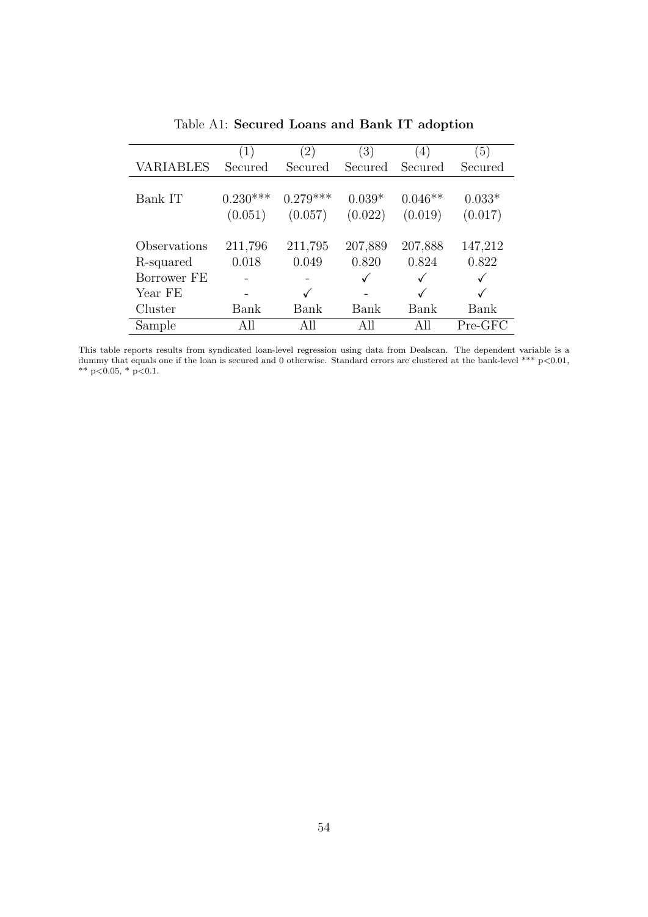Table A1: **Secured Loans and Bank IT adoption**

| | (1) | (2) | (3) | (4) | (5) |
|---|---|---|---|---|---|
| VARIABLES | Secured | Secured | Secured | Secured | Secured |
| Bank IT | 0.230*** | 0.279*** | 0.039* | 0.046** | 0.033* |
| | (0.051) | (0.057) | (0.022) | (0.019) | (0.017) |
| Observations | 211,796 | 211,795 | 207,889 | 207,888 | 147,212 |
| R-squared | 0.018 | 0.049 | 0.820 | 0.824 | 0.822 |
| Borrower FE | - | - | ✓ | ✓ | ✓ |
| Year FE | - | ✓ | - | ✓ | ✓ |
| Cluster | Bank | Bank | Bank | Bank | Bank |
| Sample | All | All | All | All | Pre-GFC |

This table reports results from syndicated loan-level regression using data from Dealscan. The dependent variable is a dummy that equals one if the loan is secured and 0 otherwise. Standard errors are clustered at the bank-level *** $p<0.01$, ** $p<0.05$, * $p<0.1$.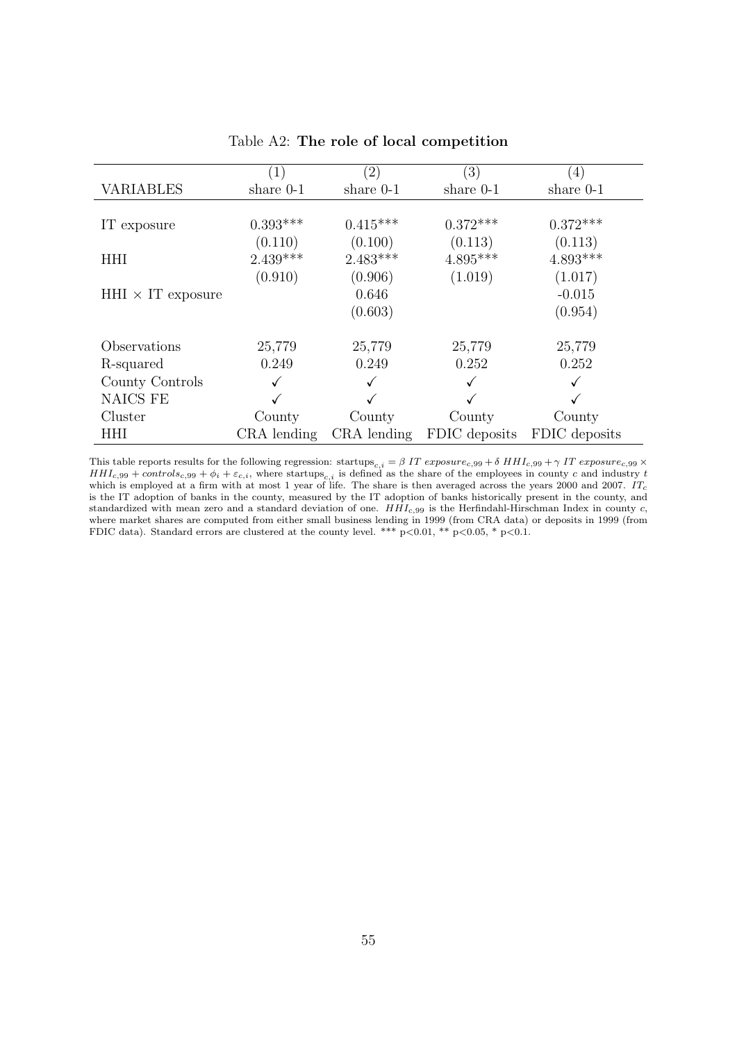Table A2: **The role of local competition**

| | (1) | (2) | (3) | (4) |
|---|---|---|---|---|
| VARIABLES | share 0-1 | share 0-1 | share 0-1 | share 0-1 |
| IT exposure | 0.393*** | 0.415*** | 0.372*** | 0.372*** |
| | (0.110) | (0.100) | (0.113) | (0.113) |
| HHI | 2.439*** | 2.483*** | 4.895*** | 4.893*** |
| | (0.910) | (0.906) | (1.019) | (1.017) |
| HHI × IT exposure | | 0.646 | | -0.015 |
| | | (0.603) | | (0.954) |
| Observations | 25,779 | 25,779 | 25,779 | 25,779 |
| R-squared | 0.249 | 0.249 | 0.252 | 0.252 |
| County Controls | ✓ | ✓ | ✓ | ✓ |
| NAICS FE | ✓ | ✓ | ✓ | ✓ |
| Cluster | County | County | County | County |
| HHI | CRA lending | CRA lending | FDIC deposits | FDIC deposits |

This table reports results for the following regression: $\text{startups}_{c,i} = \beta\ IT\ exposure_{c,99} + \delta\ HHI_{c,99} + \gamma\ IT\ exposure_{c,99} \times HHI_{c,99} + controls_{c,99} + \phi_i + \varepsilon_{c,i}$, where $\text{startups}_{c,i}$ is defined as the share of the employees in county $c$ and industry $t$ which is employed at a firm with at most 1 year of life. The share is then averaged across the years 2000 and 2007. $IT_c$ is the IT adoption of banks in the county, measured by the IT adoption of banks historically present in the county, and standardized with mean zero and a standard deviation of one. $HHI_{c,99}$ is the Herfindahl-Hirschman Index in county $c$, where market shares are computed from either small business lending in 1999 (from CRA data) or deposits in 1999 (from FDIC data). Standard errors are clustered at the county level. *** $p<0.01$, ** $p<0.05$, * $p<0.1$.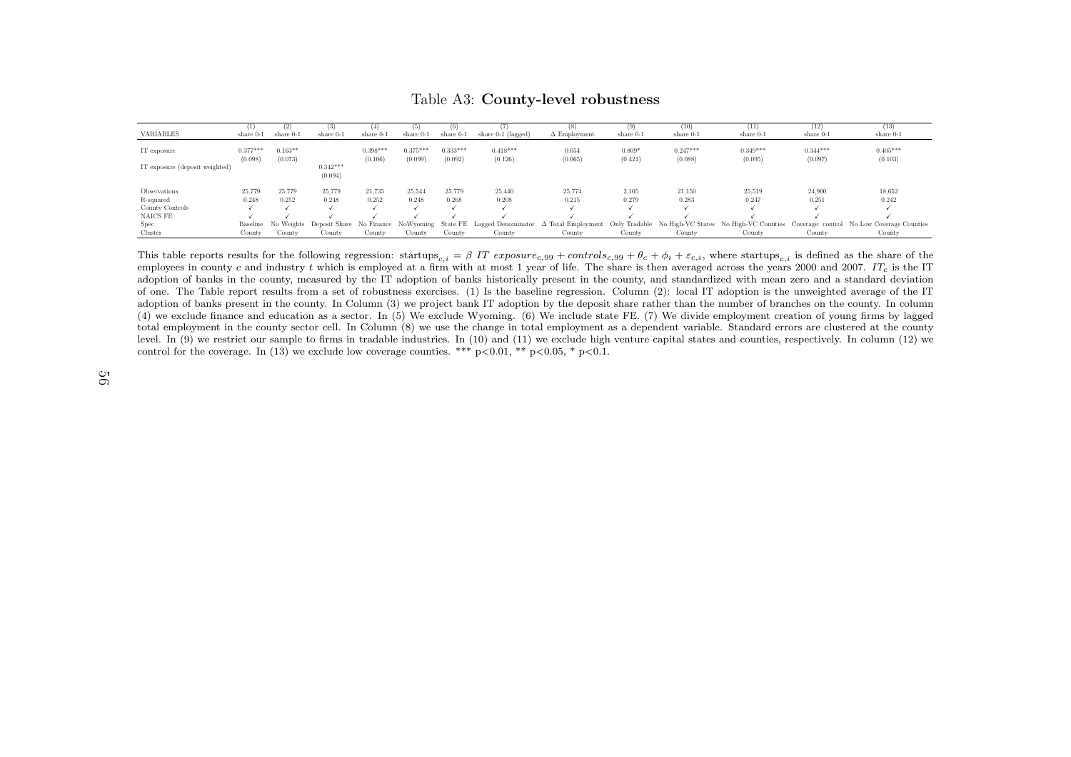Table A3: **County-level robustness**

| VARIABLES | (1) share 0-1 | (2) share 0-1 | (3) share 0-1 | (4) share 0-1 | (5) share 0-1 | (6) share 0-1 | (7) share 0-1 (lagged) | (8) Δ Employment | (9) share 0-1 | (10) share 0-1 | (11) share 0-1 | (12) share 0-1 | (13) share 0-1 |
|---|---|---|---|---|---|---|---|---|---|---|---|---|---|
| IT exposure | 0.377*** | 0.163** | | 0.398*** | 0.375*** | 0.333*** | 0.418*** | 0.054 | 0.809* | 0.247*** | 0.349*** | 0.344*** | 0.405*** |
| | (0.098) | (0.073) | | (0.106) | (0.099) | (0.092) | (0.126) | (0.065) | (0.421) | (0.088) | (0.095) | (0.097) | (0.103) |
| IT exposure (deposit weighted) | | | 0.342*** | | | | | | | | | | |
| | | | (0.094) | | | | | | | | | | |
| Observations | 25,779 | 25,779 | 25,779 | 21,735 | 25,544 | 25,779 | 25,440 | 25,774 | 2,105 | 21,150 | 25,519 | 24,900 | 18,652 |
| R-squared | 0.248 | 0.252 | 0.248 | 0.252 | 0.248 | 0.268 | 0.208 | 0.215 | 0.279 | 0.283 | 0.247 | 0.251 | 0.242 |
| County Controls | ✓ | ✓ | ✓ | ✓ | ✓ | ✓ | ✓ | ✓ | ✓ | ✓ | ✓ | ✓ | ✓ |
| NAICS FE | ✓ | ✓ | ✓ | ✓ | ✓ | ✓ | ✓ | ✓ | ✓ | ✓ | ✓ | ✓ | ✓ |
| Spec | Baseline | No Weights | Deposit Share | No Finance | NoWyoming | State FE | Lagged Denominator | Δ Total Employment | Only Tradable | No High-VC States | No High-VC Counties | Coverage: control | No Low Coverage Counties |
| Cluster | County | County | County | County | County | County | County | County | County | County | County | County | County |

This table reports results for the following regression: $\text{startups}_{c,i} = \beta \ IT \ exposure_{c,99} + controls_{c,99} + \theta_c + \phi_i + \varepsilon_{c,i}$, where $\text{startups}_{c,i}$ is defined as the share of the employees in county $c$ and industry $t$ which is employed at a firm with at most 1 year of life. The share is then averaged across the years 2000 and 2007. $IT_c$ is the IT adoption of banks in the county, measured by the IT adoption of banks historically present in the county, and standardized with mean zero and a standard deviation of one. The Table report results from a set of robustness exercises. (1) Is the baseline regression. Column (2): local IT adoption is the unweighted average of the IT adoption of banks present in the county. In Column (3) we project bank IT adoption by the deposit share rather than the number of branches on the county. In column (4) we exclude finance and education as a sector. In (5) We exclude Wyoming. (6) We include state FE. (7) We divide employment creation of young firms by lagged total employment in the county sector cell. In Column (8) we use the change in total employment as a dependent variable. Standard errors are clustered at the county level. In (9) we restrict our sample to firms in tradable industries. In (10) and (11) we exclude high venture capital states and counties, respectively. In column (12) we control for the coverage. In (13) we exclude low coverage counties. *** p<0.01, ** p<0.05, * p<0.1.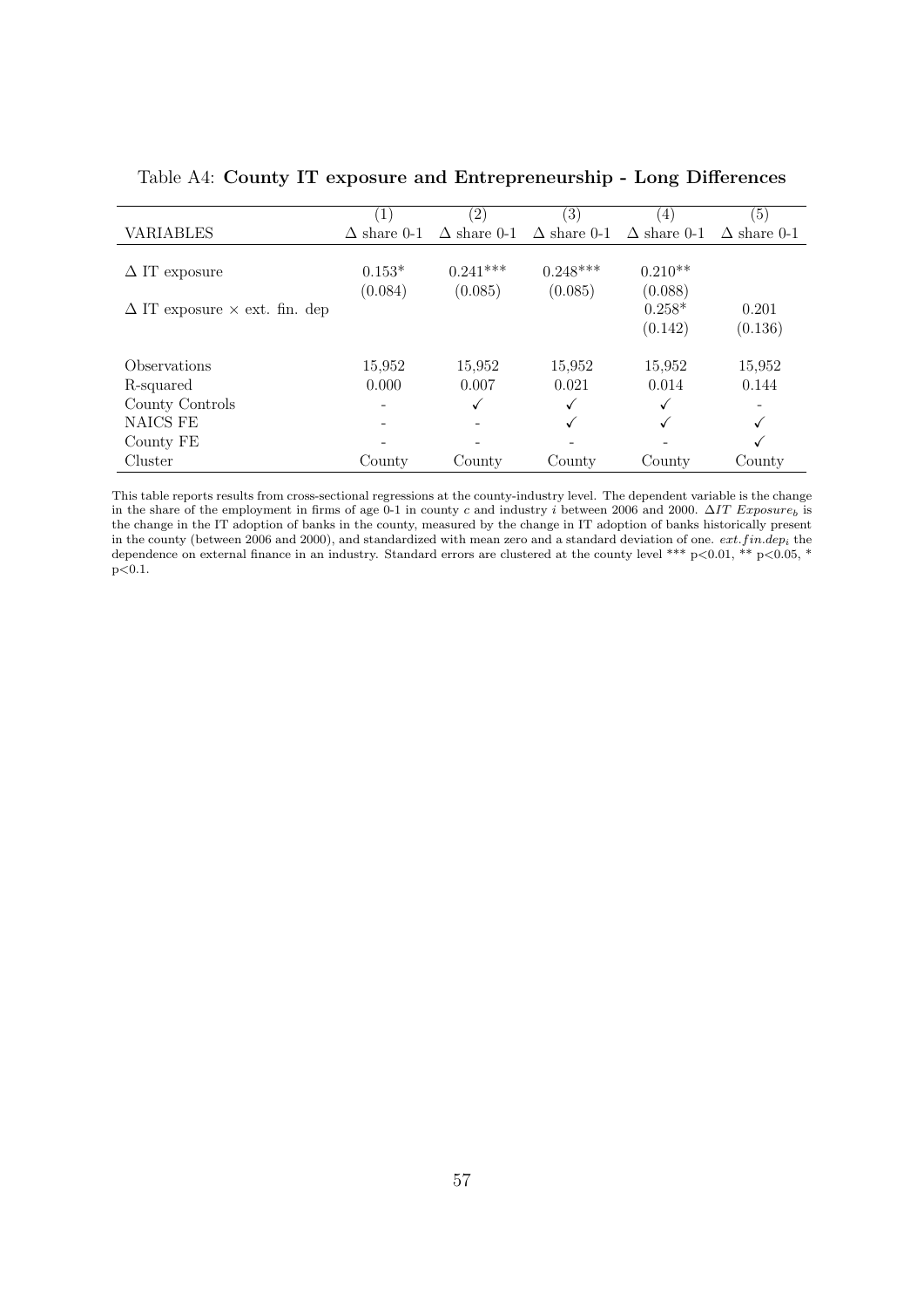Table A4: **County IT exposure and Entrepreneurship - Long Differences**

| VARIABLES | (1) $\Delta$ share 0-1 | (2) $\Delta$ share 0-1 | (3) $\Delta$ share 0-1 | (4) $\Delta$ share 0-1 | (5) $\Delta$ share 0-1 |
|---|---|---|---|---|---|
| $\Delta$ IT exposure | 0.153* | 0.241*** | 0.248*** | 0.210** | |
| | (0.084) | (0.085) | (0.085) | (0.088) | |
| $\Delta$ IT exposure $\times$ ext. fin. dep | | | | 0.258* | 0.201 |
| | | | | (0.142) | (0.136) |
| Observations | 15,952 | 15,952 | 15,952 | 15,952 | 15,952 |
| R-squared | 0.000 | 0.007 | 0.021 | 0.014 | 0.144 |
| County Controls | - | ✓ | ✓ | ✓ | - |
| NAICS FE | - | - | ✓ | ✓ | ✓ |
| County FE | - | - | - | - | ✓ |
| Cluster | County | County | County | County | County |

This table reports results from cross-sectional regressions at the county-industry level. The dependent variable is the change in the share of the employment in firms of age 0-1 in county $c$ and industry $i$ between 2006 and 2000. $\Delta IT\ Exposure_b$ is the change in the IT adoption of banks in the county, measured by the change in IT adoption of banks historically present in the county (between 2006 and 2000), and standardized with mean zero and a standard deviation of one. $ext.fin.dep_i$ the dependence on external finance in an industry. Standard errors are clustered at the county level *** p<0.01, ** p<0.05, * p<0.1.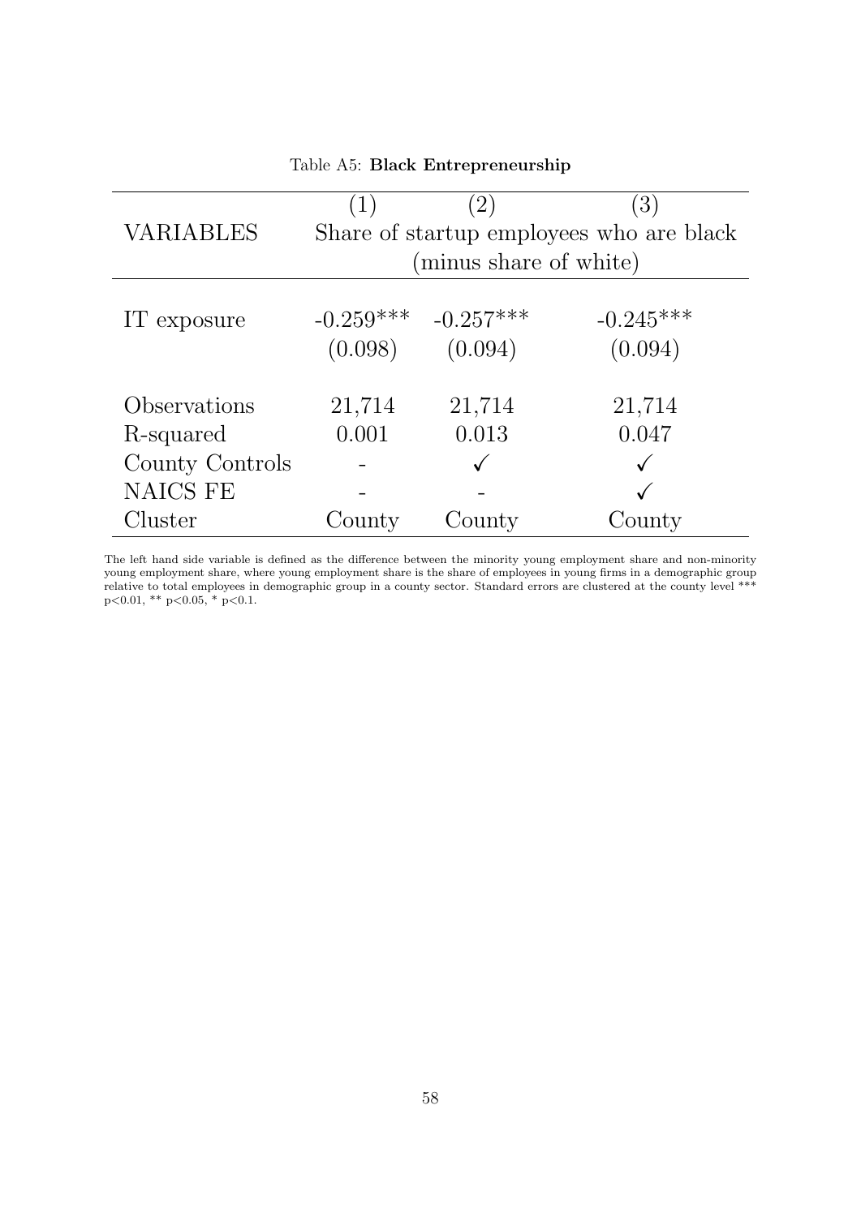Table A5: **Black Entrepreneurship**

| | (1) | (2) | (3) |
|---|---|---|---|
| VARIABLES | Share of startup employees who are black (minus share of white) | | |
| IT exposure | -0.259*** | -0.257*** | -0.245*** |
| | (0.098) | (0.094) | (0.094) |
| Observations | 21,714 | 21,714 | 21,714 |
| R-squared | 0.001 | 0.013 | 0.047 |
| County Controls | - | ✓ | ✓ |
| NAICS FE | - | - | ✓ |
| Cluster | County | County | County |

The left hand side variable is defined as the difference between the minority young employment share and non-minority young employment share, where young employment share is the share of employees in young firms in a demographic group relative to total employees in demographic group in a county sector. Standard errors are clustered at the county level *** $p<0.01$, ** $p<0.05$, * $p<0.1$.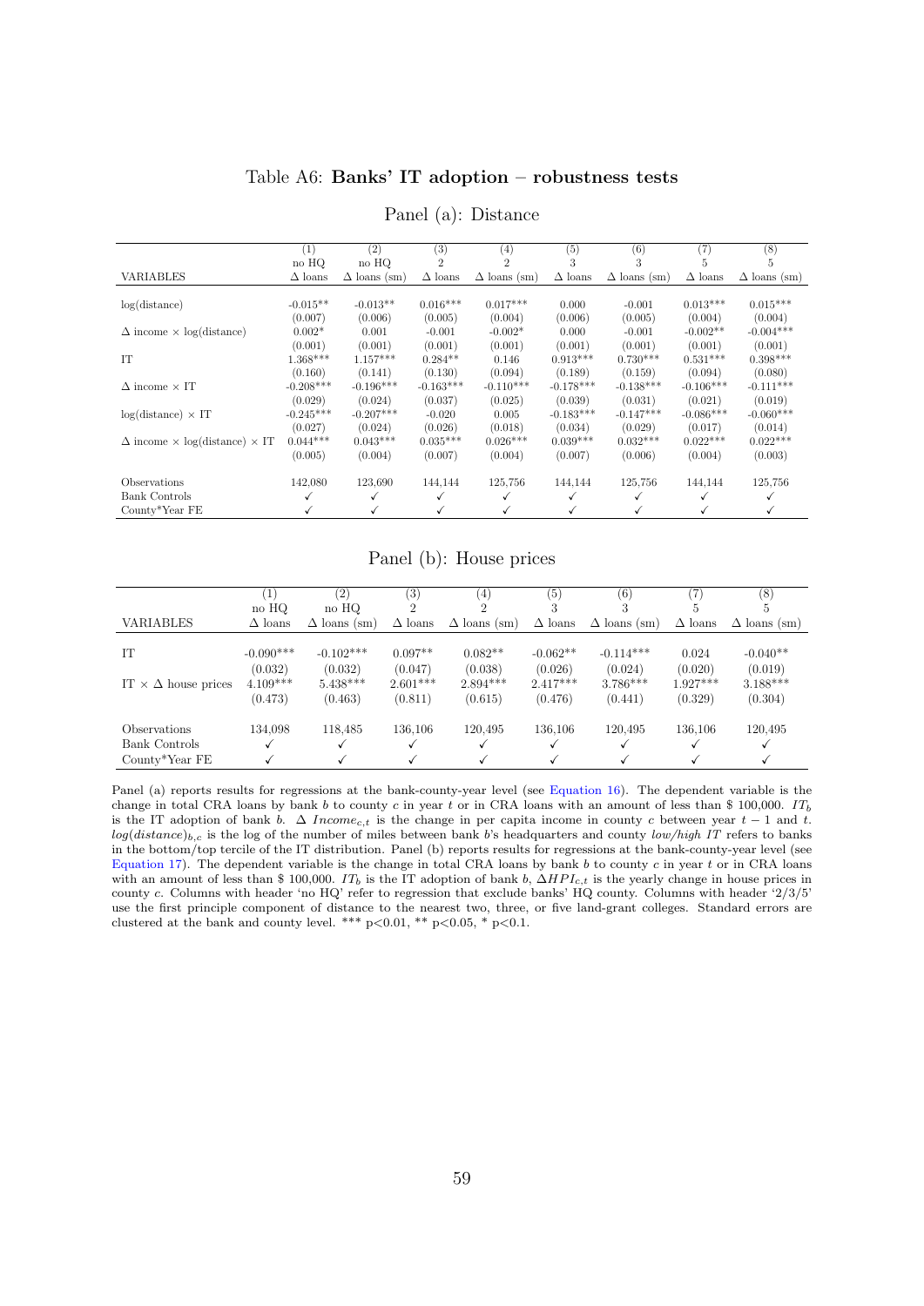Table A6: **Banks' IT adoption – robustness tests**

Panel (a): Distance

| | (1) | (2) | (3) | (4) | (5) | (6) | (7) | (8) |
|---|---|---|---|---|---|---|---|---|
| | no HQ | no HQ | 2 | 2 | 3 | 3 | 5 | 5 |
| VARIABLES | Δ loans | Δ loans (sm) | Δ loans | Δ loans (sm) | Δ loans | Δ loans (sm) | Δ loans | Δ loans (sm) |
| log(distance) | -0.015** | -0.013** | 0.016*** | 0.017*** | 0.000 | -0.001 | 0.013*** | 0.015*** |
| | (0.007) | (0.006) | (0.005) | (0.004) | (0.006) | (0.005) | (0.004) | (0.004) |
| Δ income × log(distance) | 0.002* | 0.001 | -0.001 | -0.002* | 0.000 | -0.001 | -0.002** | -0.004*** |
| | (0.001) | (0.001) | (0.001) | (0.001) | (0.001) | (0.001) | (0.001) | (0.001) |
| IT | 1.368*** | 1.157*** | 0.284** | 0.146 | 0.913*** | 0.730*** | 0.531*** | 0.398*** |
| | (0.160) | (0.141) | (0.130) | (0.094) | (0.189) | (0.159) | (0.094) | (0.080) |
| Δ income × IT | -0.208*** | -0.196*** | -0.163*** | -0.110*** | -0.178*** | -0.138*** | -0.106*** | -0.111*** |
| | (0.029) | (0.024) | (0.037) | (0.025) | (0.039) | (0.031) | (0.021) | (0.019) |
| log(distance) × IT | -0.245*** | -0.207*** | -0.020 | 0.005 | -0.183*** | -0.147*** | -0.086*** | -0.060*** |
| | (0.027) | (0.024) | (0.026) | (0.018) | (0.034) | (0.029) | (0.017) | (0.014) |
| Δ income × log(distance) × IT | 0.044*** | 0.043*** | 0.035*** | 0.026*** | 0.039*** | 0.032*** | 0.022*** | 0.022*** |
| | (0.005) | (0.004) | (0.007) | (0.004) | (0.007) | (0.006) | (0.004) | (0.003) |
| Observations | 142,080 | 123,690 | 144,144 | 125,756 | 144,144 | 125,756 | 144,144 | 125,756 |
| Bank Controls | ✓ | ✓ | ✓ | ✓ | ✓ | ✓ | ✓ | ✓ |
| County*Year FE | ✓ | ✓ | ✓ | ✓ | ✓ | ✓ | ✓ | ✓ |

Panel (b): House prices

| | (1) | (2) | (3) | (4) | (5) | (6) | (7) | (8) |
|---|---|---|---|---|---|---|---|---|
| | no HQ | no HQ | 2 | 2 | 3 | 3 | 5 | 5 |
| VARIABLES | Δ loans | Δ loans (sm) | Δ loans | Δ loans (sm) | Δ loans | Δ loans (sm) | Δ loans | Δ loans (sm) |
| IT | -0.090*** | -0.102*** | 0.097** | 0.082** | -0.062** | -0.114*** | 0.024 | -0.040** |
| | (0.032) | (0.032) | (0.047) | (0.038) | (0.026) | (0.024) | (0.020) | (0.019) |
| IT × Δ house prices | 4.109*** | 5.438*** | 2.601*** | 2.894*** | 2.417*** | 3.786*** | 1.927*** | 3.188*** |
| | (0.473) | (0.463) | (0.811) | (0.615) | (0.476) | (0.441) | (0.329) | (0.304) |
| Observations | 134,098 | 118,485 | 136,106 | 120,495 | 136,106 | 120,495 | 136,106 | 120,495 |
| Bank Controls | ✓ | ✓ | ✓ | ✓ | ✓ | ✓ | ✓ | ✓ |
| County*Year FE | ✓ | ✓ | ✓ | ✓ | ✓ | ✓ | ✓ | ✓ |

Panel (a) reports results for regressions at the bank-county-year level (see Equation 16). The dependent variable is the change in total CRA loans by bank $b$ to county $c$ in year $t$ or in CRA loans with an amount of less than \$ 100,000. $IT_b$ is the IT adoption of bank $b$. $\Delta\ Income_{c,t}$ is the change in per capita income in county $c$ between year $t-1$ and $t$. $log(distance)_{b,c}$ is the log of the number of miles between bank $b$'s headquarters and county *low/high IT* refers to banks in the bottom/top tercile of the IT distribution. Panel (b) reports results for regressions at the bank-county-year level (see Equation 17). The dependent variable is the change in total CRA loans by bank $b$ to county $c$ in year $t$ or in CRA loans with an amount of less than \$ 100,000. $IT_b$ is the IT adoption of bank $b$, $\Delta HPI_{c,t}$ is the yearly change in house prices in county $c$. Columns with header 'no HQ' refer to regression that exclude banks' HQ county. Columns with header '2/3/5' use the first principle component of distance to the nearest two, three, or five land-grant colleges. Standard errors are clustered at the bank and county level. *** p<0.01, ** p<0.05, * p<0.1.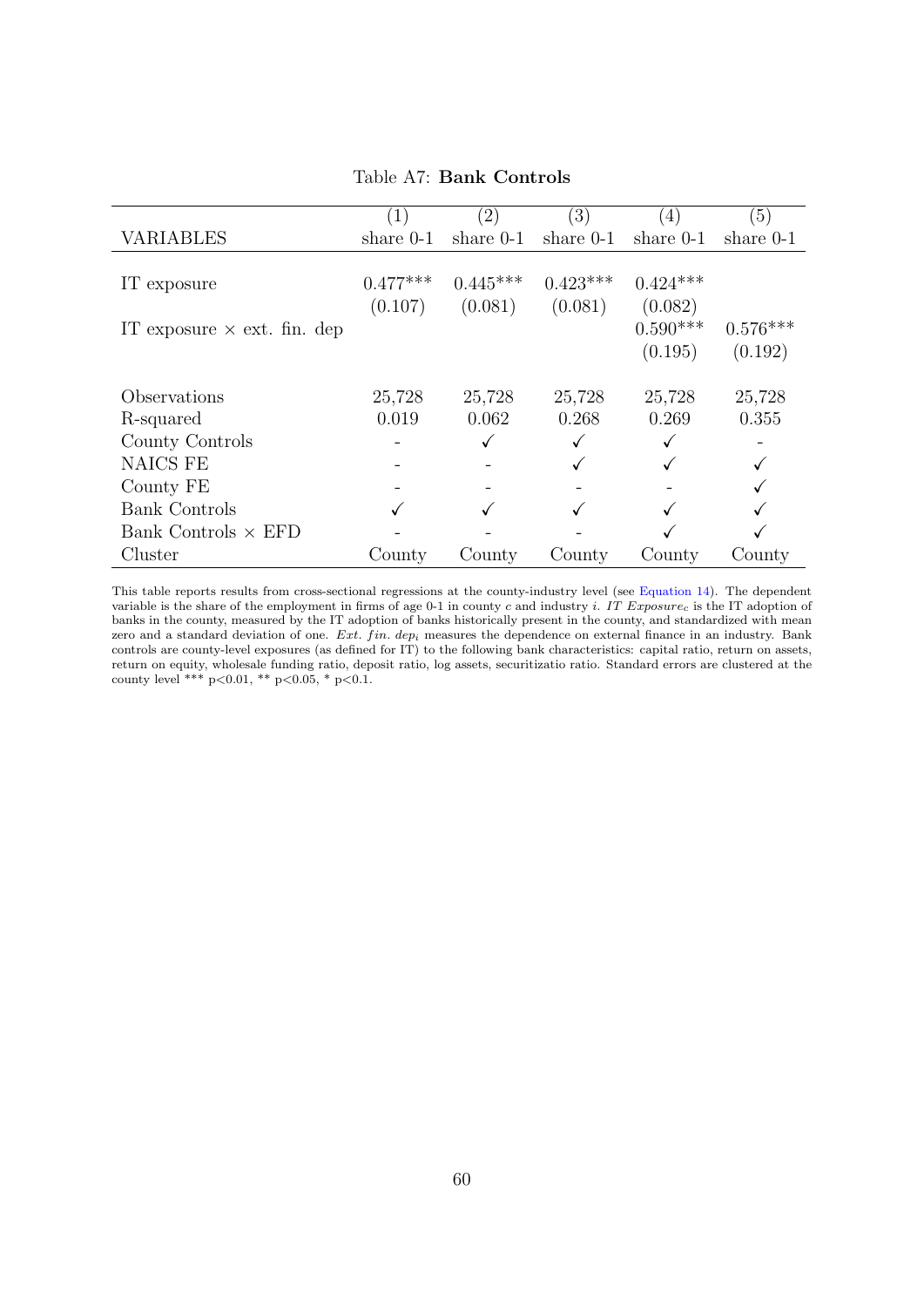Table A7: **Bank Controls**

| VARIABLES | (1) share 0-1 | (2) share 0-1 | (3) share 0-1 | (4) share 0-1 | (5) share 0-1 |
|---|---|---|---|---|---|
| IT exposure | 0.477*** | 0.445*** | 0.423*** | 0.424*** | |
| | (0.107) | (0.081) | (0.081) | (0.082) | |
| IT exposure × ext. fin. dep | | | | 0.590*** | 0.576*** |
| | | | | (0.195) | (0.192) |
| Observations | 25,728 | 25,728 | 25,728 | 25,728 | 25,728 |
| R-squared | 0.019 | 0.062 | 0.268 | 0.269 | 0.355 |
| County Controls | - | ✓ | ✓ | ✓ | - |
| NAICS FE | - | - | ✓ | ✓ | ✓ |
| County FE | - | - | - | - | ✓ |
| Bank Controls | ✓ | ✓ | ✓ | ✓ | ✓ |
| Bank Controls × EFD | - | - | - | ✓ | ✓ |
| Cluster | County | County | County | County | County |

This table reports results from cross-sectional regressions at the county-industry level (see Equation 14). The dependent variable is the share of the employment in firms of age 0-1 in county $c$ and industry $i$. $IT\ Exposure_c$ is the IT adoption of banks in the county, measured by the IT adoption of banks historically present in the county, and standardized with mean zero and a standard deviation of one. $Ext.\ fin.\ dep_i$ measures the dependence on external finance in an industry. Bank controls are county-level exposures (as defined for IT) to the following bank characteristics: capital ratio, return on assets, return on equity, wholesale funding ratio, deposit ratio, log assets, securitizatio ratio. Standard errors are clustered at the county level *** p<0.01, ** p<0.05, * p<0.1.